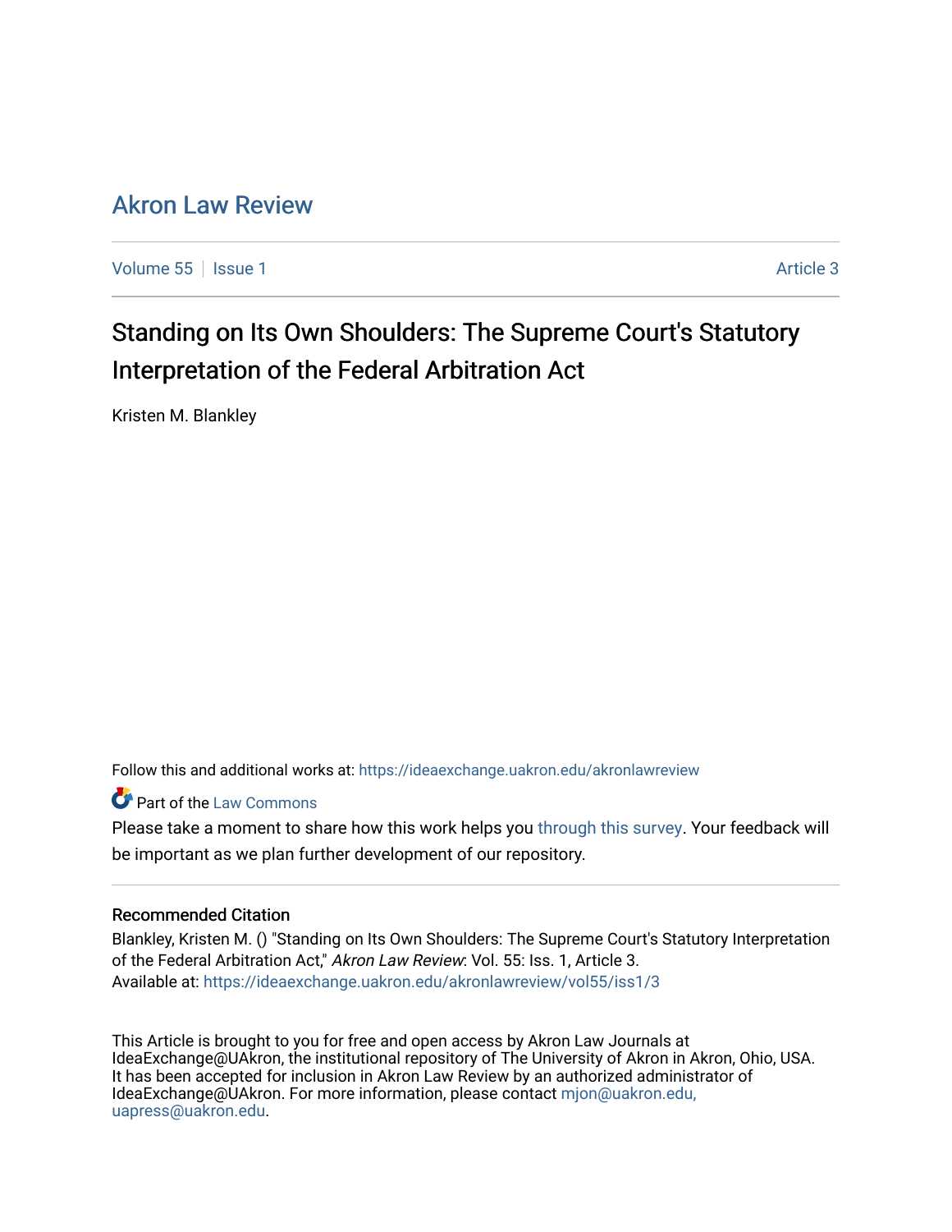# Akron Law Review

Volume 55 | Issue 1 | Article 3

## Standing on Its Own Shoulders: The Supreme Court's Statutory Interpretation of the Federal Arbitration Act

Kristen M. Blankley

Follow this and additional works at: https://ideaexchange.uakron.edu/akronlawreview

Part of the Law Commons

Please take a moment to share how this work helps you through this survey. Your feedback will be important as we plan further development of our repository.

### Recommended Citation

Blankley, Kristen M. () "Standing on Its Own Shoulders: The Supreme Court's Statutory Interpretation of the Federal Arbitration Act," *Akron Law Review*: Vol. 55: Iss. 1, Article 3.
Available at: https://ideaexchange.uakron.edu/akronlawreview/vol55/iss1/3

This Article is brought to you for free and open access by Akron Law Journals at IdeaExchange@UAkron, the institutional repository of The University of Akron in Akron, Ohio, USA. It has been accepted for inclusion in Akron Law Review by an authorized administrator of IdeaExchange@UAkron. For more information, please contact mjon@uakron.edu, uapress@uakron.edu.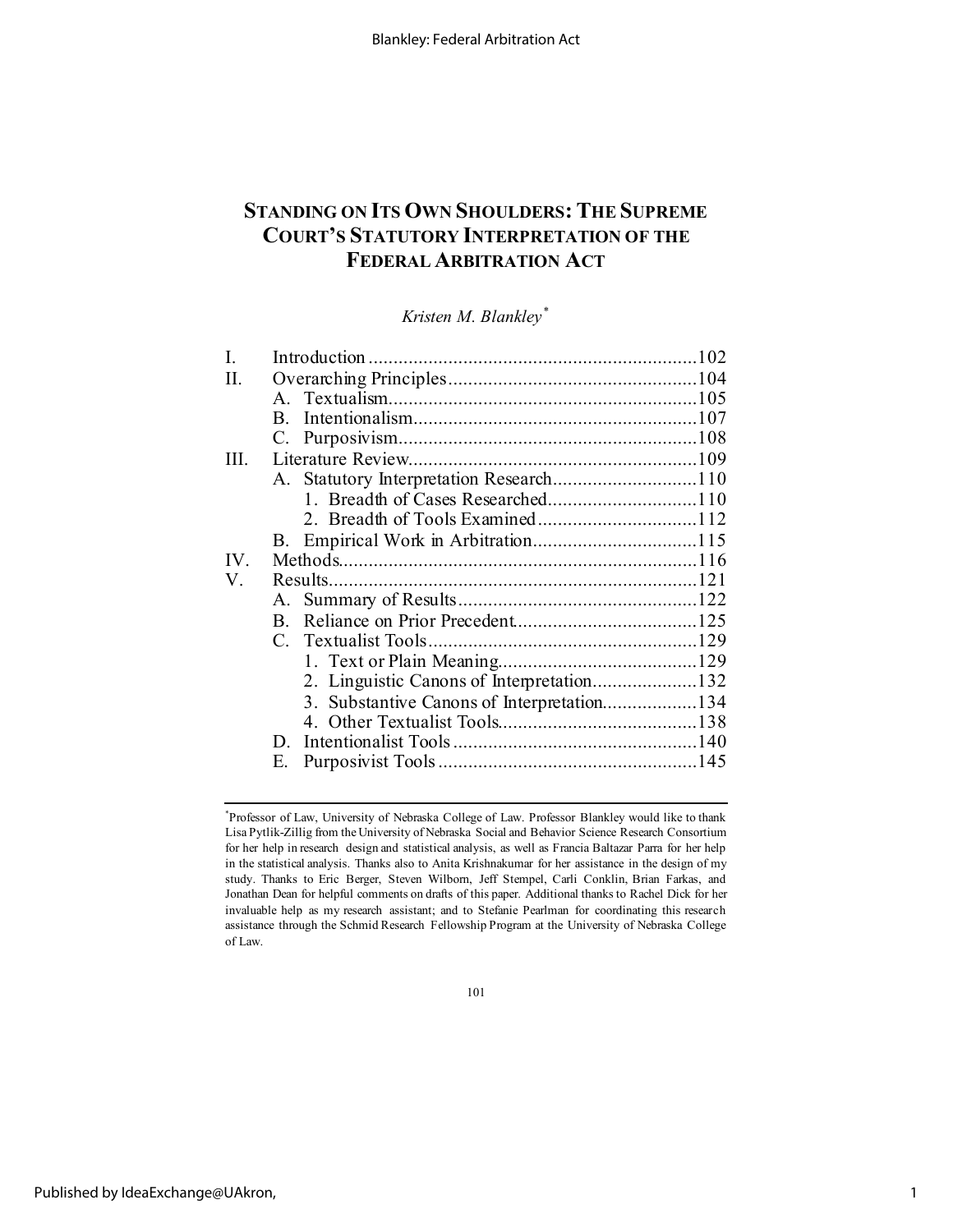# STANDING ON ITS OWN SHOULDERS: THE SUPREME COURT'S STATUTORY INTERPRETATION OF THE FEDERAL ARBITRATION ACT

*Kristen M. Blankley*[*]

| | | |
|---|---|---|
| I. | Introduction | 102 |
| II. | Overarching Principles | 104 |
| | A. Textualism | 105 |
| | B. Intentionalism | 107 |
| | C. Purposivism | 108 |
| III. | Literature Review | 109 |
| | A. Statutory Interpretation Research | 110 |
| | 1. Breadth of Cases Researched | 110 |
| | 2. Breadth of Tools Examined | 112 |
| | B. Empirical Work in Arbitration | 115 |
| IV. | Methods | 116 |
| V. | Results | 121 |
| | A. Summary of Results | 122 |
| | B. Reliance on Prior Precedent | 125 |
| | C. Textualist Tools | 129 |
| | 1. Text or Plain Meaning | 129 |
| | 2. Linguistic Canons of Interpretation | 132 |
| | 3. Substantive Canons of Interpretation | 134 |
| | 4. Other Textualist Tools | 138 |
| | D. Intentionalist Tools | 140 |
| | E. Purposivist Tools | 145 |

[*] Professor of Law, University of Nebraska College of Law. Professor Blankley would like to thank Lisa Pytlik-Zillig from the University of Nebraska Social and Behavior Science Research Consortium for her help in research design and statistical analysis, as well as Francia Baltazar Parra for her help in the statistical analysis. Thanks also to Anita Krishnakumar for her assistance in the design of my study. Thanks to Eric Berger, Steven Wilborn, Jeff Stempel, Carli Conklin, Brian Farkas, and Jonathan Dean for helpful comments on drafts of this paper. Additional thanks to Rachel Dick for her invaluable help as my research assistant; and to Stefanie Pearlman for coordinating this research assistance through the Schmid Research Fellowship Program at the University of Nebraska College of Law.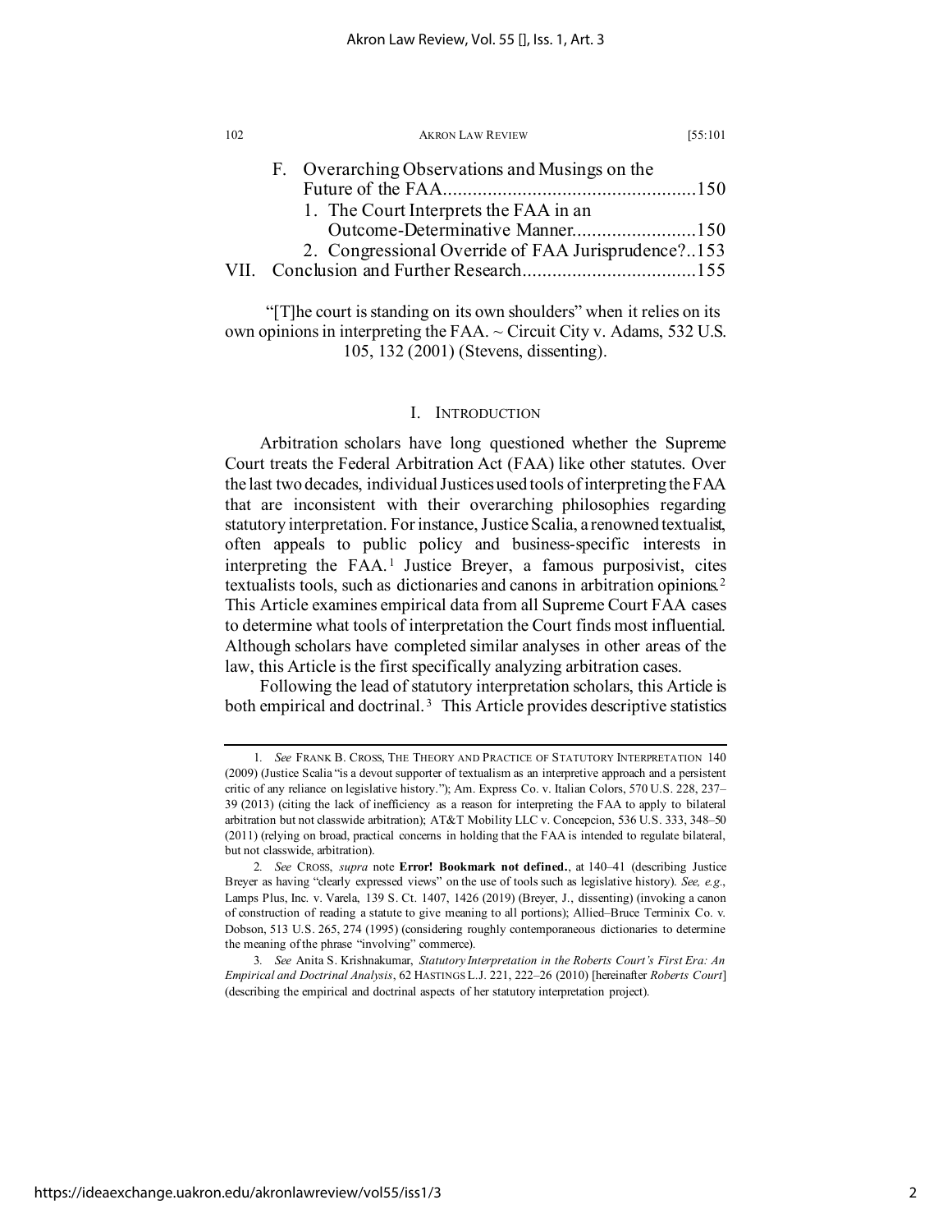F. Overarching Observations and Musings on the Future of the FAA....................................................150
   1. The Court Interprets the FAA in an Outcome-Determinative Manner..........................150
   2. Congressional Override of FAA Jurisprudence?..153

VII. Conclusion and Further Research....................................155

"[T]he court is standing on its own shoulders" when it relies on its own opinions in interpreting the FAA. ~ Circuit City v. Adams, 532 U.S. 105, 132 (2001) (Stevens, dissenting).

## I. Introduction

Arbitration scholars have long questioned whether the Supreme Court treats the Federal Arbitration Act (FAA) like other statutes. Over the last two decades, individual Justices used tools of interpreting the FAA that are inconsistent with their overarching philosophies regarding statutory interpretation. For instance, Justice Scalia, a renowned textualist, often appeals to public policy and business-specific interests in interpreting the FAA.[1] Justice Breyer, a famous purposivist, cites textualists tools, such as dictionaries and canons in arbitration opinions.[2] This Article examines empirical data from all Supreme Court FAA cases to determine what tools of interpretation the Court finds most influential. Although scholars have completed similar analyses in other areas of the law, this Article is the first specifically analyzing arbitration cases.

Following the lead of statutory interpretation scholars, this Article is both empirical and doctrinal.[3] This Article provides descriptive statistics

---

1. *See* Frank B. Cross, The Theory and Practice of Statutory Interpretation 140 (2009) (Justice Scalia "is a devout supporter of textualism as an interpretive approach and a persistent critic of any reliance on legislative history."); Am. Express Co. v. Italian Colors, 570 U.S. 228, 237–39 (2013) (citing the lack of inefficiency as a reason for interpreting the FAA to apply to bilateral arbitration but not classwide arbitration); AT&T Mobility LLC v. Concepcion, 536 U.S. 333, 348–50 (2011) (relying on broad, practical concerns in holding that the FAA is intended to regulate bilateral, but not classwide, arbitration).

2. *See* Cross, *supra* note **Error! Bookmark not defined.**, at 140–41 (describing Justice Breyer as having "clearly expressed views" on the use of tools such as legislative history). *See, e.g.*, Lamps Plus, Inc. v. Varela, 139 S. Ct. 1407, 1426 (2019) (Breyer, J., dissenting) (invoking a canon of construction of reading a statute to give meaning to all portions); Allied–Bruce Terminix Co. v. Dobson, 513 U.S. 265, 274 (1995) (considering roughly contemporaneous dictionaries to determine the meaning of the phrase "involving" commerce).

3. *See* Anita S. Krishnakumar, *Statutory Interpretation in the Roberts Court's First Era: An Empirical and Doctrinal Analysis*, 62 Hastings L.J. 221, 222–26 (2010) [hereinafter *Roberts Court*] (describing the empirical and doctrinal aspects of her statutory interpretation project).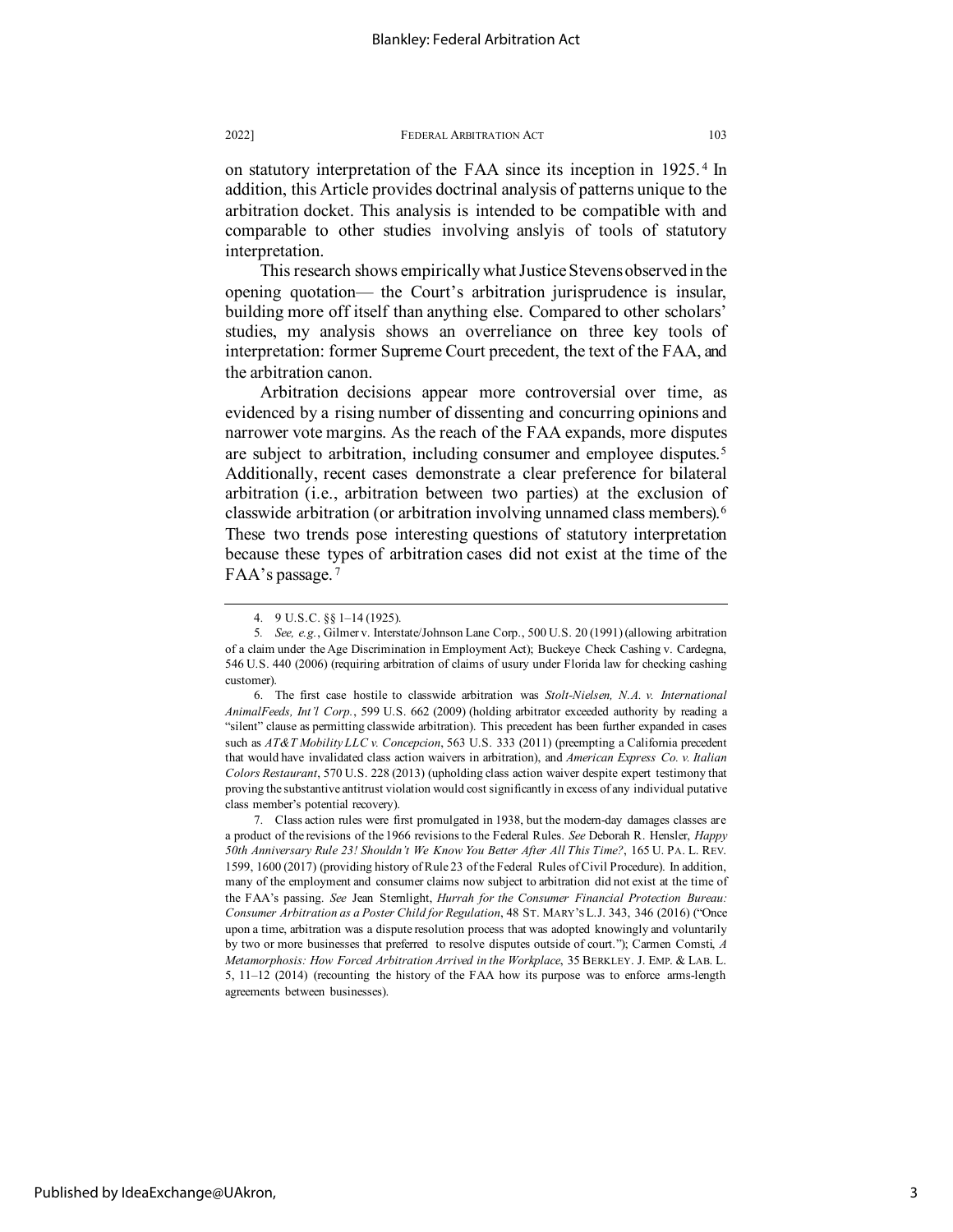on statutory interpretation of the FAA since its inception in 1925.[4] In addition, this Article provides doctrinal analysis of patterns unique to the arbitration docket. This analysis is intended to be compatible with and comparable to other studies involving anslyis of tools of statutory interpretation.

This research shows empirically what Justice Stevens observed in the opening quotation— the Court's arbitration jurisprudence is insular, building more off itself than anything else. Compared to other scholars' studies, my analysis shows an overreliance on three key tools of interpretation: former Supreme Court precedent, the text of the FAA, and the arbitration canon.

Arbitration decisions appear more controversial over time, as evidenced by a rising number of dissenting and concurring opinions and narrower vote margins. As the reach of the FAA expands, more disputes are subject to arbitration, including consumer and employee disputes.[5] Additionally, recent cases demonstrate a clear preference for bilateral arbitration (i.e., arbitration between two parties) at the exclusion of classwide arbitration (or arbitration involving unnamed class members).[6] These two trends pose interesting questions of statutory interpretation because these types of arbitration cases did not exist at the time of the FAA's passage.[7]

---

4. 9 U.S.C. §§ 1–14 (1925).

5. *See, e.g.*, Gilmer v. Interstate/Johnson Lane Corp., 500 U.S. 20 (1991) (allowing arbitration of a claim under the Age Discrimination in Employment Act); Buckeye Check Cashing v. Cardegna, 546 U.S. 440 (2006) (requiring arbitration of claims of usury under Florida law for checking cashing customer).

6. The first case hostile to classwide arbitration was *Stolt-Nielsen, N.A. v. International AnimalFeeds, Int'l Corp.*, 599 U.S. 662 (2009) (holding arbitrator exceeded authority by reading a "silent" clause as permitting classwide arbitration). This precedent has been further expanded in cases such as *AT&T Mobility LLC v. Concepcion*, 563 U.S. 333 (2011) (preempting a California precedent that would have invalidated class action waivers in arbitration), and *American Express Co. v. Italian Colors Restaurant*, 570 U.S. 228 (2013) (upholding class action waiver despite expert testimony that proving the substantive antitrust violation would cost significantly in excess of any individual putative class member's potential recovery).

7. Class action rules were first promulgated in 1938, but the modern-day damages classes are a product of the revisions of the 1966 revisions to the Federal Rules. *See* Deborah R. Hensler, *Happy 50th Anniversary Rule 23! Shouldn't We Know You Better After All This Time?*, 165 U. PA. L. REV. 1599, 1600 (2017) (providing history of Rule 23 of the Federal Rules of Civil Procedure). In addition, many of the employment and consumer claims now subject to arbitration did not exist at the time of the FAA's passing. *See* Jean Sternlight, *Hurrah for the Consumer Financial Protection Bureau: Consumer Arbitration as a Poster Child for Regulation*, 48 ST. MARY'S L.J. 343, 346 (2016) ("Once upon a time, arbitration was a dispute resolution process that was adopted knowingly and voluntarily by two or more businesses that preferred to resolve disputes outside of court."); Carmen Comsti, *A Metamorphosis: How Forced Arbitration Arrived in the Workplace*, 35 BERKLEY. J. EMP. & LAB. L. 5, 11–12 (2014) (recounting the history of the FAA how its purpose was to enforce arms-length agreements between businesses).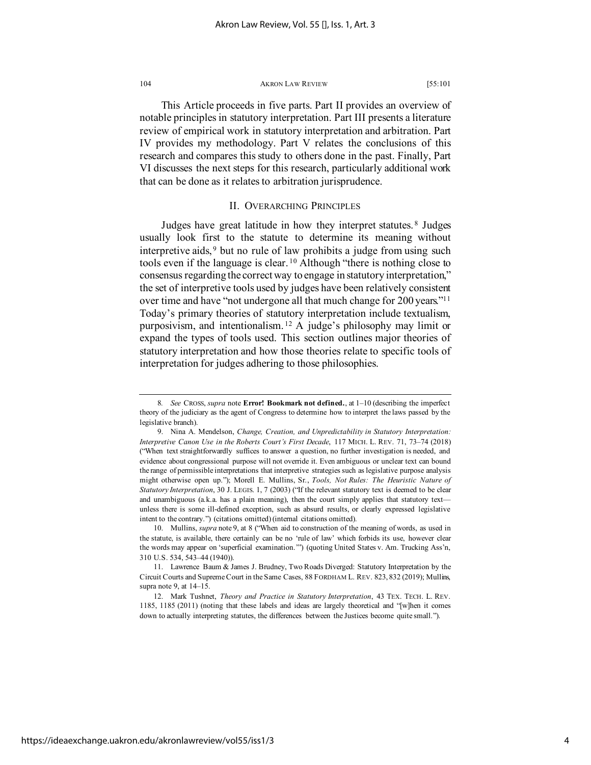This Article proceeds in five parts. Part II provides an overview of notable principles in statutory interpretation. Part III presents a literature review of empirical work in statutory interpretation and arbitration. Part IV provides my methodology. Part V relates the conclusions of this research and compares this study to others done in the past. Finally, Part VI discusses the next steps for this research, particularly additional work that can be done as it relates to arbitration jurisprudence.

## II. Overarching Principles

Judges have great latitude in how they interpret statutes.[8] Judges usually look first to the statute to determine its meaning without interpretive aids,[9] but no rule of law prohibits a judge from using such tools even if the language is clear.[10] Although "there is nothing close to consensus regarding the correct way to engage in statutory interpretation," the set of interpretive tools used by judges have been relatively consistent over time and have "not undergone all that much change for 200 years."[11] Today's primary theories of statutory interpretation include textualism, purposivism, and intentionalism.[12] A judge's philosophy may limit or expand the types of tools used. This section outlines major theories of statutory interpretation and how those theories relate to specific tools of interpretation for judges adhering to those philosophies.

---

8. *See* CROSS, *supra* note **Error! Bookmark not defined.**, at 1–10 (describing the imperfect theory of the judiciary as the agent of Congress to determine how to interpret the laws passed by the legislative branch).

9. Nina A. Mendelson, *Change, Creation, and Unpredictability in Statutory Interpretation: Interpretive Canon Use in the Roberts Court's First Decade*, 117 MICH. L. REV. 71, 73–74 (2018) ("When text straightforwardly suffices to answer a question, no further investigation is needed, and evidence about congressional purpose will not override it. Even ambiguous or unclear text can bound the range of permissible interpretations that interpretive strategies such as legislative purpose analysis might otherwise open up."); Morell E. Mullins, Sr., *Tools, Not Rules: The Heuristic Nature of Statutory Interpretation*, 30 J. LEGIS. 1, 7 (2003) ("If the relevant statutory text is deemed to be clear and unambiguous (a.k.a. has a plain meaning), then the court simply applies that statutory text—unless there is some ill-defined exception, such as absurd results, or clearly expressed legislative intent to the contrary.") (citations omitted) (internal citations omitted).

10. Mullins, *supra* note 9, at 8 ("When aid to construction of the meaning of words, as used in the statute, is available, there certainly can be no 'rule of law' which forbids its use, however clear the words may appear on 'superficial examination.'") (quoting United States v. Am. Trucking Ass'n, 310 U.S. 534, 543–44 (1940)).

11. Lawrence Baum & James J. Brudney, Two Roads Diverged: Statutory Interpretation by the Circuit Courts and Supreme Court in the Same Cases, 88 FORDHAM L. REV. 823, 832 (2019); Mullins, supra note 9, at 14–15.

12. Mark Tushnet, *Theory and Practice in Statutory Interpretation*, 43 TEX. TECH. L. REV. 1185, 1185 (2011) (noting that these labels and ideas are largely theoretical and "[w]hen it comes down to actually interpreting statutes, the differences between the Justices become quite small.").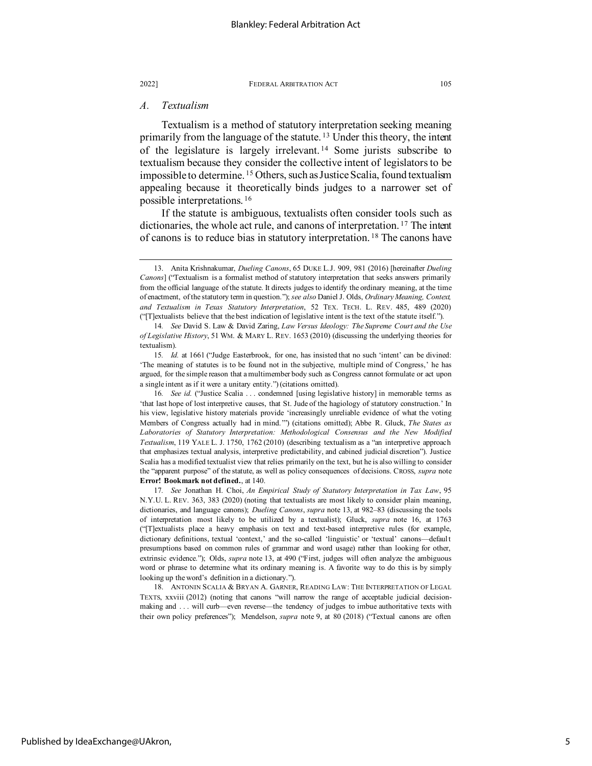### *A. Textualism*

Textualism is a method of statutory interpretation seeking meaning primarily from the language of the statute.[13] Under this theory, the intent of the legislature is largely irrelevant.[14] Some jurists subscribe to textualism because they consider the collective intent of legislators to be impossible to determine.[15] Others, such as Justice Scalia, found textualism appealing because it theoretically binds judges to a narrower set of possible interpretations.[16]

If the statute is ambiguous, textualists often consider tools such as dictionaries, the whole act rule, and canons of interpretation.[17] The intent of canons is to reduce bias in statutory interpretation.[18] The canons have

---

13. Anita Krishnakumar, *Dueling Canons*, 65 DUKE L.J. 909, 981 (2016) [hereinafter *Dueling Canons*] ("Textualism is a formalist method of statutory interpretation that seeks answers primarily from the official language of the statute. It directs judges to identify the ordinary meaning, at the time of enactment, of the statutory term in question."); *see also* Daniel J. Olds, *Ordinary Meaning, Context, and Textualism in Texas Statutory Interpretation*, 52 TEX. TECH. L. REV. 485, 489 (2020) ("[T]extualists believe that the best indication of legislative intent is the text of the statute itself.").

14. *See* David S. Law & David Zaring, *Law Versus Ideology: The Supreme Court and the Use of Legislative History*, 51 WM. & MARY L. REV. 1653 (2010) (discussing the underlying theories for textualism).

15. *Id.* at 1661 ("Judge Easterbrook, for one, has insisted that no such 'intent' can be divined: 'The meaning of statutes is to be found not in the subjective, multiple mind of Congress,' he has argued, for the simple reason that a multimember body such as Congress cannot formulate or act upon a single intent as if it were a unitary entity.") (citations omitted).

16. *See id.* ("Justice Scalia . . . condemned [using legislative history] in memorable terms as 'that last hope of lost interpretive causes, that St. Jude of the hagiology of statutory construction.' In his view, legislative history materials provide 'increasingly unreliable evidence of what the voting Members of Congress actually had in mind.'") (citations omitted); Abbe R. Gluck, *The States as Laboratories of Statutory Interpretation: Methodological Consensus and the New Modified Textualism*, 119 YALE L. J. 1750, 1762 (2010) (describing textualism as a "an interpretive approach that emphasizes textual analysis, interpretive predictability, and cabined judicial discretion"). Justice Scalia has a modified textualist view that relies primarily on the text, but he is also willing to consider the "apparent purpose" of the statute, as well as policy consequences of decisions. CROSS, *supra* note **Error! Bookmark not defined.**, at 140.

17. *See* Jonathan H. Choi, *An Empirical Study of Statutory Interpretation in Tax Law*, 95 N.Y.U. L. REV. 363, 383 (2020) (noting that textualists are most likely to consider plain meaning, dictionaries, and language canons); *Dueling Canons*, *supra* note 13, at 982–83 (discussing the tools of interpretation most likely to be utilized by a textualist); Gluck, *supra* note 16, at 1763 ("[T]extualists place a heavy emphasis on text and text-based interpretive rules (for example, dictionary definitions, textual 'context,' and the so-called 'linguistic' or 'textual' canons—default presumptions based on common rules of grammar and word usage) rather than looking for other, extrinsic evidence."); Olds, *supra* note 13, at 490 ("First, judges will often analyze the ambiguous word or phrase to determine what its ordinary meaning is. A favorite way to do this is by simply looking up the word's definition in a dictionary.").

18. ANTONIN SCALIA & BRYAN A. GARNER, READING LAW: THE INTERPRETATION OF LEGAL TEXTS, xxviii (2012) (noting that canons "will narrow the range of acceptable judicial decision-making and . . . will curb—even reverse—the tendency of judges to imbue authoritative texts with their own policy preferences"); Mendelson, *supra* note 9, at 80 (2018) ("Textual canons are often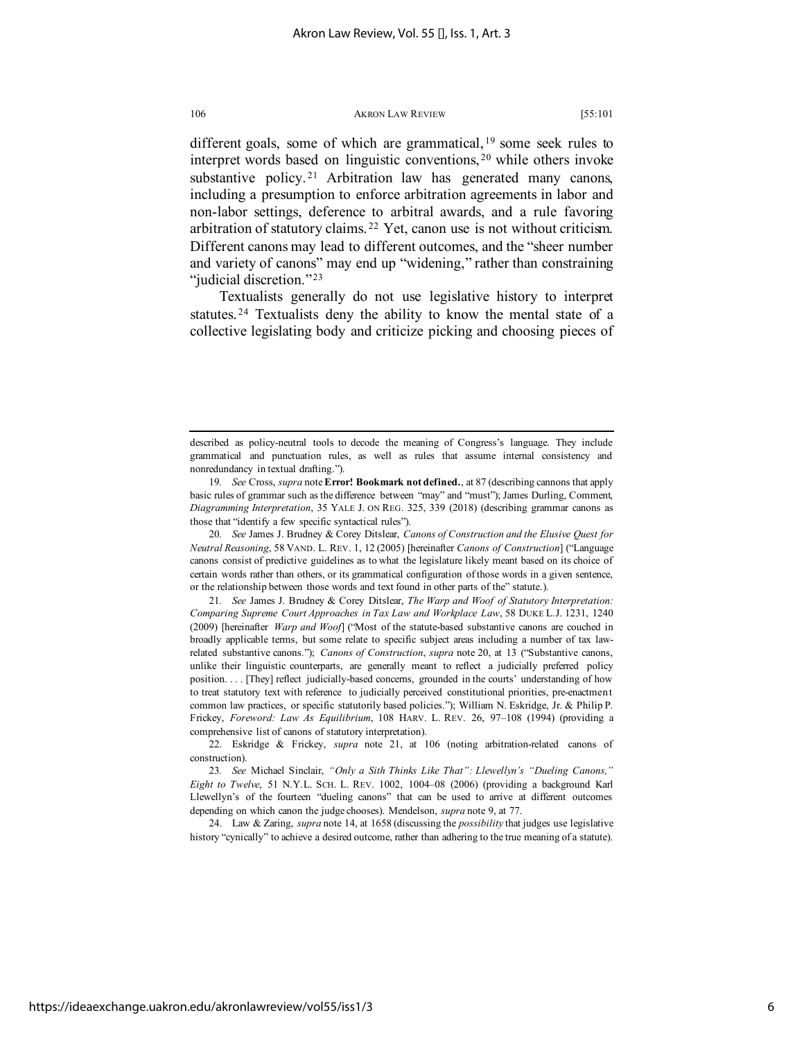different goals, some of which are grammatical,[19] some seek rules to interpret words based on linguistic conventions,[20] while others invoke substantive policy.[21] Arbitration law has generated many canons, including a presumption to enforce arbitration agreements in labor and non-labor settings, deference to arbitral awards, and a rule favoring arbitration of statutory claims.[22] Yet, canon use is not without criticism. Different canons may lead to different outcomes, and the "sheer number and variety of canons" may end up "widening," rather than constraining "judicial discretion."[23]

Textualists generally do not use legislative history to interpret statutes.[24] Textualists deny the ability to know the mental state of a collective legislating body and criticize picking and choosing pieces of

---

described as policy-neutral tools to decode the meaning of Congress's language. They include grammatical and punctuation rules, as well as rules that assume internal consistency and nonredundancy in textual drafting.").

19. *See* Cross, *supra* note **Error! Bookmark not defined.**, at 87 (describing cannons that apply basic rules of grammar such as the difference between "may" and "must"); James Durling, Comment, *Diagramming Interpretation*, 35 YALE J. ON REG. 325, 339 (2018) (describing grammar canons as those that "identify a few specific syntactical rules").

20. *See* James J. Brudney & Corey Ditslear, *Canons of Construction and the Elusive Quest for Neutral Reasoning*, 58 VAND. L. REV. 1, 12 (2005) [hereinafter *Canons of Construction*] ("Language canons consist of predictive guidelines as to what the legislature likely meant based on its choice of certain words rather than others, or its grammatical configuration of those words in a given sentence, or the relationship between those words and text found in other parts of the" statute.).

21. *See* James J. Brudney & Corey Ditslear, *The Warp and Woof of Statutory Interpretation: Comparing Supreme Court Approaches in Tax Law and Workplace Law*, 58 DUKE L.J. 1231, 1240 (2009) [hereinafter *Warp and Woof*] ("Most of the statute-based substantive canons are couched in broadly applicable terms, but some relate to specific subject areas including a number of tax law-related substantive canons."); *Canons of Construction*, *supra* note 20, at 13 ("Substantive canons, unlike their linguistic counterparts, are generally meant to reflect a judicially preferred policy position. . . . [They] reflect judicially-based concerns, grounded in the courts' understanding of how to treat statutory text with reference to judicially perceived constitutional priorities, pre-enactment common law practices, or specific statutorily based policies."); William N. Eskridge, Jr. & Philip P. Frickey, *Foreword: Law As Equilibrium*, 108 HARV. L. REV. 26, 97–108 (1994) (providing a comprehensive list of canons of statutory interpretation).

22. Eskridge & Frickey, *supra* note 21, at 106 (noting arbitration-related canons of construction).

23. *See* Michael Sinclair, *"Only a Sith Thinks Like That": Llewellyn's "Dueling Canons," Eight to Twelve*, 51 N.Y.L. SCH. L. REV. 1002, 1004–08 (2006) (providing a background Karl Llewellyn's of the fourteen "dueling canons" that can be used to arrive at different outcomes depending on which canon the judge chooses). Mendelson, *supra* note 9, at 77.

24. Law & Zaring, *supra* note 14, at 1658 (discussing the *possibility* that judges use legislative history "cynically" to achieve a desired outcome, rather than adhering to the true meaning of a statute).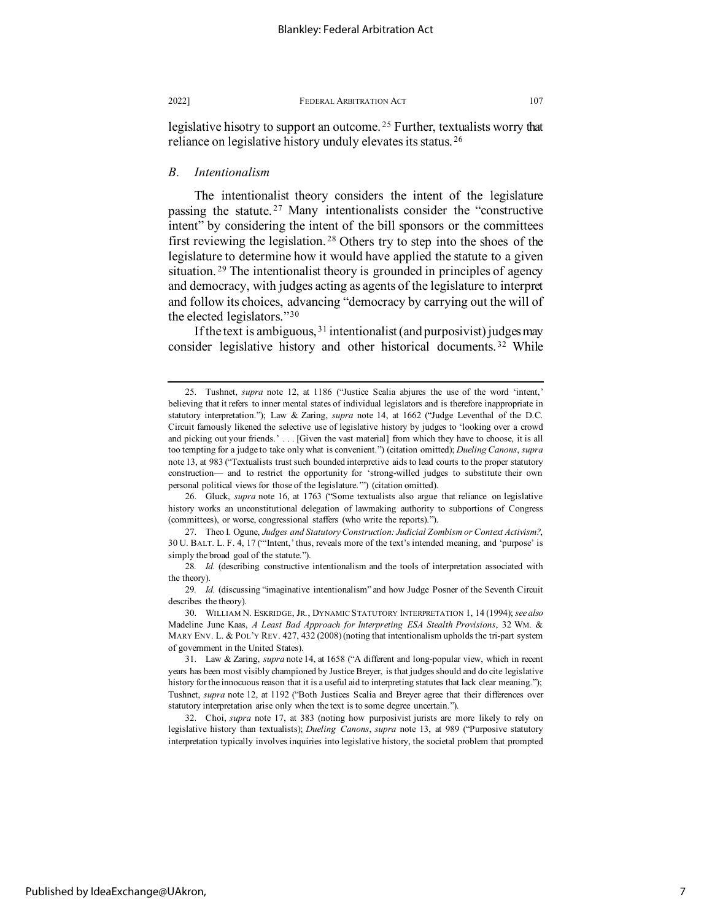legislative hisotry to support an outcome.[25] Further, textualists worry that reliance on legislative history unduly elevates its status.[26]

### *B. Intentionalism*

The intentionalist theory considers the intent of the legislature passing the statute.[27] Many intentionalists consider the "constructive intent" by considering the intent of the bill sponsors or the committees first reviewing the legislation.[28] Others try to step into the shoes of the legislature to determine how it would have applied the statute to a given situation.[29] The intentionalist theory is grounded in principles of agency and democracy, with judges acting as agents of the legislature to interpret and follow its choices, advancing "democracy by carrying out the will of the elected legislators."[30]

If the text is ambiguous,[31] intentionalist (and purposivist) judges may consider legislative history and other historical documents.[32] While

---

25. Tushnet, *supra* note 12, at 1186 ("Justice Scalia abjures the use of the word 'intent,' believing that it refers to inner mental states of individual legislators and is therefore inappropriate in statutory interpretation."); Law & Zaring, *supra* note 14, at 1662 ("Judge Leventhal of the D.C. Circuit famously likened the selective use of legislative history by judges to 'looking over a crowd and picking out your friends.' . . . [Given the vast material] from which they have to choose, it is all too tempting for a judge to take only what is convenient.") (citation omitted); *Dueling Canons*, *supra* note 13, at 983 ("Textualists trust such bounded interpretive aids to lead courts to the proper statutory construction— and to restrict the opportunity for 'strong-willed judges to substitute their own personal political views for those of the legislature.'") (citation omitted).

26. Gluck, *supra* note 16, at 1763 ("Some textualists also argue that reliance on legislative history works an unconstitutional delegation of lawmaking authority to subportions of Congress (committees), or worse, congressional staffers (who write the reports).").

27. Theo I. Ogune, *Judges and Statutory Construction: Judicial Zombism or Context Activism?*, 30 U. BALT. L. F. 4, 17 ("'Intent,' thus, reveals more of the text's intended meaning, and 'purpose' is simply the broad goal of the statute.").

28. *Id.* (describing constructive intentionalism and the tools of interpretation associated with the theory).

29. *Id.* (discussing "imaginative intentionalism" and how Judge Posner of the Seventh Circuit describes the theory).

30. WILLIAM N. ESKRIDGE, JR., DYNAMIC STATUTORY INTERPRETATION 1, 14 (1994); *see also* Madeline June Kaas, *A Least Bad Approach for Interpreting ESA Stealth Provisions*, 32 WM. & MARY ENV. L. & POL'Y REV. 427, 432 (2008) (noting that intentionalism upholds the tri-part system of government in the United States).

31. Law & Zaring, *supra* note 14, at 1658 ("A different and long-popular view, which in recent years has been most visibly championed by Justice Breyer, is that judges should and do cite legislative history for the innocuous reason that it is a useful aid to interpreting statutes that lack clear meaning."); Tushnet, *supra* note 12, at 1192 ("Both Justices Scalia and Breyer agree that their differences over statutory interpretation arise only when the text is to some degree uncertain.").

32. Choi, *supra* note 17, at 383 (noting how purposivist jurists are more likely to rely on legislative history than textualists); *Dueling Canons*, *supra* note 13, at 989 ("Purposive statutory interpretation typically involves inquiries into legislative history, the societal problem that prompted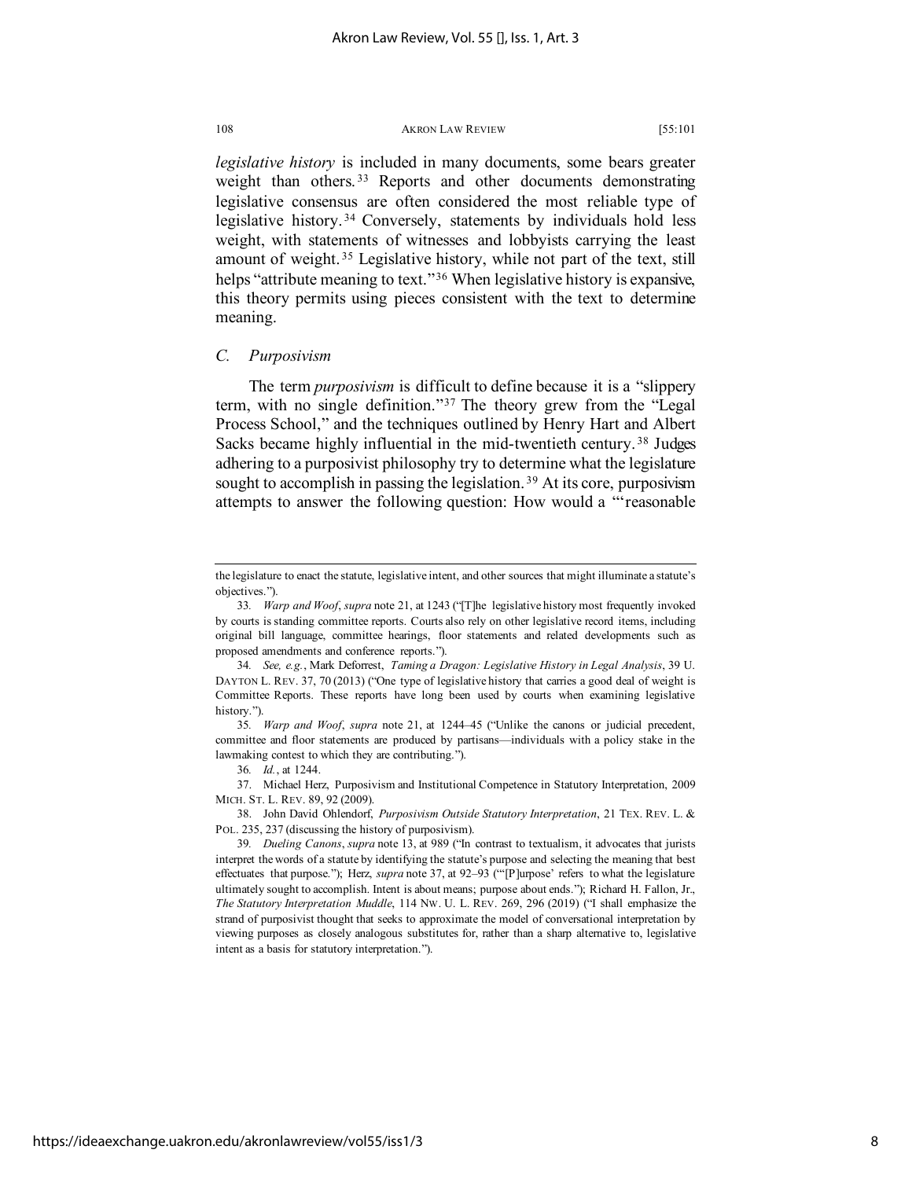*legislative history* is included in many documents, some bears greater weight than others.[33] Reports and other documents demonstrating legislative consensus are often considered the most reliable type of legislative history.[34] Conversely, statements by individuals hold less weight, with statements of witnesses and lobbyists carrying the least amount of weight.[35] Legislative history, while not part of the text, still helps "attribute meaning to text."[36] When legislative history is expansive, this theory permits using pieces consistent with the text to determine meaning.

### *C. Purposivism*

The term *purposivism* is difficult to define because it is a "slippery term, with no single definition."[37] The theory grew from the "Legal Process School," and the techniques outlined by Henry Hart and Albert Sacks became highly influential in the mid-twentieth century.[38] Judges adhering to a purposivist philosophy try to determine what the legislature sought to accomplish in passing the legislation.[39] At its core, purposivism attempts to answer the following question: How would a "'reasonable

---

the legislature to enact the statute, legislative intent, and other sources that might illuminate a statute's objectives.").

33. *Warp and Woof*, *supra* note 21, at 1243 ("[T]he legislative history most frequently invoked by courts is standing committee reports. Courts also rely on other legislative record items, including original bill language, committee hearings, floor statements and related developments such as proposed amendments and conference reports.").

34. *See, e.g.*, Mark Deforrest, *Taming a Dragon: Legislative History in Legal Analysis*, 39 U. DAYTON L. REV. 37, 70 (2013) ("One type of legislative history that carries a good deal of weight is Committee Reports. These reports have long been used by courts when examining legislative history.").

35. *Warp and Woof*, *supra* note 21, at 1244–45 ("Unlike the canons or judicial precedent, committee and floor statements are produced by partisans—individuals with a policy stake in the lawmaking contest to which they are contributing.").

36. *Id.*, at 1244.

37. Michael Herz, Purposivism and Institutional Competence in Statutory Interpretation, 2009 MICH. ST. L. REV. 89, 92 (2009).

38. John David Ohlendorf, *Purposivism Outside Statutory Interpretation*, 21 TEX. REV. L. & POL. 235, 237 (discussing the history of purposivism).

39. *Dueling Canons*, *supra* note 13, at 989 ("In contrast to textualism, it advocates that jurists interpret the words of a statute by identifying the statute's purpose and selecting the meaning that best effectuates that purpose."); Herz, *supra* note 37, at 92–93 ("'[P]urpose' refers to what the legislature ultimately sought to accomplish. Intent is about means; purpose about ends."); Richard H. Fallon, Jr., *The Statutory Interpretation Muddle*, 114 NW. U. L. REV. 269, 296 (2019) ("I shall emphasize the strand of purposivist thought that seeks to approximate the model of conversational interpretation by viewing purposes as closely analogous substitutes for, rather than a sharp alternative to, legislative intent as a basis for statutory interpretation.").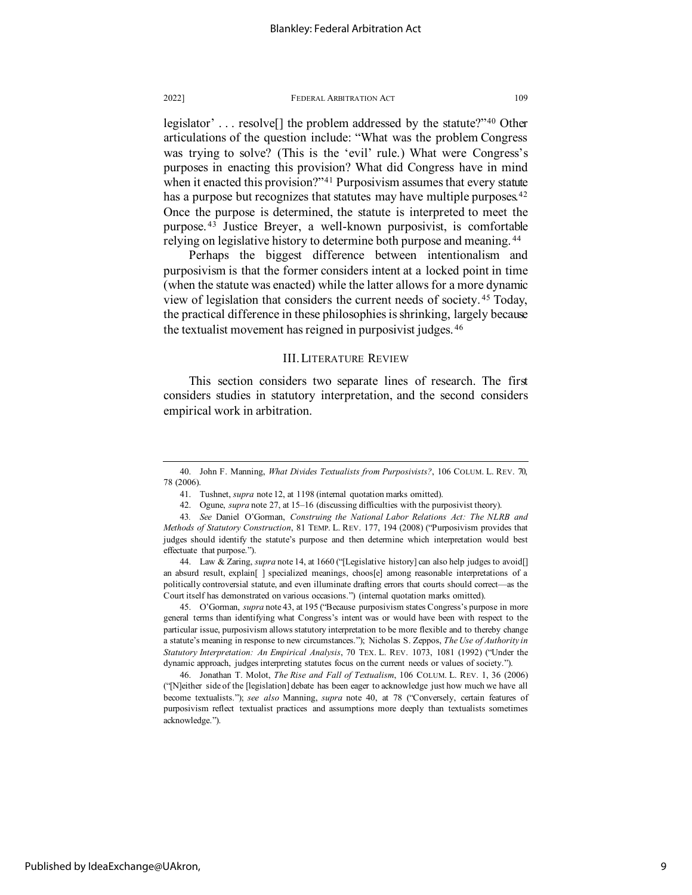legislator' . . . resolve[] the problem addressed by the statute?"[40] Other articulations of the question include: "What was the problem Congress was trying to solve? (This is the 'evil' rule.) What were Congress's purposes in enacting this provision? What did Congress have in mind when it enacted this provision?"[41] Purposivism assumes that every statute has a purpose but recognizes that statutes may have multiple purposes.[42] Once the purpose is determined, the statute is interpreted to meet the purpose.[43] Justice Breyer, a well-known purposivist, is comfortable relying on legislative history to determine both purpose and meaning.[44]

Perhaps the biggest difference between intentionalism and purposivism is that the former considers intent at a locked point in time (when the statute was enacted) while the latter allows for a more dynamic view of legislation that considers the current needs of society.[45] Today, the practical difference in these philosophies is shrinking, largely because the textualist movement has reigned in purposivist judges.[46]

## III. LITERATURE REVIEW

This section considers two separate lines of research. The first considers studies in statutory interpretation, and the second considers empirical work in arbitration.

---

40. John F. Manning, *What Divides Textualists from Purposivists?*, 106 COLUM. L. REV. 70, 78 (2006).

41. Tushnet, *supra* note 12, at 1198 (internal quotation marks omitted).

42. Ogune, *supra* note 27, at 15–16 (discussing difficulties with the purposivist theory).

43. *See* Daniel O'Gorman, *Construing the National Labor Relations Act: The NLRB and Methods of Statutory Construction*, 81 TEMP. L. REV. 177, 194 (2008) ("Purposivism provides that judges should identify the statute's purpose and then determine which interpretation would best effectuate that purpose.").

44. Law & Zaring, *supra* note 14, at 1660 ("[Legislative history] can also help judges to avoid[] an absurd result, explain[ ] specialized meanings, choos[e] among reasonable interpretations of a politically controversial statute, and even illuminate drafting errors that courts should correct—as the Court itself has demonstrated on various occasions.") (internal quotation marks omitted).

45. O'Gorman, *supra* note 43, at 195 ("Because purposivism states Congress's purpose in more general terms than identifying what Congress's intent was or would have been with respect to the particular issue, purposivism allows statutory interpretation to be more flexible and to thereby change a statute's meaning in response to new circumstances."); Nicholas S. Zeppos, *The Use of Authority in Statutory Interpretation: An Empirical Analysis*, 70 TEX. L. REV. 1073, 1081 (1992) ("Under the dynamic approach, judges interpreting statutes focus on the current needs or values of society.").

46. Jonathan T. Molot, *The Rise and Fall of Textualism*, 106 COLUM. L. REV. 1, 36 (2006) ("[N]either side of the [legislation] debate has been eager to acknowledge just how much we have all become textualists."); *see also* Manning, *supra* note 40, at 78 ("Conversely, certain features of purposivism reflect textualist practices and assumptions more deeply than textualists sometimes acknowledge.").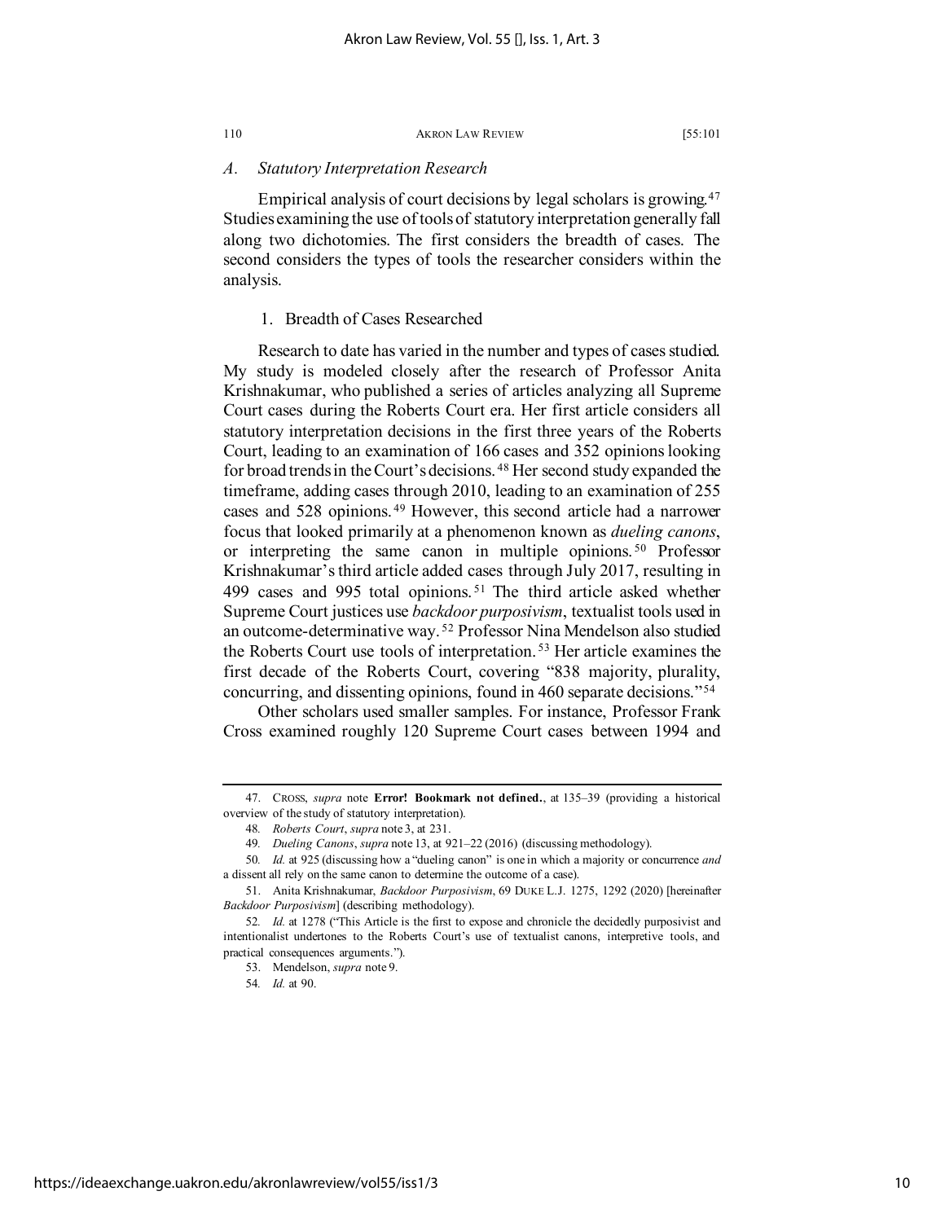### *A. Statutory Interpretation Research*

Empirical analysis of court decisions by legal scholars is growing.[47] Studies examining the use of tools of statutory interpretation generally fall along two dichotomies. The first considers the breadth of cases. The second considers the types of tools the researcher considers within the analysis.

#### 1. Breadth of Cases Researched

Research to date has varied in the number and types of cases studied. My study is modeled closely after the research of Professor Anita Krishnakumar, who published a series of articles analyzing all Supreme Court cases during the Roberts Court era. Her first article considers all statutory interpretation decisions in the first three years of the Roberts Court, leading to an examination of 166 cases and 352 opinions looking for broad trends in the Court's decisions.[48] Her second study expanded the timeframe, adding cases through 2010, leading to an examination of 255 cases and 528 opinions.[49] However, this second article had a narrower focus that looked primarily at a phenomenon known as *dueling canons*, or interpreting the same canon in multiple opinions.[50] Professor Krishnakumar's third article added cases through July 2017, resulting in 499 cases and 995 total opinions.[51] The third article asked whether Supreme Court justices use *backdoor purposivism*, textualist tools used in an outcome-determinative way.[52] Professor Nina Mendelson also studied the Roberts Court use tools of interpretation.[53] Her article examines the first decade of the Roberts Court, covering "838 majority, plurality, concurring, and dissenting opinions, found in 460 separate decisions."[54]

Other scholars used smaller samples. For instance, Professor Frank Cross examined roughly 120 Supreme Court cases between 1994 and

---

47. CROSS, *supra* note **Error! Bookmark not defined.**, at 135–39 (providing a historical overview of the study of statutory interpretation).

48. *Roberts Court*, *supra* note 3, at 231.

49. *Dueling Canons*, *supra* note 13, at 921–22 (2016) (discussing methodology).

50. *Id.* at 925 (discussing how a "dueling canon" is one in which a majority or concurrence *and* a dissent all rely on the same canon to determine the outcome of a case).

51. Anita Krishnakumar, *Backdoor Purposivism*, 69 DUKE L.J. 1275, 1292 (2020) [hereinafter *Backdoor Purposivism*] (describing methodology).

52. *Id.* at 1278 ("This Article is the first to expose and chronicle the decidedly purposivist and intentionalist undertones to the Roberts Court's use of textualist canons, interpretive tools, and practical consequences arguments.").

53. Mendelson, *supra* note 9.

54. *Id.* at 90.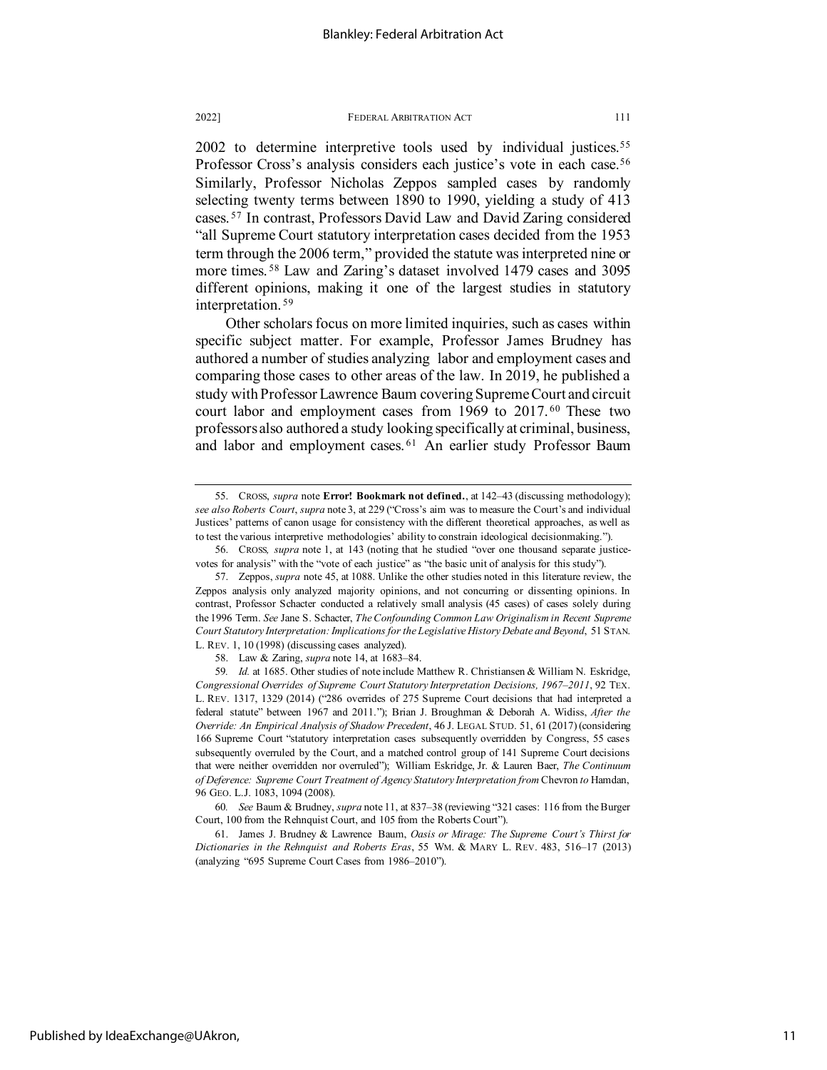2002 to determine interpretive tools used by individual justices.[55] Professor Cross's analysis considers each justice's vote in each case.[56] Similarly, Professor Nicholas Zeppos sampled cases by randomly selecting twenty terms between 1890 to 1990, yielding a study of 413 cases.[57] In contrast, Professors David Law and David Zaring considered "all Supreme Court statutory interpretation cases decided from the 1953 term through the 2006 term," provided the statute was interpreted nine or more times.[58] Law and Zaring's dataset involved 1479 cases and 3095 different opinions, making it one of the largest studies in statutory interpretation.[59]

Other scholars focus on more limited inquiries, such as cases within specific subject matter. For example, Professor James Brudney has authored a number of studies analyzing labor and employment cases and comparing those cases to other areas of the law. In 2019, he published a study with Professor Lawrence Baum covering Supreme Court and circuit court labor and employment cases from 1969 to 2017.[60] These two professors also authored a study looking specifically at criminal, business, and labor and employment cases.[61] An earlier study Professor Baum

---

55. CROSS, *supra* note **Error! Bookmark not defined.**, at 142–43 (discussing methodology); *see also Roberts Court*, *supra* note 3, at 229 ("Cross's aim was to measure the Court's and individual Justices' patterns of canon usage for consistency with the different theoretical approaches, as well as to test the various interpretive methodologies' ability to constrain ideological decisionmaking.").

56. CROSS, *supra* note 1, at 143 (noting that he studied "over one thousand separate justice-votes for analysis" with the "vote of each justice" as "the basic unit of analysis for this study").

57. Zeppos, *supra* note 45, at 1088. Unlike the other studies noted in this literature review, the Zeppos analysis only analyzed majority opinions, and not concurring or dissenting opinions. In contrast, Professor Schacter conducted a relatively small analysis (45 cases) of cases solely during the 1996 Term. *See* Jane S. Schacter, *The Confounding Common Law Originalism in Recent Supreme Court Statutory Interpretation: Implications for the Legislative History Debate and Beyond*, 51 STAN. L. REV. 1, 10 (1998) (discussing cases analyzed).

58. Law & Zaring, *supra* note 14, at 1683–84.

59. *Id.* at 1685. Other studies of note include Matthew R. Christiansen & William N. Eskridge, *Congressional Overrides of Supreme Court Statutory Interpretation Decisions, 1967–2011*, 92 TEX. L. REV. 1317, 1329 (2014) ("286 overrides of 275 Supreme Court decisions that had interpreted a federal statute" between 1967 and 2011."); Brian J. Broughman & Deborah A. Widiss, *After the Override: An Empirical Analysis of Shadow Precedent*, 46 J. LEGAL STUD. 51, 61 (2017) (considering 166 Supreme Court "statutory interpretation cases subsequently overridden by Congress, 55 cases subsequently overruled by the Court, and a matched control group of 141 Supreme Court decisions that were neither overridden nor overruled"); William Eskridge, Jr. & Lauren Baer, *The Continuum of Deference: Supreme Court Treatment of Agency Statutory Interpretation from* Chevron *to* Hamdan, 96 GEO. L.J. 1083, 1094 (2008).

60. *See* Baum & Brudney, *supra* note 11, at 837–38 (reviewing "321 cases: 116 from the Burger Court, 100 from the Rehnquist Court, and 105 from the Roberts Court").

61. James J. Brudney & Lawrence Baum, *Oasis or Mirage: The Supreme Court's Thirst for Dictionaries in the Rehnquist and Roberts Eras*, 55 WM. & MARY L. REV. 483, 516–17 (2013) (analyzing "695 Supreme Court Cases from 1986–2010").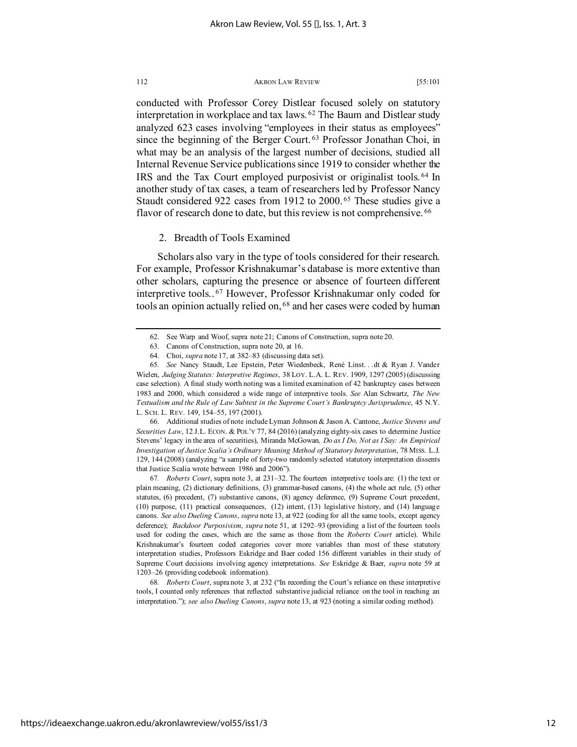conducted with Professor Corey Distlear focused solely on statutory interpretation in workplace and tax laws.[62] The Baum and Distlear study analyzed 623 cases involving "employees in their status as employees" since the beginning of the Berger Court.[63] Professor Jonathan Choi, in what may be an analysis of the largest number of decisions, studied all Internal Revenue Service publications since 1919 to consider whether the IRS and the Tax Court employed purposivist or originalist tools.[64] In another study of tax cases, a team of researchers led by Professor Nancy Staudt considered 922 cases from 1912 to 2000.[65] These studies give a flavor of research done to date, but this review is not comprehensive.[66]

## 2. Breadth of Tools Examined

Scholars also vary in the type of tools considered for their research. For example, Professor Krishnakumar's database is more extentive than other scholars, capturing the presence or absence of fourteen different interpretive tools..[67] However, Professor Krishnakumar only coded for tools an opinion actually relied on,[68] and her cases were coded by human

---

62. See Warp and Woof, supra note 21; Canons of Construction, supra note 20.

63. Canons of Construction, supra note 20, at 16.

64. Choi, *supra* note 17, at 382–83 (discussing data set).

65. *See* Nancy Staudt, Lee Epstein, Peter Wiedenbeck, René Linst. . .dt & Ryan J. Vander Wielen, *Judging Statutes: Interpretive Regimes*, 38 LOY. L.A. L. REV. 1909, 1297 (2005) (discussing case selection). A final study worth noting was a limited examination of 42 bankruptcy cases between 1983 and 2000, which considered a wide range of interpretive tools. *See* Alan Schwartz, *The New Textualism and the Rule of Law Subtext in the Supreme Court's Bankruptcy Jurisprudence*, 45 N.Y. L. SCH. L. REV. 149, 154–55, 197 (2001).

66. Additional studies of note include Lyman Johnson & Jason A. Cantone, *Justice Stevens and Securities Law*, 12 J.L. ECON. & POL'Y 77, 84 (2016) (analyzing eighty-six cases to determine Justice Stevens' legacy in the area of securities), Miranda McGowan, *Do as I Do, Not as I Say: An Empirical Investigation of Justice Scalia's Ordinary Meaning Method of Statutory Interpretation*, 78 MISS. L.J. 129, 144 (2008) (analyzing "a sample of forty-two randomly selected statutory interpretation dissents that Justice Scalia wrote between 1986 and 2006").

67. *Roberts Court*, supra note 3, at 231–32. The fourteen interpretive tools are: (1) the text or plain meaning, (2) dictionary definitions, (3) grammar-based canons, (4) the whole act rule, (5) other statutes, (6) precedent, (7) substantive canons, (8) agency deference, (9) Supreme Court precedent, (10) purpose, (11) practical consequences, (12) intent, (13) legislative history, and (14) language canons. *See also Dueling Canons*, *supra* note 13, at 922 (coding for all the same tools, except agency deference); *Backdoor Purposivism*, *supra* note 51, at 1292–93 (providing a list of the fourteen tools used for coding the cases, which are the same as those from the *Roberts Court* article). While Krishnakumar's fourteen coded categories cover more variables than most of these statutory interpretation studies, Professors Eskridge and Baer coded 156 different variables in their study of Supreme Court decisions involving agency interpretations. *See* Eskridge & Baer, *supra* note 59 at 1203–26 (providing codebook information).

68. *Roberts Court*, supra note 3, at 232 ("In recording the Court's reliance on these interpretive tools, I counted only references that reflected substantive judicial reliance on the tool in reaching an interpretation."); *see also Dueling Canons*, *supra* note 13, at 923 (noting a similar coding method).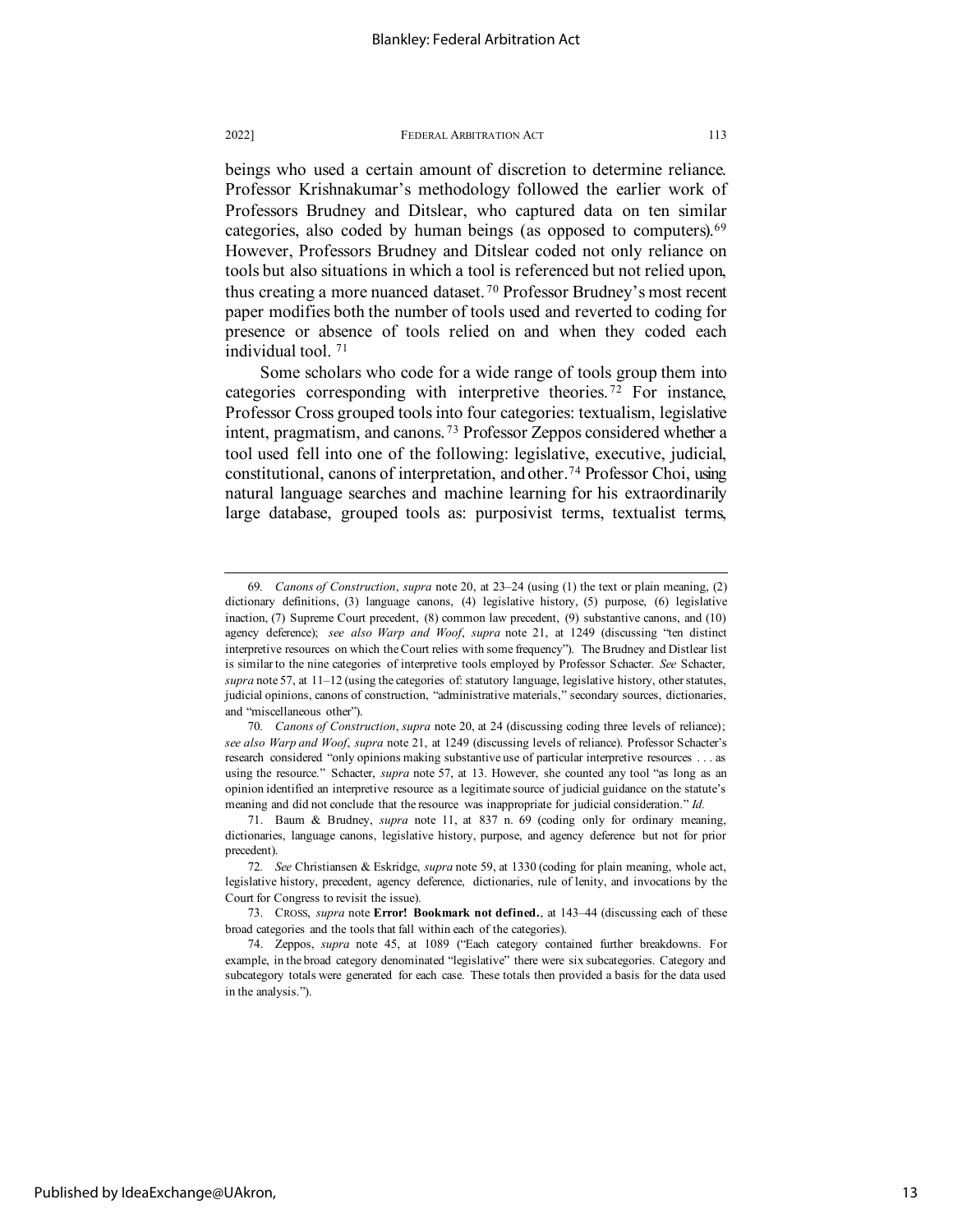beings who used a certain amount of discretion to determine reliance. Professor Krishnakumar's methodology followed the earlier work of Professors Brudney and Ditslear, who captured data on ten similar categories, also coded by human beings (as opposed to computers).[69] However, Professors Brudney and Ditslear coded not only reliance on tools but also situations in which a tool is referenced but not relied upon, thus creating a more nuanced dataset.[70] Professor Brudney's most recent paper modifies both the number of tools used and reverted to coding for presence or absence of tools relied on and when they coded each individual tool.[71]

Some scholars who code for a wide range of tools group them into categories corresponding with interpretive theories.[72] For instance, Professor Cross grouped tools into four categories: textualism, legislative intent, pragmatism, and canons.[73] Professor Zeppos considered whether a tool used fell into one of the following: legislative, executive, judicial, constitutional, canons of interpretation, and other.[74] Professor Choi, using natural language searches and machine learning for his extraordinarily large database, grouped tools as: purposivist terms, textualist terms,

---

69. *Canons of Construction*, *supra* note 20, at 23–24 (using (1) the text or plain meaning, (2) dictionary definitions, (3) language canons, (4) legislative history, (5) purpose, (6) legislative inaction, (7) Supreme Court precedent, (8) common law precedent, (9) substantive canons, and (10) agency deference); *see also Warp and Woof*, *supra* note 21, at 1249 (discussing "ten distinct interpretive resources on which the Court relies with some frequency"). The Brudney and Distlear list is similar to the nine categories of interpretive tools employed by Professor Schacter. *See* Schacter, *supra* note 57, at 11–12 (using the categories of: statutory language, legislative history, other statutes, judicial opinions, canons of construction, "administrative materials," secondary sources, dictionaries, and "miscellaneous other").

70. *Canons of Construction*, *supra* note 20, at 24 (discussing coding three levels of reliance); *see also Warp and Woof*, *supra* note 21, at 1249 (discussing levels of reliance). Professor Schacter's research considered "only opinions making substantive use of particular interpretive resources . . . as using the resource." Schacter, *supra* note 57, at 13. However, she counted any tool "as long as an opinion identified an interpretive resource as a legitimate source of judicial guidance on the statute's meaning and did not conclude that the resource was inappropriate for judicial consideration." *Id.*

71. Baum & Brudney, *supra* note 11, at 837 n. 69 (coding only for ordinary meaning, dictionaries, language canons, legislative history, purpose, and agency deference but not for prior precedent).

72. *See* Christiansen & Eskridge, *supra* note 59, at 1330 (coding for plain meaning, whole act, legislative history, precedent, agency deference, dictionaries, rule of lenity, and invocations by the Court for Congress to revisit the issue).

73. CROSS, *supra* note **Error! Bookmark not defined.**, at 143–44 (discussing each of these broad categories and the tools that fall within each of the categories).

74. Zeppos, *supra* note 45, at 1089 ("Each category contained further breakdowns. For example, in the broad category denominated "legislative" there were six subcategories. Category and subcategory totals were generated for each case. These totals then provided a basis for the data used in the analysis.").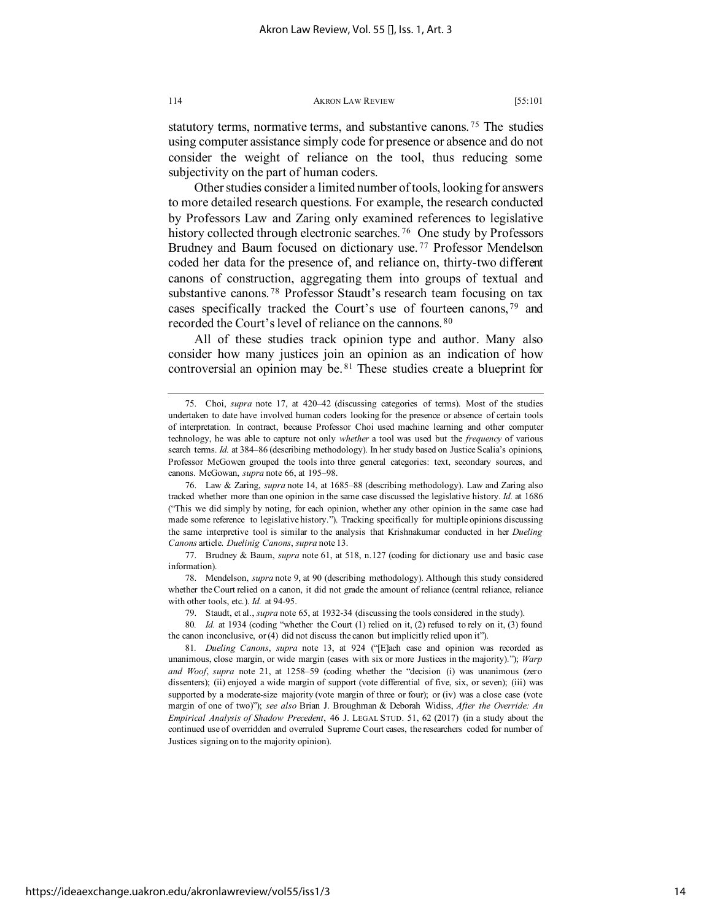statutory terms, normative terms, and substantive canons.[75] The studies using computer assistance simply code for presence or absence and do not consider the weight of reliance on the tool, thus reducing some subjectivity on the part of human coders.

Other studies consider a limited number of tools, looking for answers to more detailed research questions. For example, the research conducted by Professors Law and Zaring only examined references to legislative history collected through electronic searches.[76] One study by Professors Brudney and Baum focused on dictionary use.[77] Professor Mendelson coded her data for the presence of, and reliance on, thirty-two different canons of construction, aggregating them into groups of textual and substantive canons.[78] Professor Staudt's research team focusing on tax cases specifically tracked the Court's use of fourteen canons,[79] and recorded the Court's level of reliance on the cannons.[80]

All of these studies track opinion type and author. Many also consider how many justices join an opinion as an indication of how controversial an opinion may be.[81] These studies create a blueprint for

---

75. Choi, *supra* note 17, at 420–42 (discussing categories of terms). Most of the studies undertaken to date have involved human coders looking for the presence or absence of certain tools of interpretation. In contract, because Professor Choi used machine learning and other computer technology, he was able to capture not only *whether* a tool was used but the *frequency* of various search terms. *Id.* at 384–86 (describing methodology). In her study based on Justice Scalia's opinions, Professor McGowen grouped the tools into three general categories: text, secondary sources, and canons. McGowan, *supra* note 66, at 195–98.

76. Law & Zaring, *supra* note 14, at 1685–88 (describing methodology). Law and Zaring also tracked whether more than one opinion in the same case discussed the legislative history. *Id.* at 1686 ("This we did simply by noting, for each opinion, whether any other opinion in the same case had made some reference to legislative history."). Tracking specifically for multiple opinions discussing the same interpretive tool is similar to the analysis that Krishnakumar conducted in her *Dueling Canons* article. *Duelinig Canons*, *supra* note 13.

77. Brudney & Baum, *supra* note 61, at 518, n.127 (coding for dictionary use and basic case information).

78. Mendelson, *supra* note 9, at 90 (describing methodology). Although this study considered whether the Court relied on a canon, it did not grade the amount of reliance (central reliance, reliance with other tools, etc.). *Id.* at 94-95.

79. Staudt, et al., *supra* note 65, at 1932-34 (discussing the tools considered in the study).

80. *Id.* at 1934 (coding "whether the Court (1) relied on it, (2) refused to rely on it, (3) found the canon inconclusive, or (4) did not discuss the canon but implicitly relied upon it").

81. *Dueling Canons*, *supra* note 13, at 924 ("[E]ach case and opinion was recorded as unanimous, close margin, or wide margin (cases with six or more Justices in the majority)."); *Warp and Woof*, *supra* note 21, at 1258–59 (coding whether the "decision (i) was unanimous (zero dissenters); (ii) enjoyed a wide margin of support (vote differential of five, six, or seven); (iii) was supported by a moderate-size majority (vote margin of three or four); or (iv) was a close case (vote margin of one of two)"); *see also* Brian J. Broughman & Deborah Widiss, *After the Override: An Empirical Analysis of Shadow Precedent*, 46 J. LEGAL STUD. 51, 62 (2017) (in a study about the continued use of overridden and overruled Supreme Court cases, the researchers coded for number of Justices signing on to the majority opinion).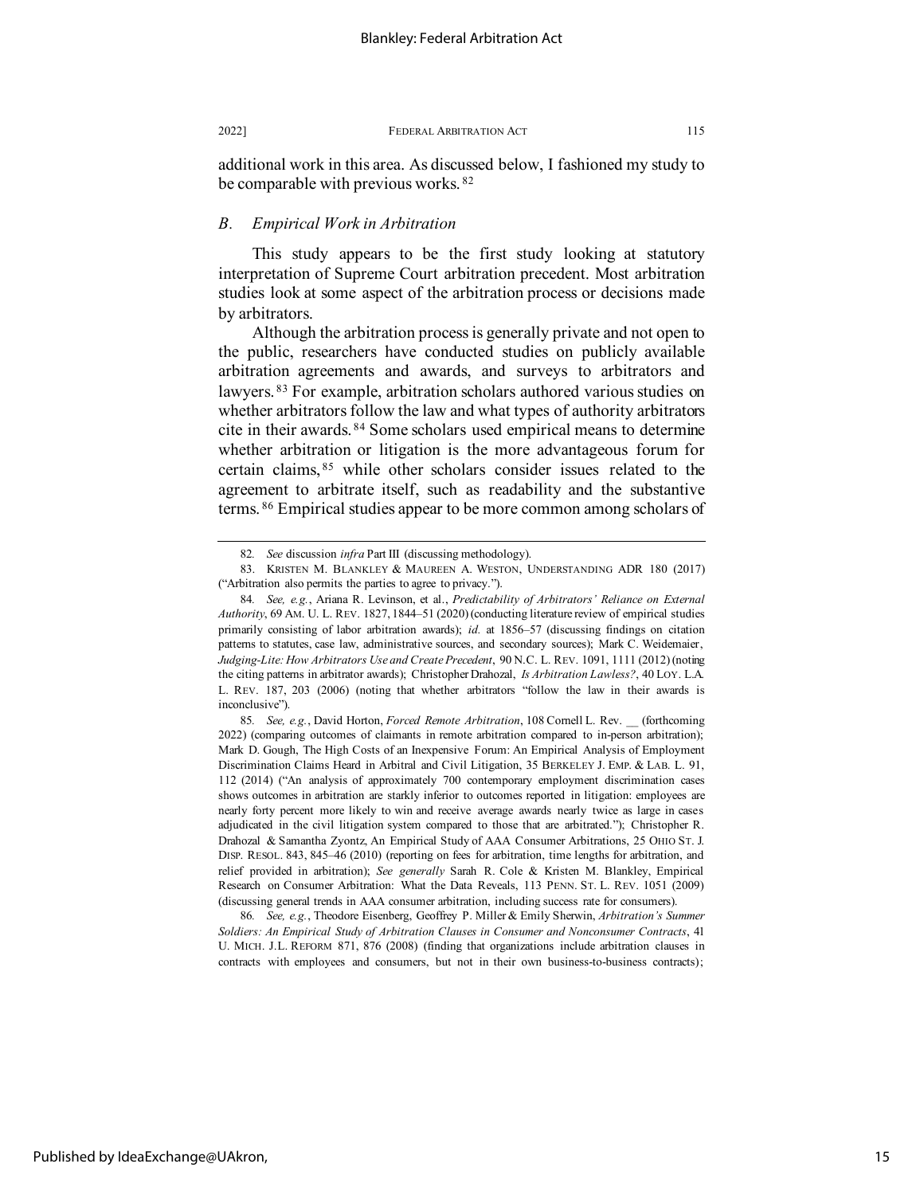additional work in this area. As discussed below, I fashioned my study to be comparable with previous works.[82]

### *B. Empirical Work in Arbitration*

This study appears to be the first study looking at statutory interpretation of Supreme Court arbitration precedent. Most arbitration studies look at some aspect of the arbitration process or decisions made by arbitrators.

Although the arbitration process is generally private and not open to the public, researchers have conducted studies on publicly available arbitration agreements and awards, and surveys to arbitrators and lawyers.[83] For example, arbitration scholars authored various studies on whether arbitrators follow the law and what types of authority arbitrators cite in their awards.[84] Some scholars used empirical means to determine whether arbitration or litigation is the more advantageous forum for certain claims,[85] while other scholars consider issues related to the agreement to arbitrate itself, such as readability and the substantive terms.[86] Empirical studies appear to be more common among scholars of

---

82. *See* discussion *infra* Part III (discussing methodology).

83. KRISTEN M. BLANKLEY & MAUREEN A. WESTON, UNDERSTANDING ADR 180 (2017) ("Arbitration also permits the parties to agree to privacy.").

84. *See, e.g.*, Ariana R. Levinson, et al., *Predictability of Arbitrators' Reliance on External Authority*, 69 AM. U. L. REV. 1827, 1844–51 (2020) (conducting literature review of empirical studies primarily consisting of labor arbitration awards); *id.* at 1856–57 (discussing findings on citation patterns to statutes, case law, administrative sources, and secondary sources); Mark C. Weidemaier, *Judging-Lite: How Arbitrators Use and Create Precedent*, 90 N.C. L. REV. 1091, 1111 (2012) (noting the citing patterns in arbitrator awards); Christopher Drahozal, *Is Arbitration Lawless?*, 40 LOY. L.A. L. REV. 187, 203 (2006) (noting that whether arbitrators "follow the law in their awards is inconclusive").

85. *See, e.g.*, David Horton, *Forced Remote Arbitration*, 108 Cornell L. Rev. __ (forthcoming 2022) (comparing outcomes of claimants in remote arbitration compared to in-person arbitration); Mark D. Gough, The High Costs of an Inexpensive Forum: An Empirical Analysis of Employment Discrimination Claims Heard in Arbitral and Civil Litigation, 35 BERKELEY J. EMP. & LAB. L. 91, 112 (2014) ("An analysis of approximately 700 contemporary employment discrimination cases shows outcomes in arbitration are starkly inferior to outcomes reported in litigation: employees are nearly forty percent more likely to win and receive average awards nearly twice as large in cases adjudicated in the civil litigation system compared to those that are arbitrated."); Christopher R. Drahozal & Samantha Zyontz, An Empirical Study of AAA Consumer Arbitrations, 25 OHIO ST. J. DISP. RESOL. 843, 845–46 (2010) (reporting on fees for arbitration, time lengths for arbitration, and relief provided in arbitration); *See generally* Sarah R. Cole & Kristen M. Blankley, Empirical Research on Consumer Arbitration: What the Data Reveals, 113 PENN. ST. L. REV. 1051 (2009) (discussing general trends in AAA consumer arbitration, including success rate for consumers).

86. *See, e.g.*, Theodore Eisenberg, Geoffrey P. Miller & Emily Sherwin, *Arbitration's Summer Soldiers: An Empirical Study of Arbitration Clauses in Consumer and Nonconsumer Contracts*, 41 U. MICH. J.L. REFORM 871, 876 (2008) (finding that organizations include arbitration clauses in contracts with employees and consumers, but not in their own business-to-business contracts);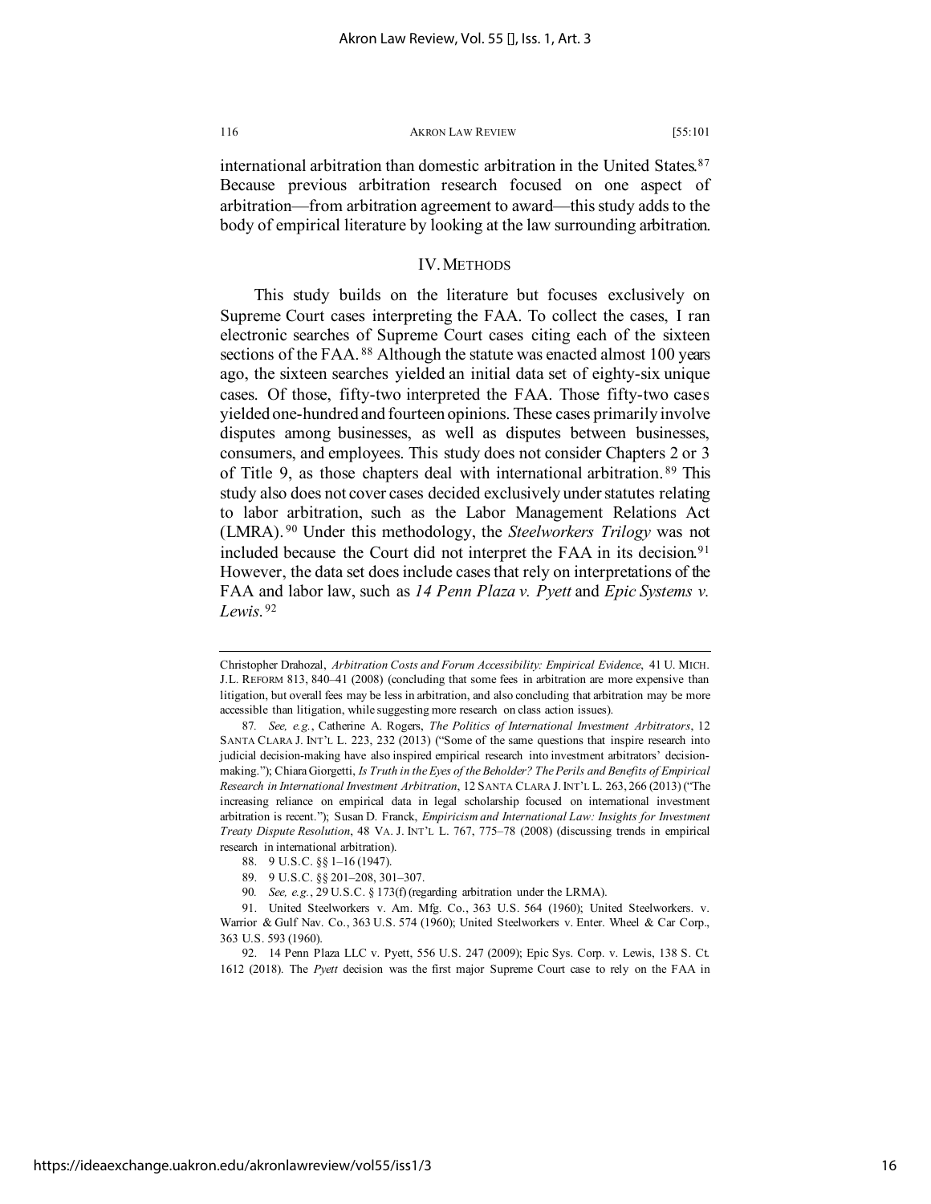international arbitration than domestic arbitration in the United States.[87] Because previous arbitration research focused on one aspect of arbitration—from arbitration agreement to award—this study adds to the body of empirical literature by looking at the law surrounding arbitration.

## IV. METHODS

This study builds on the literature but focuses exclusively on Supreme Court cases interpreting the FAA. To collect the cases, I ran electronic searches of Supreme Court cases citing each of the sixteen sections of the FAA.[88] Although the statute was enacted almost 100 years ago, the sixteen searches yielded an initial data set of eighty-six unique cases. Of those, fifty-two interpreted the FAA. Those fifty-two cases yielded one-hundred and fourteen opinions. These cases primarily involve disputes among businesses, as well as disputes between businesses, consumers, and employees. This study does not consider Chapters 2 or 3 of Title 9, as those chapters deal with international arbitration.[89] This study also does not cover cases decided exclusively under statutes relating to labor arbitration, such as the Labor Management Relations Act (LMRA).[90] Under this methodology, the *Steelworkers Trilogy* was not included because the Court did not interpret the FAA in its decision.[91] However, the data set does include cases that rely on interpretations of the FAA and labor law, such as *14 Penn Plaza v. Pyett* and *Epic Systems v. Lewis*.[92]

---

Christopher Drahozal, *Arbitration Costs and Forum Accessibility: Empirical Evidence*, 41 U. MICH. J.L. REFORM 813, 840–41 (2008) (concluding that some fees in arbitration are more expensive than litigation, but overall fees may be less in arbitration, and also concluding that arbitration may be more accessible than litigation, while suggesting more research on class action issues).

87. *See, e.g.*, Catherine A. Rogers, *The Politics of International Investment Arbitrators*, 12 SANTA CLARA J. INT'L L. 223, 232 (2013) ("Some of the same questions that inspire research into judicial decision-making have also inspired empirical research into investment arbitrators' decision-making."); Chiara Giorgetti, *Is Truth in the Eyes of the Beholder? The Perils and Benefits of Empirical Research in International Investment Arbitration*, 12 SANTA CLARA J. INT'L L. 263, 266 (2013) ("The increasing reliance on empirical data in legal scholarship focused on international investment arbitration is recent."); Susan D. Franck, *Empiricism and International Law: Insights for Investment Treaty Dispute Resolution*, 48 VA. J. INT'L L. 767, 775–78 (2008) (discussing trends in empirical research in international arbitration).

88. 9 U.S.C. §§ 1–16 (1947).

89. 9 U.S.C. §§ 201–208, 301–307.

90. *See, e.g.*, 29 U.S.C. § 173(f) (regarding arbitration under the LRMA).

91. United Steelworkers v. Am. Mfg. Co., 363 U.S. 564 (1960); United Steelworkers. v. Warrior & Gulf Nav. Co., 363 U.S. 574 (1960); United Steelworkers v. Enter. Wheel & Car Corp., 363 U.S. 593 (1960).

92. 14 Penn Plaza LLC v. Pyett, 556 U.S. 247 (2009); Epic Sys. Corp. v. Lewis, 138 S. Ct. 1612 (2018). The *Pyett* decision was the first major Supreme Court case to rely on the FAA in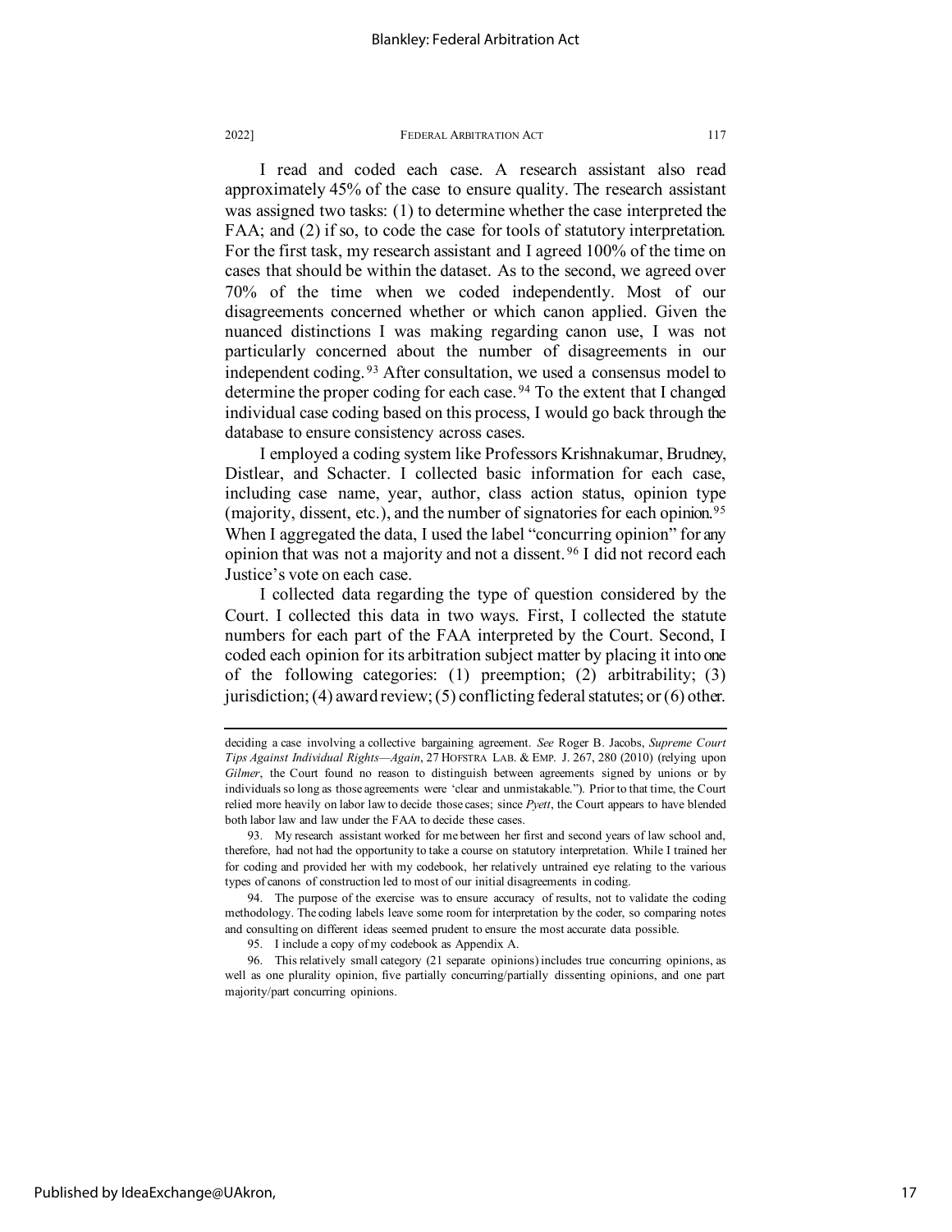I read and coded each case. A research assistant also read approximately 45% of the case to ensure quality. The research assistant was assigned two tasks: (1) to determine whether the case interpreted the FAA; and (2) if so, to code the case for tools of statutory interpretation. For the first task, my research assistant and I agreed 100% of the time on cases that should be within the dataset. As to the second, we agreed over 70% of the time when we coded independently. Most of our disagreements concerned whether or which canon applied. Given the nuanced distinctions I was making regarding canon use, I was not particularly concerned about the number of disagreements in our independent coding.[93] After consultation, we used a consensus model to determine the proper coding for each case.[94] To the extent that I changed individual case coding based on this process, I would go back through the database to ensure consistency across cases.

I employed a coding system like Professors Krishnakumar, Brudney, Distlear, and Schacter. I collected basic information for each case, including case name, year, author, class action status, opinion type (majority, dissent, etc.), and the number of signatories for each opinion.[95] When I aggregated the data, I used the label "concurring opinion" for any opinion that was not a majority and not a dissent.[96] I did not record each Justice's vote on each case.

I collected data regarding the type of question considered by the Court. I collected this data in two ways. First, I collected the statute numbers for each part of the FAA interpreted by the Court. Second, I coded each opinion for its arbitration subject matter by placing it into one of the following categories: (1) preemption; (2) arbitrability; (3) jurisdiction; (4) award review; (5) conflicting federal statutes; or (6) other.

---

deciding a case involving a collective bargaining agreement. *See* Roger B. Jacobs, *Supreme Court Tips Against Individual Rights—Again*, 27 HOFSTRA LAB. & EMP. J. 267, 280 (2010) (relying upon *Gilmer*, the Court found no reason to distinguish between agreements signed by unions or by individuals so long as those agreements were 'clear and unmistakable."). Prior to that time, the Court relied more heavily on labor law to decide those cases; since *Pyett*, the Court appears to have blended both labor law and law under the FAA to decide these cases.

93. My research assistant worked for me between her first and second years of law school and, therefore, had not had the opportunity to take a course on statutory interpretation. While I trained her for coding and provided her with my codebook, her relatively untrained eye relating to the various types of canons of construction led to most of our initial disagreements in coding.

94. The purpose of the exercise was to ensure accuracy of results, not to validate the coding methodology. The coding labels leave some room for interpretation by the coder, so comparing notes and consulting on different ideas seemed prudent to ensure the most accurate data possible.

95. I include a copy of my codebook as Appendix A.

96. This relatively small category (21 separate opinions) includes true concurring opinions, as well as one plurality opinion, five partially concurring/partially dissenting opinions, and one part majority/part concurring opinions.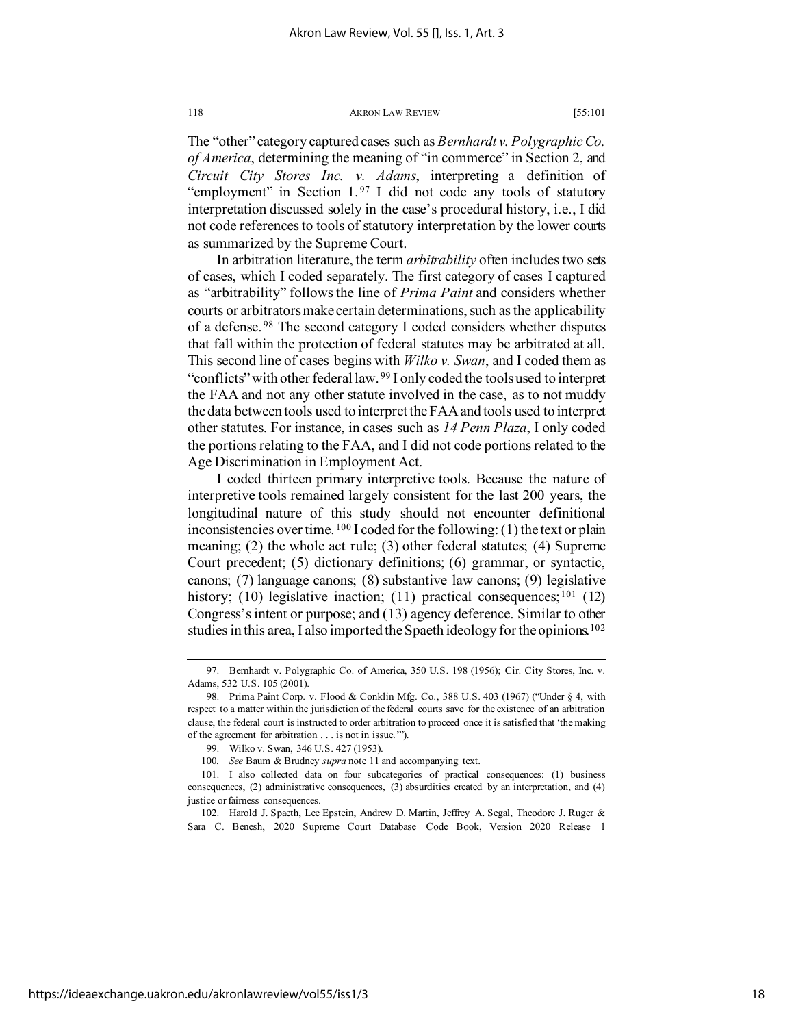The "other" category captured cases such as *Bernhardt v. Polygraphic Co. of America*, determining the meaning of "in commerce" in Section 2, and *Circuit City Stores Inc. v. Adams*, interpreting a definition of "employment" in Section 1.[97] I did not code any tools of statutory interpretation discussed solely in the case's procedural history, i.e., I did not code references to tools of statutory interpretation by the lower courts as summarized by the Supreme Court.

In arbitration literature, the term *arbitrability* often includes two sets of cases, which I coded separately. The first category of cases I captured as "arbitrability" follows the line of *Prima Paint* and considers whether courts or arbitrators make certain determinations, such as the applicability of a defense.[98] The second category I coded considers whether disputes that fall within the protection of federal statutes may be arbitrated at all. This second line of cases begins with *Wilko v. Swan*, and I coded them as "conflicts" with other federal law.[99] I only coded the tools used to interpret the FAA and not any other statute involved in the case, as to not muddy the data between tools used to interpret the FAA and tools used to interpret other statutes. For instance, in cases such as *14 Penn Plaza*, I only coded the portions relating to the FAA, and I did not code portions related to the Age Discrimination in Employment Act.

I coded thirteen primary interpretive tools. Because the nature of interpretive tools remained largely consistent for the last 200 years, the longitudinal nature of this study should not encounter definitional inconsistencies over time.[100] I coded for the following: (1) the text or plain meaning; (2) the whole act rule; (3) other federal statutes; (4) Supreme Court precedent; (5) dictionary definitions; (6) grammar, or syntactic, canons; (7) language canons; (8) substantive law canons; (9) legislative history; (10) legislative inaction; (11) practical consequences;[101] (12) Congress's intent or purpose; and (13) agency deference. Similar to other studies in this area, I also imported the Spaeth ideology for the opinions.[102]

---

97. Bernhardt v. Polygraphic Co. of America, 350 U.S. 198 (1956); Cir. City Stores, Inc. v. Adams, 532 U.S. 105 (2001).

98. Prima Paint Corp. v. Flood & Conklin Mfg. Co., 388 U.S. 403 (1967) ("Under § 4, with respect to a matter within the jurisdiction of the federal courts save for the existence of an arbitration clause, the federal court is instructed to order arbitration to proceed once it is satisfied that 'the making of the agreement for arbitration . . . is not in issue.'").

99. Wilko v. Swan, 346 U.S. 427 (1953).

100. *See* Baum & Brudney *supra* note 11 and accompanying text.

101. I also collected data on four subcategories of practical consequences: (1) business consequences, (2) administrative consequences, (3) absurdities created by an interpretation, and (4) justice or fairness consequences.

102. Harold J. Spaeth, Lee Epstein, Andrew D. Martin, Jeffrey A. Segal, Theodore J. Ruger & Sara C. Benesh, 2020 Supreme Court Database Code Book, Version 2020 Release 1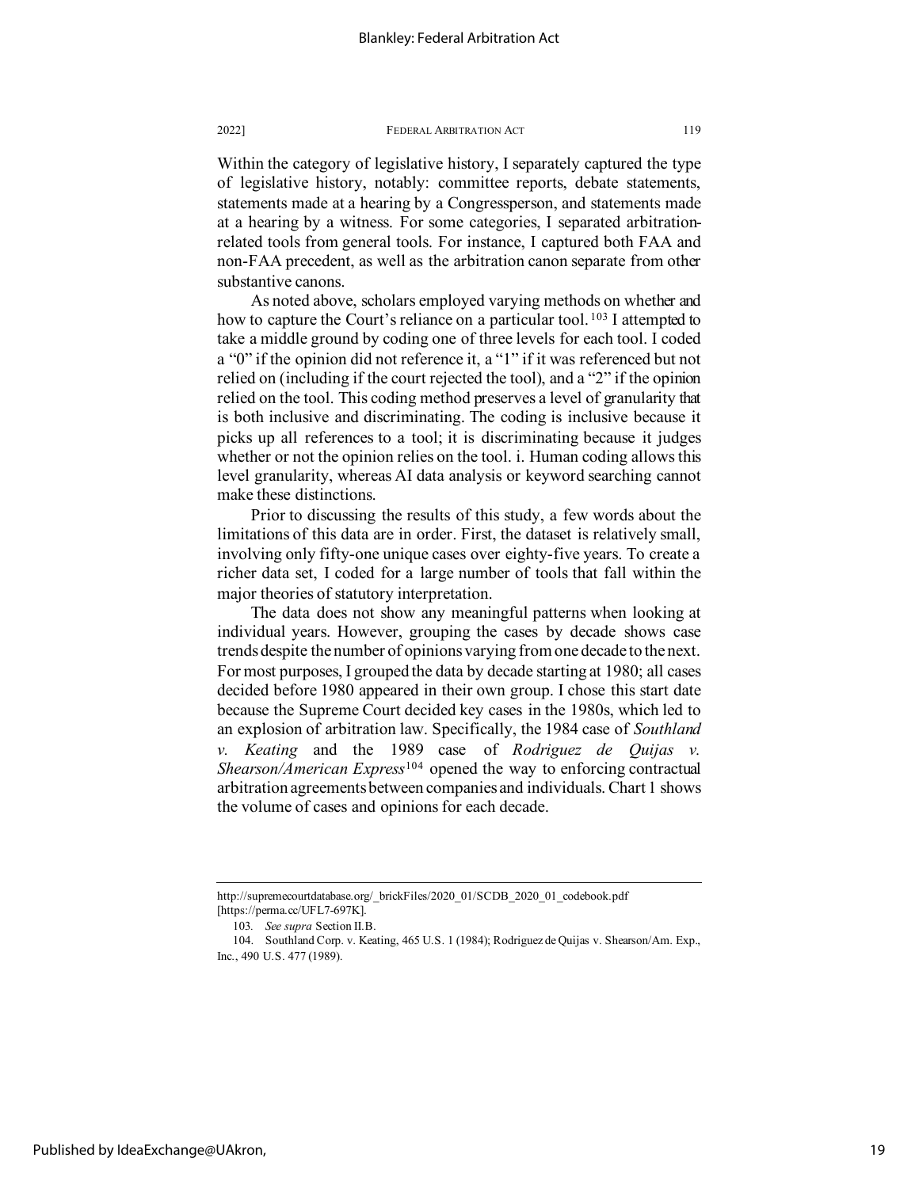Within the category of legislative history, I separately captured the type of legislative history, notably: committee reports, debate statements, statements made at a hearing by a Congressperson, and statements made at a hearing by a witness. For some categories, I separated arbitration-related tools from general tools. For instance, I captured both FAA and non-FAA precedent, as well as the arbitration canon separate from other substantive canons.

As noted above, scholars employed varying methods on whether and how to capture the Court's reliance on a particular tool.[103] I attempted to take a middle ground by coding one of three levels for each tool. I coded a "0" if the opinion did not reference it, a "1" if it was referenced but not relied on (including if the court rejected the tool), and a "2" if the opinion relied on the tool. This coding method preserves a level of granularity that is both inclusive and discriminating. The coding is inclusive because it picks up all references to a tool; it is discriminating because it judges whether or not the opinion relies on the tool. i. Human coding allows this level granularity, whereas AI data analysis or keyword searching cannot make these distinctions.

Prior to discussing the results of this study, a few words about the limitations of this data are in order. First, the dataset is relatively small, involving only fifty-one unique cases over eighty-five years. To create a richer data set, I coded for a large number of tools that fall within the major theories of statutory interpretation.

The data does not show any meaningful patterns when looking at individual years. However, grouping the cases by decade shows case trends despite the number of opinions varying from one decade to the next. For most purposes, I grouped the data by decade starting at 1980; all cases decided before 1980 appeared in their own group. I chose this start date because the Supreme Court decided key cases in the 1980s, which led to an explosion of arbitration law. Specifically, the 1984 case of *Southland v. Keating* and the 1989 case of *Rodriguez de Quijas v. Shearson/American Express*[104] opened the way to enforcing contractual arbitration agreements between companies and individuals. Chart 1 shows the volume of cases and opinions for each decade.

---

http://supremecourtdatabase.org/_brickFiles/2020_01/SCDB_2020_01_codebook.pdf [https://perma.cc/UFL7-697K].

103. *See supra* Section II.B.

104. Southland Corp. v. Keating, 465 U.S. 1 (1984); Rodriguez de Quijas v. Shearson/Am. Exp., Inc., 490 U.S. 477 (1989).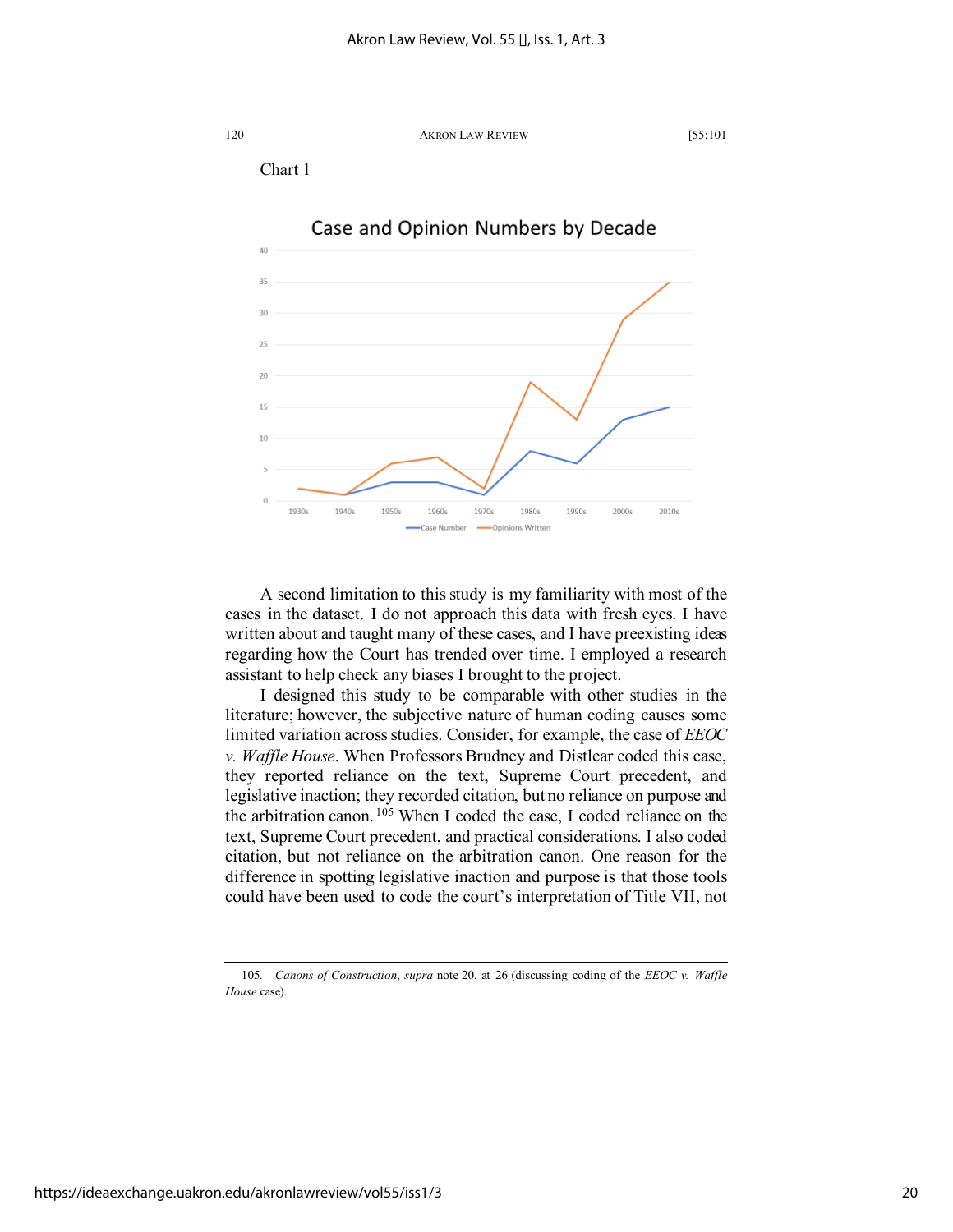Chart 1

A second limitation to this study is my familiarity with most of the cases in the dataset. I do not approach this data with fresh eyes. I have written about and taught many of these cases, and I have preexisting ideas regarding how the Court has trended over time. I employed a research assistant to help check any biases I brought to the project.

I designed this study to be comparable with other studies in the literature; however, the subjective nature of human coding causes some limited variation across studies. Consider, for example, the case of *EEOC v. Waffle House*. When Professors Brudney and Distlear coded this case, they reported reliance on the text, Supreme Court precedent, and legislative inaction; they recorded citation, but no reliance on purpose and the arbitration canon.[105] When I coded the case, I coded reliance on the text, Supreme Court precedent, and practical considerations. I also coded citation, but not reliance on the arbitration canon. One reason for the difference in spotting legislative inaction and purpose is that those tools could have been used to code the court's interpretation of Title VII, not

105. *Canons of Construction*, *supra* note 20, at 26 (discussing coding of the *EEOC v. Waffle House* case).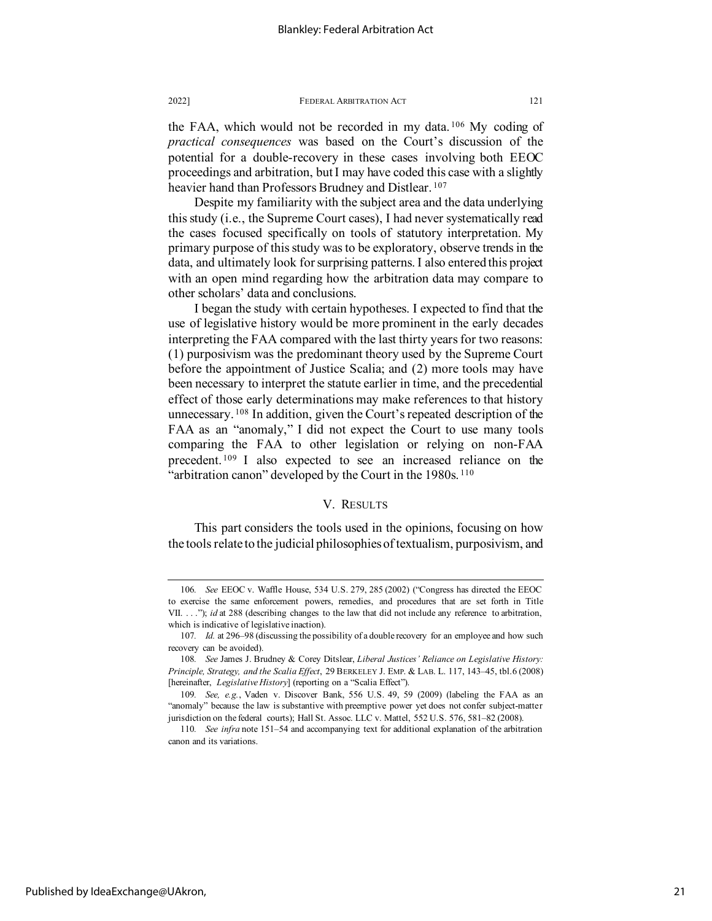the FAA, which would not be recorded in my data.[106] My coding of *practical consequences* was based on the Court's discussion of the potential for a double-recovery in these cases involving both EEOC proceedings and arbitration, but I may have coded this case with a slightly heavier hand than Professors Brudney and Distlear.[107]

Despite my familiarity with the subject area and the data underlying this study (i.e., the Supreme Court cases), I had never systematically read the cases focused specifically on tools of statutory interpretation. My primary purpose of this study was to be exploratory, observe trends in the data, and ultimately look for surprising patterns. I also entered this project with an open mind regarding how the arbitration data may compare to other scholars' data and conclusions.

I began the study with certain hypotheses. I expected to find that the use of legislative history would be more prominent in the early decades interpreting the FAA compared with the last thirty years for two reasons: (1) purposivism was the predominant theory used by the Supreme Court before the appointment of Justice Scalia; and (2) more tools may have been necessary to interpret the statute earlier in time, and the precedential effect of those early determinations may make references to that history unnecessary.[108] In addition, given the Court's repeated description of the FAA as an "anomaly," I did not expect the Court to use many tools comparing the FAA to other legislation or relying on non-FAA precedent.[109] I also expected to see an increased reliance on the "arbitration canon" developed by the Court in the 1980s.[110]

## V. RESULTS

This part considers the tools used in the opinions, focusing on how the tools relate to the judicial philosophies of textualism, purposivism, and

---

106. *See* EEOC v. Waffle House, 534 U.S. 279, 285 (2002) ("Congress has directed the EEOC to exercise the same enforcement powers, remedies, and procedures that are set forth in Title VII. . . ."); *id* at 288 (describing changes to the law that did not include any reference to arbitration, which is indicative of legislative inaction).

107. *Id.* at 296–98 (discussing the possibility of a double recovery for an employee and how such recovery can be avoided).

108. *See* James J. Brudney & Corey Ditslear, *Liberal Justices' Reliance on Legislative History: Principle, Strategy, and the Scalia Effect*, 29 BERKELEY J. EMP. & LAB. L. 117, 143–45, tbl.6 (2008) [hereinafter, *Legislative History*] (reporting on a "Scalia Effect").

109. *See, e.g.*, Vaden v. Discover Bank, 556 U.S. 49, 59 (2009) (labeling the FAA as an "anomaly" because the law is substantive with preemptive power yet does not confer subject-matter jurisdiction on the federal courts); Hall St. Assoc. LLC v. Mattel, 552 U.S. 576, 581–82 (2008).

110. *See infra* note 151–54 and accompanying text for additional explanation of the arbitration canon and its variations.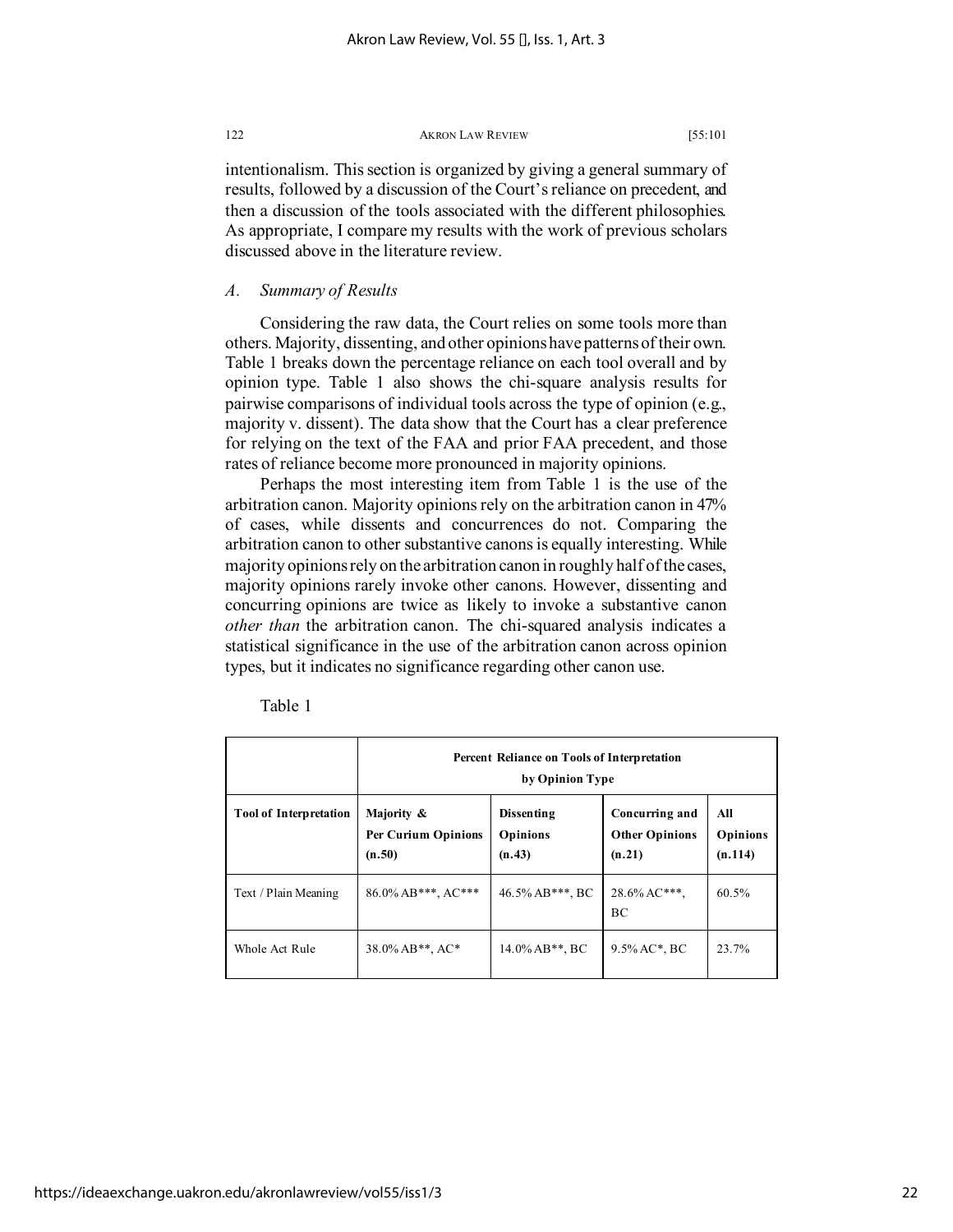intentionalism. This section is organized by giving a general summary of results, followed by a discussion of the Court's reliance on precedent, and then a discussion of the tools associated with the different philosophies. As appropriate, I compare my results with the work of previous scholars discussed above in the literature review.

### *A. Summary of Results*

Considering the raw data, the Court relies on some tools more than others. Majority, dissenting, and other opinions have patterns of their own. Table 1 breaks down the percentage reliance on each tool overall and by opinion type. Table 1 also shows the chi-square analysis results for pairwise comparisons of individual tools across the type of opinion (e.g., majority v. dissent). The data show that the Court has a clear preference for relying on the text of the FAA and prior FAA precedent, and those rates of reliance become more pronounced in majority opinions.

Perhaps the most interesting item from Table 1 is the use of the arbitration canon. Majority opinions rely on the arbitration canon in 47% of cases, while dissents and concurrences do not. Comparing the arbitration canon to other substantive canons is equally interesting. While majority opinions rely on the arbitration canon in roughly half of the cases, majority opinions rarely invoke other canons. However, dissenting and concurring opinions are twice as likely to invoke a substantive canon *other than* the arbitration canon. The chi-squared analysis indicates a statistical significance in the use of the arbitration canon across opinion types, but it indicates no significance regarding other canon use.

Table 1

| | **Percent Reliance on Tools of Interpretation by Opinion Type** | | | |
|---|---|---|---|---|
| **Tool of Interpretation** | **Majority & Per Curium Opinions (n.50)** | **Dissenting Opinions (n.43)** | **Concurring and Other Opinions (n.21)** | **All Opinions (n.114)** |
| Text / Plain Meaning | 86.0% AB***, AC*** | 46.5% AB***, BC | 28.6% AC***, BC | 60.5% |
| Whole Act Rule | 38.0% AB**, AC* | 14.0% AB**, BC | 9.5% AC*, BC | 23.7% |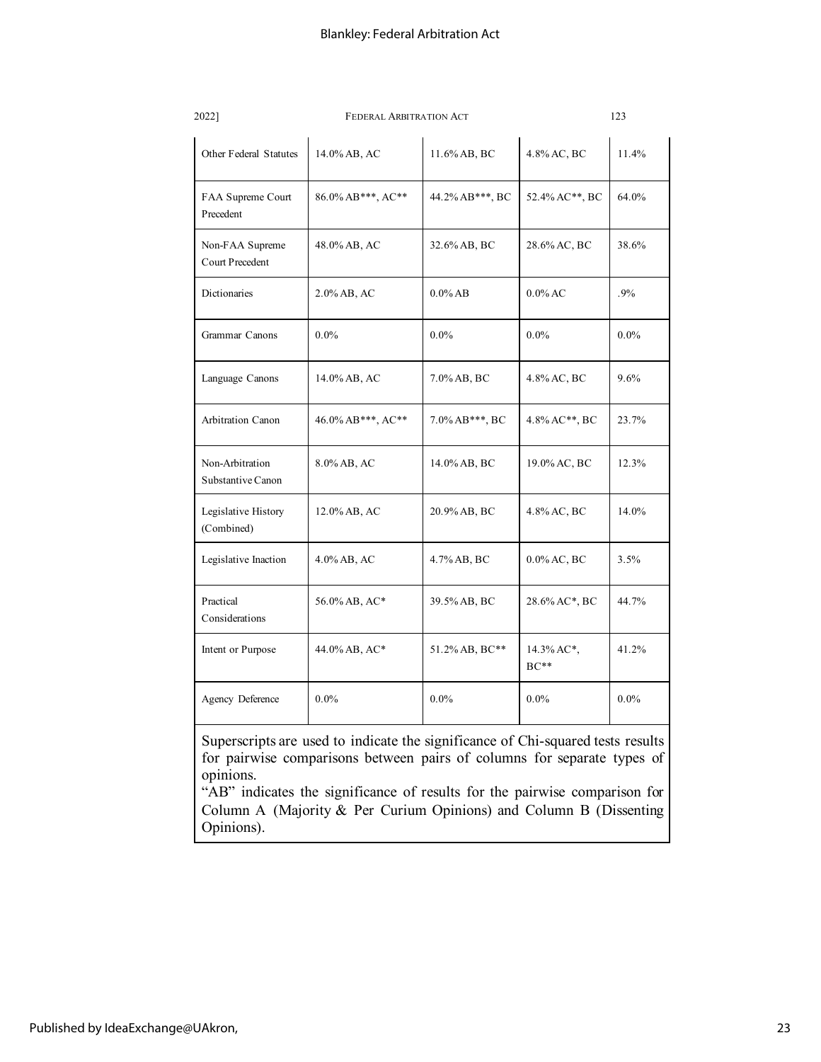| Other Federal Statutes | 14.0% AB, AC | 11.6% AB, BC | 4.8% AC, BC | 11.4% |
|---|---|---|---|---|
| FAA Supreme Court Precedent | 86.0% AB***, AC** | 44.2% AB***, BC | 52.4% AC**, BC | 64.0% |
| Non-FAA Supreme Court Precedent | 48.0% AB, AC | 32.6% AB, BC | 28.6% AC, BC | 38.6% |
| Dictionaries | 2.0% AB, AC | 0.0% AB | 0.0% AC | .9% |
| Grammar Canons | 0.0% | 0.0% | 0.0% | 0.0% |
| Language Canons | 14.0% AB, AC | 7.0% AB, BC | 4.8% AC, BC | 9.6% |
| Arbitration Canon | 46.0% AB***, AC** | 7.0% AB***, BC | 4.8% AC**, BC | 23.7% |
| Non-Arbitration Substantive Canon | 8.0% AB, AC | 14.0% AB, BC | 19.0% AC, BC | 12.3% |
| Legislative History (Combined) | 12.0% AB, AC | 20.9% AB, BC | 4.8% AC, BC | 14.0% |
| Legislative Inaction | 4.0% AB, AC | 4.7% AB, BC | 0.0% AC, BC | 3.5% |
| Practical Considerations | 56.0% AB, AC* | 39.5% AB, BC | 28.6% AC*, BC | 44.7% |
| Intent or Purpose | 44.0% AB, AC* | 51.2% AB, BC** | 14.3% AC*, BC** | 41.2% |
| Agency Deference | 0.0% | 0.0% | 0.0% | 0.0% |

Superscripts are used to indicate the significance of Chi-squared tests results for pairwise comparisons between pairs of columns for separate types of opinions.
"AB" indicates the significance of results for the pairwise comparison for Column A (Majority & Per Curium Opinions) and Column B (Dissenting Opinions).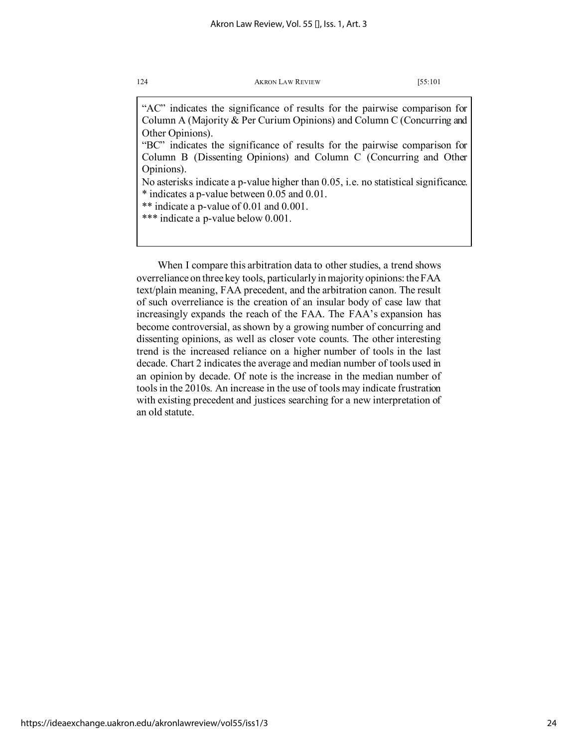"AC" indicates the significance of results for the pairwise comparison for Column A (Majority & Per Curium Opinions) and Column C (Concurring and Other Opinions).
"BC" indicates the significance of results for the pairwise comparison for Column B (Dissenting Opinions) and Column C (Concurring and Other Opinions).
No asterisks indicate a p-value higher than 0.05, i.e. no statistical significance.
* indicates a p-value between 0.05 and 0.01.
** indicate a p-value of 0.01 and 0.001.
*** indicate a p-value below 0.001.

When I compare this arbitration data to other studies, a trend shows overreliance on three key tools, particularly in majority opinions: the FAA text/plain meaning, FAA precedent, and the arbitration canon. The result of such overreliance is the creation of an insular body of case law that increasingly expands the reach of the FAA. The FAA's expansion has become controversial, as shown by a growing number of concurring and dissenting opinions, as well as closer vote counts. The other interesting trend is the increased reliance on a higher number of tools in the last decade. Chart 2 indicates the average and median number of tools used in an opinion by decade. Of note is the increase in the median number of tools in the 2010s. An increase in the use of tools may indicate frustration with existing precedent and justices searching for a new interpretation of an old statute.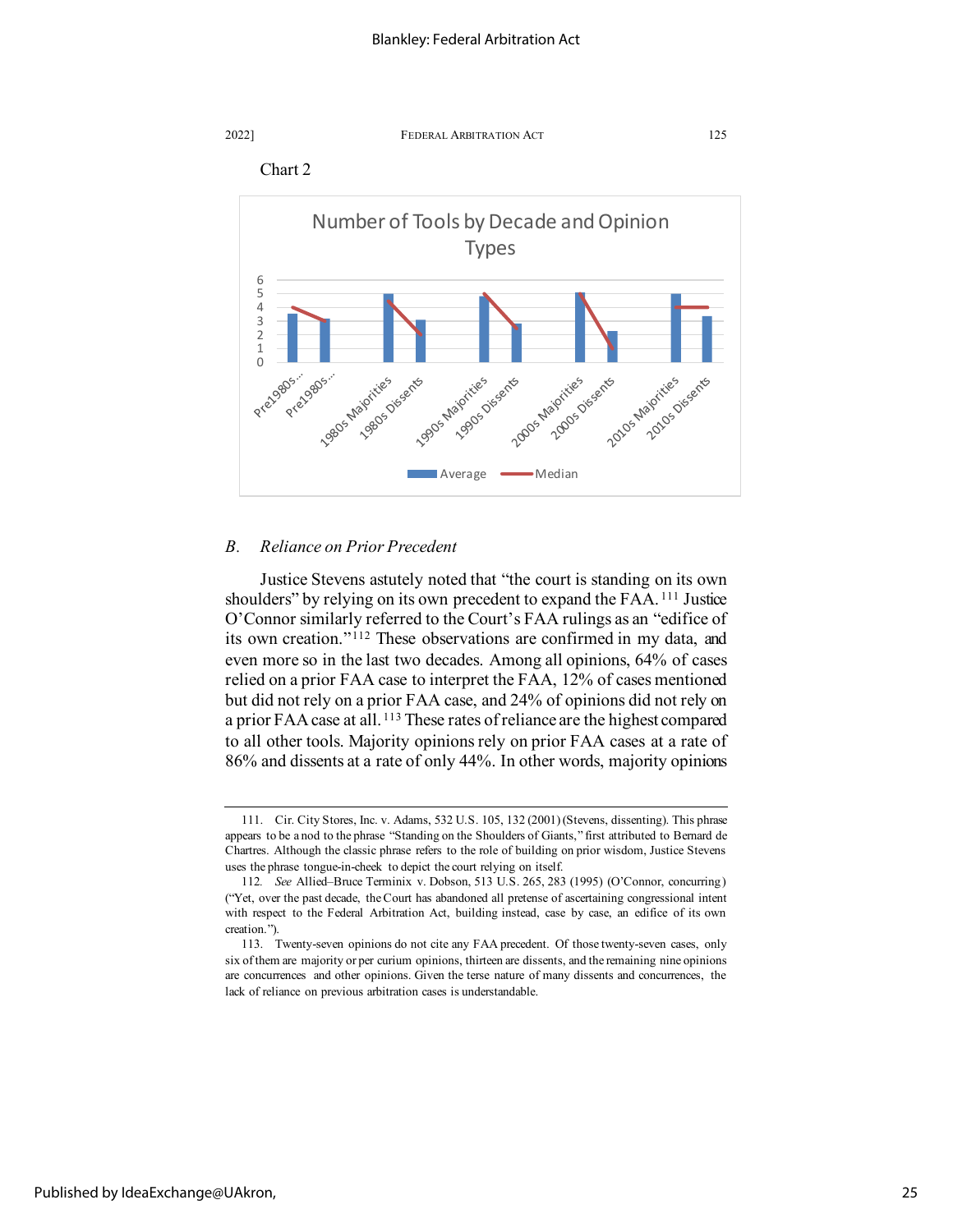Chart 2

Number of Tools by Decade and Opinion Types

## B. *Reliance on Prior Precedent*

Justice Stevens astutely noted that "the court is standing on its own shoulders" by relying on its own precedent to expand the FAA.[111] Justice O'Connor similarly referred to the Court's FAA rulings as an "edifice of its own creation."[112] These observations are confirmed in my data, and even more so in the last two decades. Among all opinions, 64% of cases relied on a prior FAA case to interpret the FAA, 12% of cases mentioned but did not rely on a prior FAA case, and 24% of opinions did not rely on a prior FAA case at all.[113] These rates of reliance are the highest compared to all other tools. Majority opinions rely on prior FAA cases at a rate of 86% and dissents at a rate of only 44%. In other words, majority opinions

---

111. Cir. City Stores, Inc. v. Adams, 532 U.S. 105, 132 (2001) (Stevens, dissenting). This phrase appears to be a nod to the phrase "Standing on the Shoulders of Giants," first attributed to Bernard de Chartres. Although the classic phrase refers to the role of building on prior wisdom, Justice Stevens uses the phrase tongue-in-cheek to depict the court relying on itself.

112. *See* Allied–Bruce Terminix v. Dobson, 513 U.S. 265, 283 (1995) (O'Connor, concurring) ("Yet, over the past decade, the Court has abandoned all pretense of ascertaining congressional intent with respect to the Federal Arbitration Act, building instead, case by case, an edifice of its own creation.").

113. Twenty-seven opinions do not cite any FAA precedent. Of those twenty-seven cases, only six of them are majority or per curium opinions, thirteen are dissents, and the remaining nine opinions are concurrences and other opinions. Given the terse nature of many dissents and concurrences, the lack of reliance on previous arbitration cases is understandable.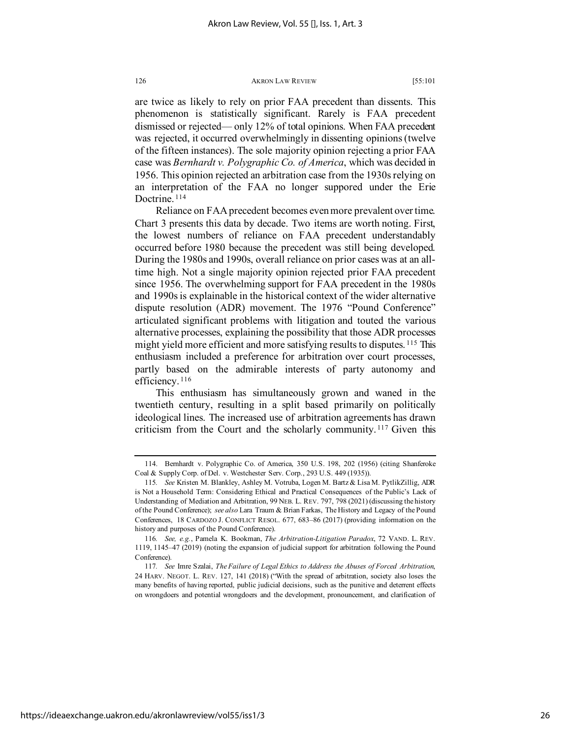are twice as likely to rely on prior FAA precedent than dissents. This phenomenon is statistically significant. Rarely is FAA precedent dismissed or rejected— only 12% of total opinions. When FAA precedent was rejected, it occurred overwhelmingly in dissenting opinions (twelve of the fifteen instances). The sole majority opinion rejecting a prior FAA case was *Bernhardt v. Polygraphic Co. of America*, which was decided in 1956. This opinion rejected an arbitration case from the 1930s relying on an interpretation of the FAA no longer suppored under the Erie Doctrine.[114]

Reliance on FAA precedent becomes even more prevalent over time. Chart 3 presents this data by decade. Two items are worth noting. First, the lowest numbers of reliance on FAA precedent understandably occurred before 1980 because the precedent was still being developed. During the 1980s and 1990s, overall reliance on prior cases was at an all-time high. Not a single majority opinion rejected prior FAA precedent since 1956. The overwhelming support for FAA precedent in the 1980s and 1990s is explainable in the historical context of the wider alternative dispute resolution (ADR) movement. The 1976 "Pound Conference" articulated significant problems with litigation and touted the various alternative processes, explaining the possibility that those ADR processes might yield more efficient and more satisfying results to disputes.[115] This enthusiasm included a preference for arbitration over court processes, partly based on the admirable interests of party autonomy and efficiency.[116]

This enthusiasm has simultaneously grown and waned in the twentieth century, resulting in a split based primarily on politically ideological lines. The increased use of arbitration agreements has drawn criticism from the Court and the scholarly community.[117] Given this

---

114. Bernhardt v. Polygraphic Co. of America, 350 U.S. 198, 202 (1956) (citing Shanferoke Coal & Supply Corp. of Del. v. Westchester Serv. Corp., 293 U.S. 449 (1935)).

115. *See* Kristen M. Blankley, Ashley M. Votruba, Logen M. Bartz & Lisa M. PytlikZillig, ADR is Not a Household Term: Considering Ethical and Practical Consequences of the Public's Lack of Understanding of Mediation and Arbitration, 99 NEB. L. REV. 797, 798 (2021) (discussing the history of the Pound Conference); *see also* Lara Traum & Brian Farkas, The History and Legacy of the Pound Conferences, 18 CARDOZO J. CONFLICT RESOL. 677, 683–86 (2017) (providing information on the history and purposes of the Pound Conference).

116. *See, e.g.*, Pamela K. Bookman, *The Arbitration-Litigation Paradox*, 72 VAND. L. REV. 1119, 1145–47 (2019) (noting the expansion of judicial support for arbitration following the Pound Conference).

117. *See* Imre Szalai, *The Failure of Legal Ethics to Address the Abuses of Forced Arbitration*, 24 HARV. NEGOT. L. REV. 127, 141 (2018) ("With the spread of arbitration, society also loses the many benefits of having reported, public judicial decisions, such as the punitive and deterrent effects on wrongdoers and potential wrongdoers and the development, pronouncement, and clarification of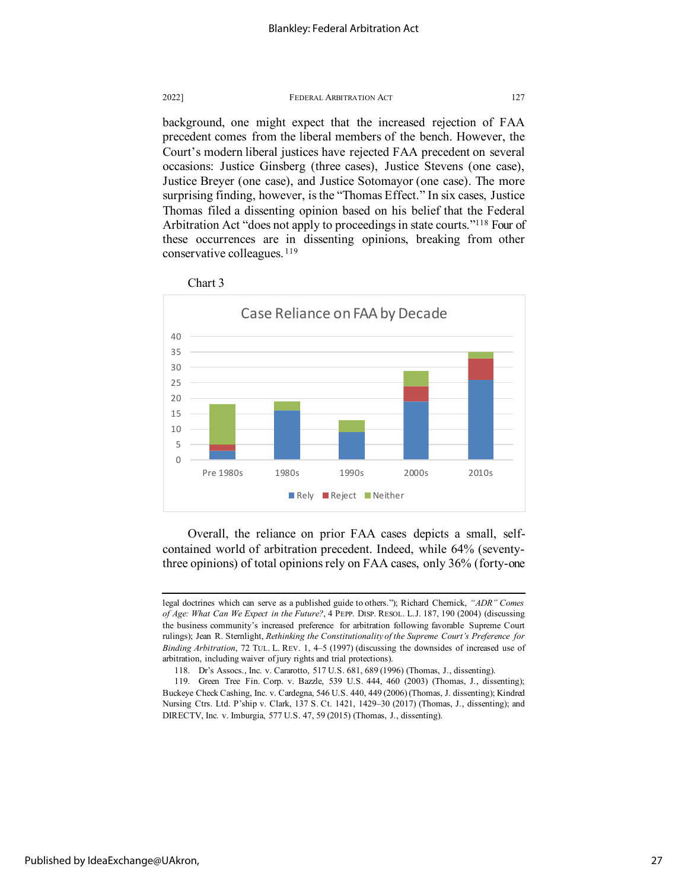background, one might expect that the increased rejection of FAA precedent comes from the liberal members of the bench. However, the Court's modern liberal justices have rejected FAA precedent on several occasions: Justice Ginsberg (three cases), Justice Stevens (one case), Justice Breyer (one case), and Justice Sotomayor (one case). The more surprising finding, however, is the "Thomas Effect." In six cases, Justice Thomas filed a dissenting opinion based on his belief that the Federal Arbitration Act "does not apply to proceedings in state courts."[118] Four of these occurrences are in dissenting opinions, breaking from other conservative colleagues.[119]

Chart 3

Case Reliance on FAA by Decade

Overall, the reliance on prior FAA cases depicts a small, self-contained world of arbitration precedent. Indeed, while 64% (seventy-three opinions) of total opinions rely on FAA cases, only 36% (forty-one

legal doctrines which can serve as a published guide to others."); Richard Chernick, *"ADR" Comes of Age: What Can We Expect in the Future?*, 4 PEPP. DISP. RESOL. L.J. 187, 190 (2004) (discussing the business community's increased preference for arbitration following favorable Supreme Court rulings); Jean R. Sternlight, *Rethinking the Constitutionality of the Supreme Court's Preference for Binding Arbitration*, 72 TUL. L. REV. 1, 4–5 (1997) (discussing the downsides of increased use of arbitration, including waiver of jury rights and trial protections).

118. Dr's Assocs., Inc. v. Cararotto, 517 U.S. 681, 689 (1996) (Thomas, J., dissenting).

119. Green Tree Fin. Corp. v. Bazzle, 539 U.S. 444, 460 (2003) (Thomas, J., dissenting); Buckeye Check Cashing, Inc. v. Cardegna, 546 U.S. 440, 449 (2006) (Thomas, J. dissenting); Kindred Nursing Ctrs. Ltd. P'ship v. Clark, 137 S. Ct. 1421, 1429–30 (2017) (Thomas, J., dissenting); and DIRECTV, Inc. v. Imburgia, 577 U.S. 47, 59 (2015) (Thomas, J., dissenting).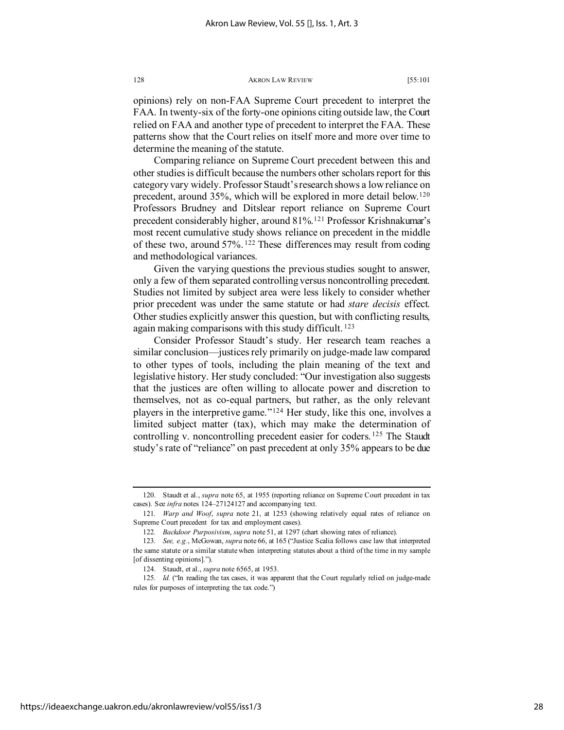opinions) rely on non-FAA Supreme Court precedent to interpret the FAA. In twenty-six of the forty-one opinions citing outside law, the Court relied on FAA and another type of precedent to interpret the FAA. These patterns show that the Court relies on itself more and more over time to determine the meaning of the statute.

Comparing reliance on Supreme Court precedent between this and other studies is difficult because the numbers other scholars report for this category vary widely. Professor Staudt's research shows a low reliance on precedent, around 35%, which will be explored in more detail below.[120] Professors Brudney and Ditslear report reliance on Supreme Court precedent considerably higher, around 81%.[121] Professor Krishnakumar's most recent cumulative study shows reliance on precedent in the middle of these two, around 57%.[122] These differences may result from coding and methodological variances.

Given the varying questions the previous studies sought to answer, only a few of them separated controlling versus noncontrolling precedent. Studies not limited by subject area were less likely to consider whether prior precedent was under the same statute or had *stare decisis* effect. Other studies explicitly answer this question, but with conflicting results, again making comparisons with this study difficult.[123]

Consider Professor Staudt's study. Her research team reaches a similar conclusion—justices rely primarily on judge-made law compared to other types of tools, including the plain meaning of the text and legislative history. Her study concluded: "Our investigation also suggests that the justices are often willing to allocate power and discretion to themselves, not as co-equal partners, but rather, as the only relevant players in the interpretive game."[124] Her study, like this one, involves a limited subject matter (tax), which may make the determination of controlling v. noncontrolling precedent easier for coders.[125] The Staudt study's rate of "reliance" on past precedent at only 35% appears to be due

---

120. Staudt et al., *supra* note 65, at 1955 (reporting reliance on Supreme Court precedent in tax cases). See *infra* notes 124–27124127 and accompanying text.

121. *Warp and Woof*, *supra* note 21, at 1253 (showing relatively equal rates of reliance on Supreme Court precedent for tax and employment cases).

122. *Backdoor Purposivism*, *supra* note 51, at 1297 (chart showing rates of reliance).

123. *See, e.g.*, McGowan, *supra* note 66, at 165 ("Justice Scalia follows case law that interpreted the same statute or a similar statute when interpreting statutes about a third of the time in my sample [of dissenting opinions].").

124. Staudt, et al., *supra* note 6565, at 1953.

125. *Id.* ("In reading the tax cases, it was apparent that the Court regularly relied on judge-made rules for purposes of interpreting the tax code.")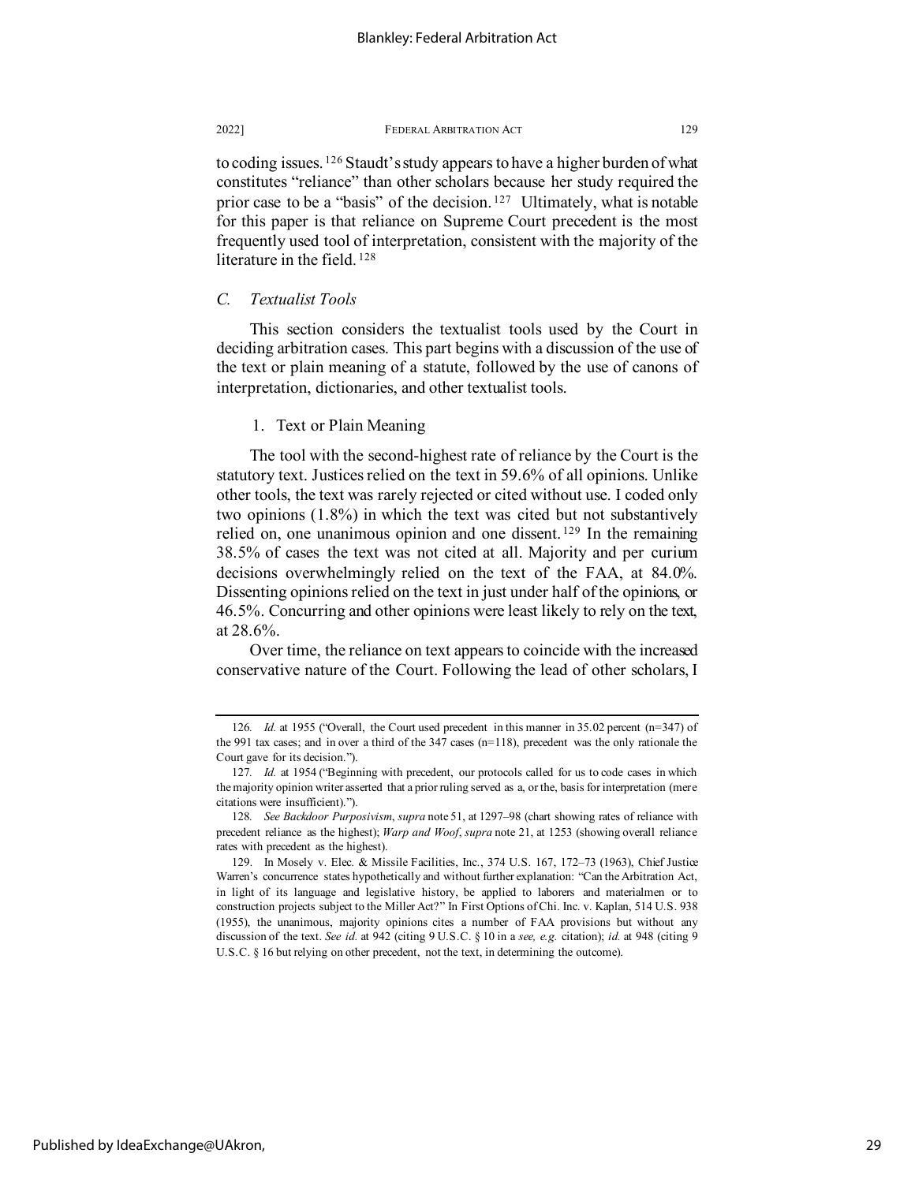to coding issues.[126] Staudt's study appears to have a higher burden of what constitutes "reliance" than other scholars because her study required the prior case to be a "basis" of the decision.[127] Ultimately, what is notable for this paper is that reliance on Supreme Court precedent is the most frequently used tool of interpretation, consistent with the majority of the literature in the field.[128]

### *C. Textualist Tools*

This section considers the textualist tools used by the Court in deciding arbitration cases. This part begins with a discussion of the use of the text or plain meaning of a statute, followed by the use of canons of interpretation, dictionaries, and other textualist tools.

#### 1. Text or Plain Meaning

The tool with the second-highest rate of reliance by the Court is the statutory text. Justices relied on the text in 59.6% of all opinions. Unlike other tools, the text was rarely rejected or cited without use. I coded only two opinions (1.8%) in which the text was cited but not substantively relied on, one unanimous opinion and one dissent.[129] In the remaining 38.5% of cases the text was not cited at all. Majority and per curium decisions overwhelmingly relied on the text of the FAA, at 84.0%. Dissenting opinions relied on the text in just under half of the opinions, or 46.5%. Concurring and other opinions were least likely to rely on the text, at 28.6%.

Over time, the reliance on text appears to coincide with the increased conservative nature of the Court. Following the lead of other scholars, I

---

126. *Id.* at 1955 ("Overall, the Court used precedent in this manner in 35.02 percent (n=347) of the 991 tax cases; and in over a third of the 347 cases (n=118), precedent was the only rationale the Court gave for its decision.").

127. *Id.* at 1954 ("Beginning with precedent, our protocols called for us to code cases in which the majority opinion writer asserted that a prior ruling served as a, or the, basis for interpretation (mere citations were insufficient).").

128. *See Backdoor Purposivism*, *supra* note 51, at 1297–98 (chart showing rates of reliance with precedent reliance as the highest); *Warp and Woof*, *supra* note 21, at 1253 (showing overall reliance rates with precedent as the highest).

129. In Mosely v. Elec. & Missile Facilities, Inc., 374 U.S. 167, 172–73 (1963), Chief Justice Warren's concurrence states hypothetically and without further explanation: "Can the Arbitration Act, in light of its language and legislative history, be applied to laborers and materialmen or to construction projects subject to the Miller Act?" In First Options of Chi. Inc. v. Kaplan, 514 U.S. 938 (1955), the unanimous, majority opinions cites a number of FAA provisions but without any discussion of the text. *See id.* at 942 (citing 9 U.S.C. § 10 in a *see, e.g.* citation); *id.* at 948 (citing 9 U.S.C. § 16 but relying on other precedent, not the text, in determining the outcome).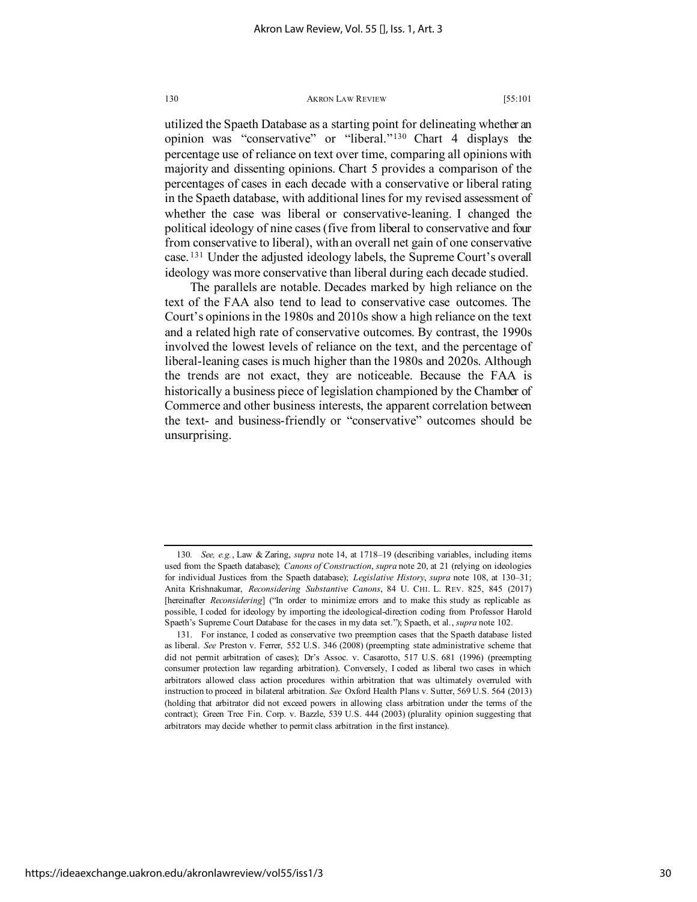utilized the Spaeth Database as a starting point for delineating whether an opinion was "conservative" or "liberal."[130] Chart 4 displays the percentage use of reliance on text over time, comparing all opinions with majority and dissenting opinions. Chart 5 provides a comparison of the percentages of cases in each decade with a conservative or liberal rating in the Spaeth database, with additional lines for my revised assessment of whether the case was liberal or conservative-leaning. I changed the political ideology of nine cases (five from liberal to conservative and four from conservative to liberal), with an overall net gain of one conservative case.[131] Under the adjusted ideology labels, the Supreme Court's overall ideology was more conservative than liberal during each decade studied.

The parallels are notable. Decades marked by high reliance on the text of the FAA also tend to lead to conservative case outcomes. The Court's opinions in the 1980s and 2010s show a high reliance on the text and a related high rate of conservative outcomes. By contrast, the 1990s involved the lowest levels of reliance on the text, and the percentage of liberal-leaning cases is much higher than the 1980s and 2020s. Although the trends are not exact, they are noticeable. Because the FAA is historically a business piece of legislation championed by the Chamber of Commerce and other business interests, the apparent correlation between the text- and business-friendly or "conservative" outcomes should be unsurprising.

---

130. *See, e.g.*, Law & Zaring, *supra* note 14, at 1718–19 (describing variables, including items used from the Spaeth database); *Canons of Construction*, *supra* note 20, at 21 (relying on ideologies for individual Justices from the Spaeth database); *Legislative History*, *supra* note 108, at 130–31; Anita Krishnakumar, *Reconsidering Substantive Canons*, 84 U. CHI. L. REV. 825, 845 (2017) [hereinafter *Reconsidering*] ("In order to minimize errors and to make this study as replicable as possible, I coded for ideology by importing the ideological-direction coding from Professor Harold Spaeth's Supreme Court Database for the cases in my data set."); Spaeth, et al., *supra* note 102.

131. For instance, I coded as conservative two preemption cases that the Spaeth database listed as liberal. *See* Preston v. Ferrer, 552 U.S. 346 (2008) (preempting state administrative scheme that did not permit arbitration of cases); Dr's Assoc. v. Casarotto, 517 U.S. 681 (1996) (preempting consumer protection law regarding arbitration). Conversely, I coded as liberal two cases in which arbitrators allowed class action procedures within arbitration that was ultimately overruled with instruction to proceed in bilateral arbitration. *See* Oxford Health Plans v. Sutter, 569 U.S. 564 (2013) (holding that arbitrator did not exceed powers in allowing class arbitration under the terms of the contract); Green Tree Fin. Corp. v. Bazzle, 539 U.S. 444 (2003) (plurality opinion suggesting that arbitrators may decide whether to permit class arbitration in the first instance).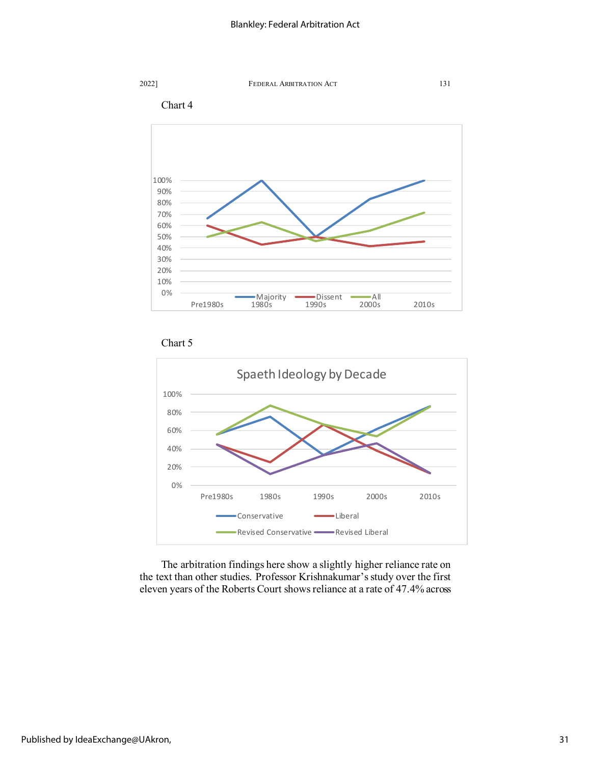Chart 4

Chart 5

The arbitration findings here show a slightly higher reliance rate on the text than other studies. Professor Krishnakumar's study over the first eleven years of the Roberts Court shows reliance at a rate of 47.4% across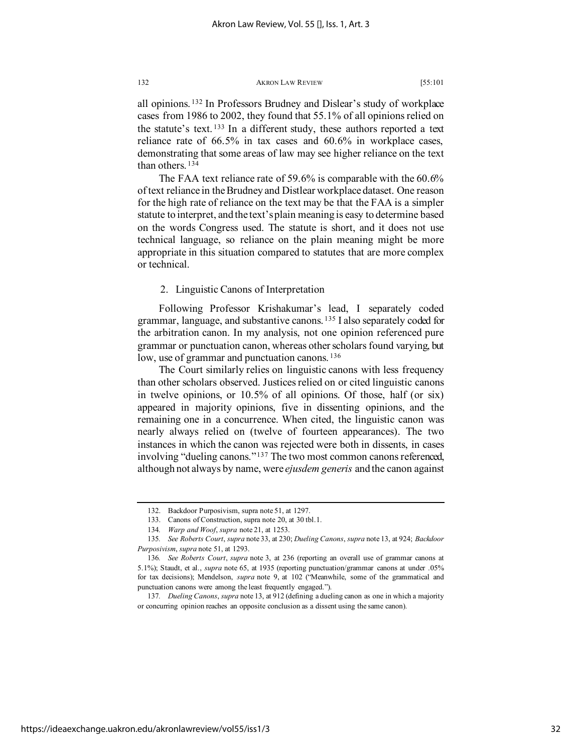all opinions.[132] In Professors Brudney and Dislear's study of workplace cases from 1986 to 2002, they found that 55.1% of all opinions relied on the statute's text.[133] In a different study, these authors reported a text reliance rate of 66.5% in tax cases and 60.6% in workplace cases, demonstrating that some areas of law may see higher reliance on the text than others.[134]

The FAA text reliance rate of 59.6% is comparable with the 60.6% of text reliance in the Brudney and Distlear workplace dataset. One reason for the high rate of reliance on the text may be that the FAA is a simpler statute to interpret, and the text's plain meaning is easy to determine based on the words Congress used. The statute is short, and it does not use technical language, so reliance on the plain meaning might be more appropriate in this situation compared to statutes that are more complex or technical.

### 2. Linguistic Canons of Interpretation

Following Professor Krishakumar's lead, I separately coded grammar, language, and substantive canons.[135] I also separately coded for the arbitration canon. In my analysis, not one opinion referenced pure grammar or punctuation canon, whereas other scholars found varying, but low, use of grammar and punctuation canons.[136]

The Court similarly relies on linguistic canons with less frequency than other scholars observed. Justices relied on or cited linguistic canons in twelve opinions, or 10.5% of all opinions. Of those, half (or six) appeared in majority opinions, five in dissenting opinions, and the remaining one in a concurrence. When cited, the linguistic canon was nearly always relied on (twelve of fourteen appearances). The two instances in which the canon was rejected were both in dissents, in cases involving "dueling canons."[137] The two most common canons referenced, although not always by name, were *ejusdem generis* and the canon against

---

132. Backdoor Purposivism, supra note 51, at 1297.

133. Canons of Construction, supra note 20, at 30 tbl.1.

134. *Warp and Woof*, *supra* note 21, at 1253.

135. *See Roberts Court*, *supra* note 33, at 230; *Dueling Canons*, *supra* note 13, at 924; *Backdoor Purposivism*, *supra* note 51, at 1293.

136. *See Roberts Court*, *supra* note 3, at 236 (reporting an overall use of grammar canons at 5.1%); Staudt, et al., *supra* note 65, at 1935 (reporting punctuation/grammar canons at under .05% for tax decisions); Mendelson, *supra* note 9, at 102 ("Meanwhile, some of the grammatical and punctuation canons were among the least frequently engaged.").

137. *Dueling Canons*, *supra* note 13, at 912 (defining a dueling canon as one in which a majority or concurring opinion reaches an opposite conclusion as a dissent using the same canon).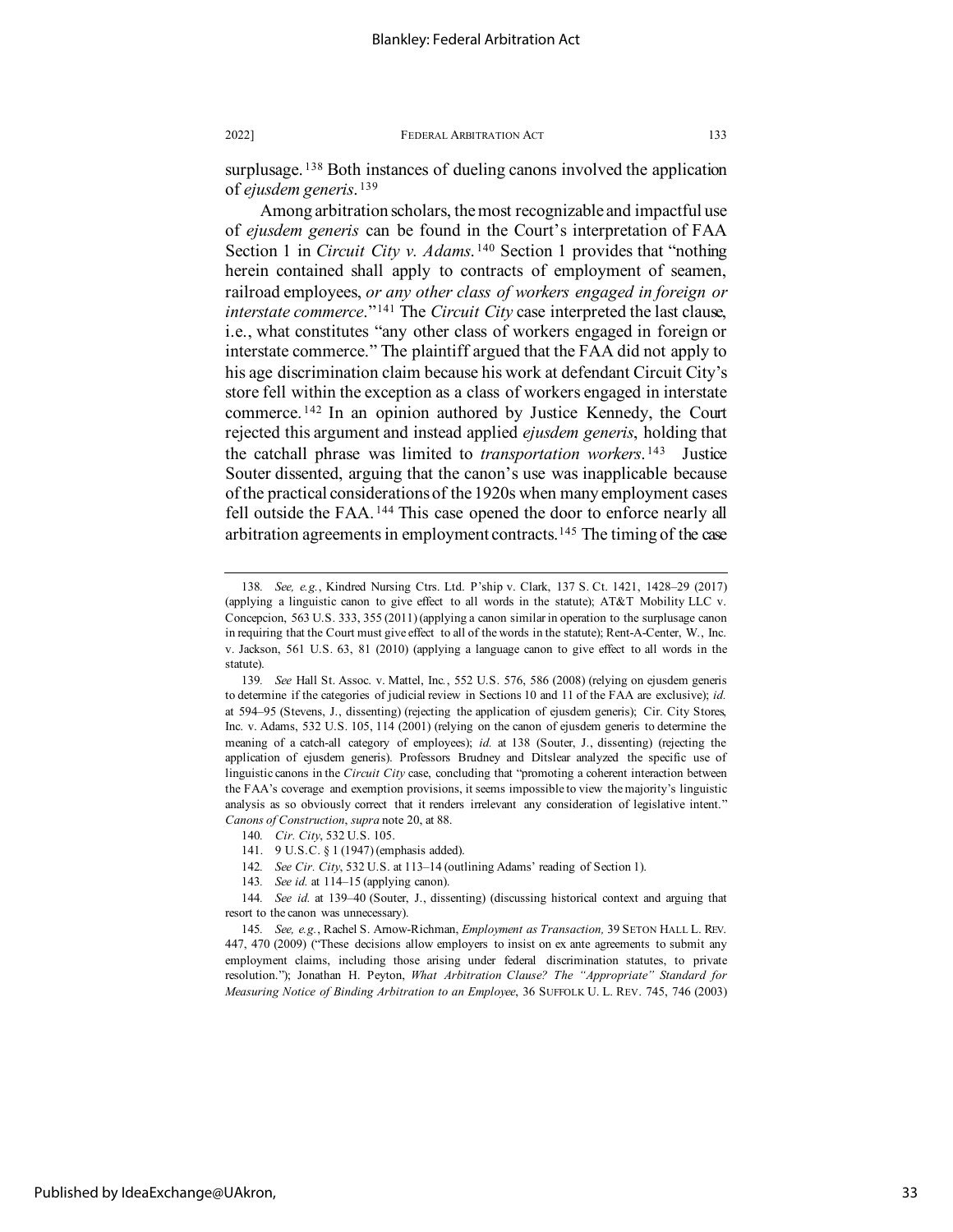surplusage.[138] Both instances of dueling canons involved the application of *ejusdem generis*.[139]

Among arbitration scholars, the most recognizable and impactful use of *ejusdem generis* can be found in the Court's interpretation of FAA Section 1 in *Circuit City v. Adams*.[140] Section 1 provides that "nothing herein contained shall apply to contracts of employment of seamen, railroad employees, *or any other class of workers engaged in foreign or interstate commerce*."[141] The *Circuit City* case interpreted the last clause, i.e., what constitutes "any other class of workers engaged in foreign or interstate commerce." The plaintiff argued that the FAA did not apply to his age discrimination claim because his work at defendant Circuit City's store fell within the exception as a class of workers engaged in interstate commerce.[142] In an opinion authored by Justice Kennedy, the Court rejected this argument and instead applied *ejusdem generis*, holding that the catchall phrase was limited to *transportation workers*.[143] Justice Souter dissented, arguing that the canon's use was inapplicable because of the practical considerations of the 1920s when many employment cases fell outside the FAA.[144] This case opened the door to enforce nearly all arbitration agreements in employment contracts.[145] The timing of the case

---

138. *See, e.g.*, Kindred Nursing Ctrs. Ltd. P'ship v. Clark, 137 S. Ct. 1421, 1428–29 (2017) (applying a linguistic canon to give effect to all words in the statute); AT&T Mobility LLC v. Concepcion, 563 U.S. 333, 355 (2011) (applying a canon similar in operation to the surplusage canon in requiring that the Court must give effect to all of the words in the statute); Rent-A-Center, W., Inc. v. Jackson, 561 U.S. 63, 81 (2010) (applying a language canon to give effect to all words in the statute).

139. *See* Hall St. Assoc. v. Mattel, Inc., 552 U.S. 576, 586 (2008) (relying on ejusdem generis to determine if the categories of judicial review in Sections 10 and 11 of the FAA are exclusive); *id.* at 594–95 (Stevens, J., dissenting) (rejecting the application of ejusdem generis); Cir. City Stores, Inc. v. Adams, 532 U.S. 105, 114 (2001) (relying on the canon of ejusdem generis to determine the meaning of a catch-all category of employees); *id.* at 138 (Souter, J., dissenting) (rejecting the application of ejusdem generis). Professors Brudney and Ditslear analyzed the specific use of linguistic canons in the *Circuit City* case, concluding that "promoting a coherent interaction between the FAA's coverage and exemption provisions, it seems impossible to view the majority's linguistic analysis as so obviously correct that it renders irrelevant any consideration of legislative intent." *Canons of Construction*, *supra* note 20, at 88.

140. *Cir. City*, 532 U.S. 105.

141. 9 U.S.C. § 1 (1947) (emphasis added).

142. *See Cir. City*, 532 U.S. at 113–14 (outlining Adams' reading of Section 1).

143. *See id.* at 114–15 (applying canon).

144. *See id.* at 139–40 (Souter, J., dissenting) (discussing historical context and arguing that resort to the canon was unnecessary).

145. *See, e.g.*, Rachel S. Arnow-Richman, *Employment as Transaction,* 39 SETON HALL L. REV. 447, 470 (2009) ("These decisions allow employers to insist on ex ante agreements to submit any employment claims, including those arising under federal discrimination statutes, to private resolution."); Jonathan H. Peyton, *What Arbitration Clause? The "Appropriate" Standard for Measuring Notice of Binding Arbitration to an Employee*, 36 SUFFOLK U. L. REV. 745, 746 (2003)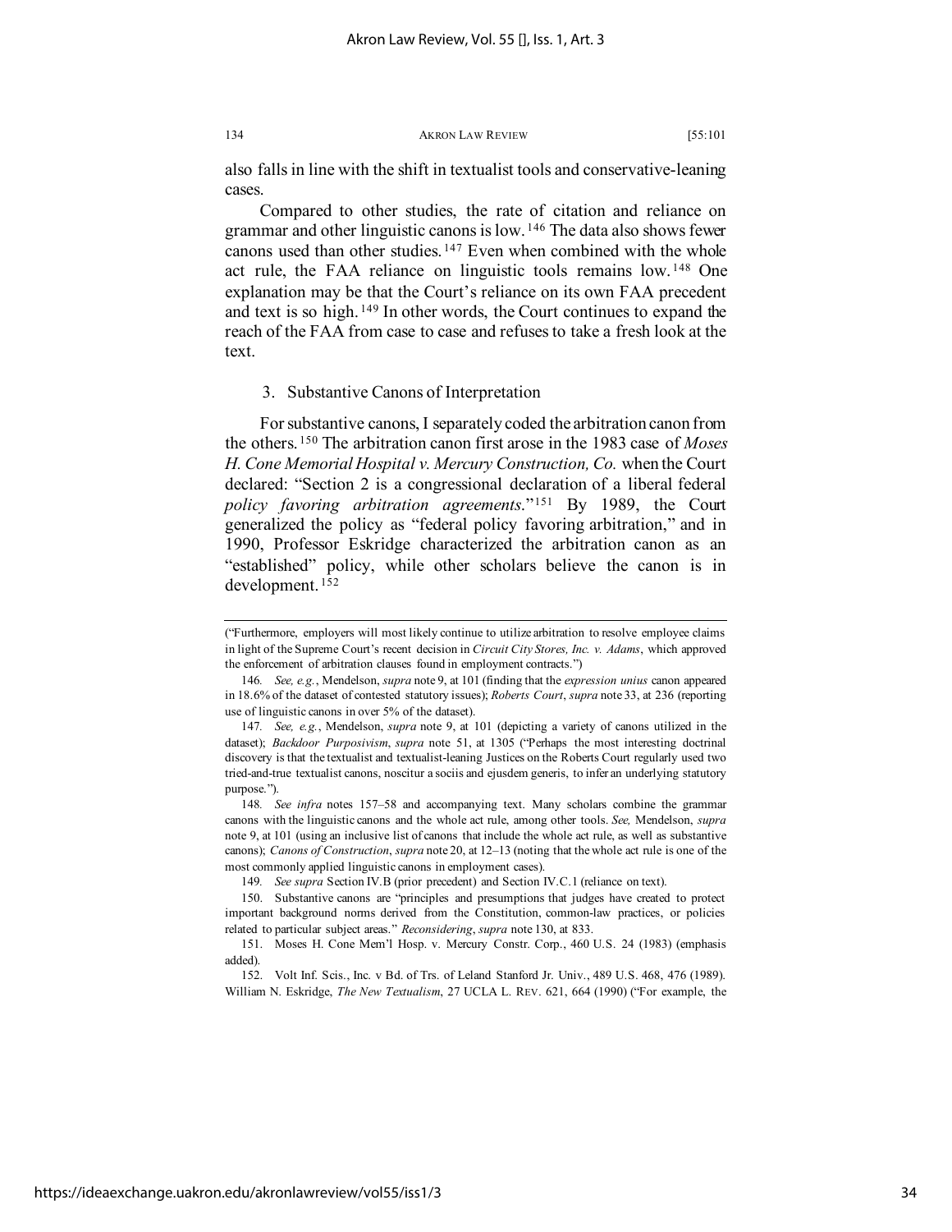also falls in line with the shift in textualist tools and conservative-leaning cases.

Compared to other studies, the rate of citation and reliance on grammar and other linguistic canons is low.[146] The data also shows fewer canons used than other studies.[147] Even when combined with the whole act rule, the FAA reliance on linguistic tools remains low.[148] One explanation may be that the Court's reliance on its own FAA precedent and text is so high.[149] In other words, the Court continues to expand the reach of the FAA from case to case and refuses to take a fresh look at the text.

### 3. Substantive Canons of Interpretation

For substantive canons, I separately coded the arbitration canon from the others.[150] The arbitration canon first arose in the 1983 case of *Moses H. Cone Memorial Hospital v. Mercury Construction, Co.* when the Court declared: "Section 2 is a congressional declaration of a liberal federal *policy favoring arbitration agreements*."[151] By 1989, the Court generalized the policy as "federal policy favoring arbitration," and in 1990, Professor Eskridge characterized the arbitration canon as an "established" policy, while other scholars believe the canon is in development.[152]

---

("Furthermore, employers will most likely continue to utilize arbitration to resolve employee claims in light of the Supreme Court's recent decision in *Circuit City Stores, Inc. v. Adams*, which approved the enforcement of arbitration clauses found in employment contracts.")

146. *See, e.g.*, Mendelson, *supra* note 9, at 101 (finding that the *expression unius* canon appeared in 18.6% of the dataset of contested statutory issues); *Roberts Court*, *supra* note 33, at 236 (reporting use of linguistic canons in over 5% of the dataset).

147. *See, e.g.*, Mendelson, *supra* note 9, at 101 (depicting a variety of canons utilized in the dataset); *Backdoor Purposivism*, *supra* note 51, at 1305 ("Perhaps the most interesting doctrinal discovery is that the textualist and textualist-leaning Justices on the Roberts Court regularly used two tried-and-true textualist canons, noscitur a sociis and ejusdem generis, to infer an underlying statutory purpose.").

148. *See infra* notes 157–58 and accompanying text. Many scholars combine the grammar canons with the linguistic canons and the whole act rule, among other tools. *See,* Mendelson, *supra* note 9, at 101 (using an inclusive list of canons that include the whole act rule, as well as substantive canons); *Canons of Construction*, *supra* note 20, at 12–13 (noting that the whole act rule is one of the most commonly applied linguistic canons in employment cases).

149. *See supra* Section IV.B (prior precedent) and Section IV.C.1 (reliance on text).

150. Substantive canons are "principles and presumptions that judges have created to protect important background norms derived from the Constitution, common-law practices, or policies related to particular subject areas." *Reconsidering*, *supra* note 130, at 833.

151. Moses H. Cone Mem'l Hosp. v. Mercury Constr. Corp., 460 U.S. 24 (1983) (emphasis added).

152. Volt Inf. Scis., Inc. v Bd. of Trs. of Leland Stanford Jr. Univ., 489 U.S. 468, 476 (1989). William N. Eskridge, *The New Textualism*, 27 UCLA L. REV. 621, 664 (1990) ("For example, the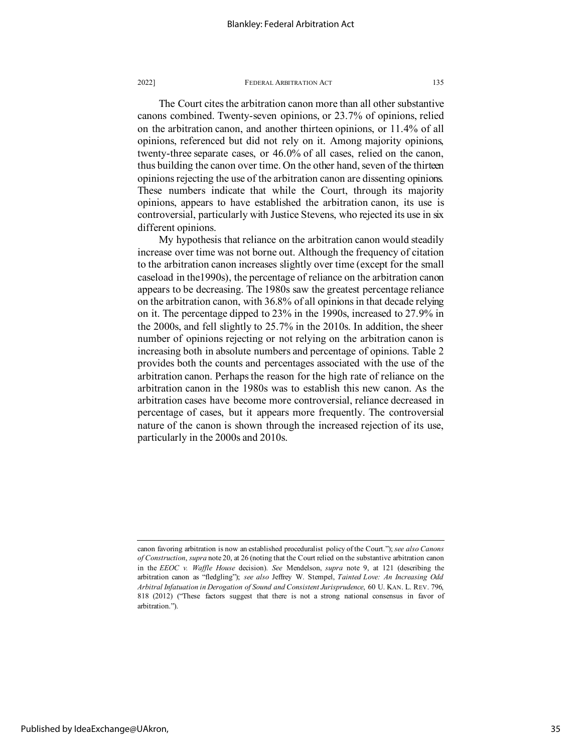The Court cites the arbitration canon more than all other substantive canons combined. Twenty-seven opinions, or 23.7% of opinions, relied on the arbitration canon, and another thirteen opinions, or 11.4% of all opinions, referenced but did not rely on it. Among majority opinions, twenty-three separate cases, or 46.0% of all cases, relied on the canon, thus building the canon over time. On the other hand, seven of the thirteen opinions rejecting the use of the arbitration canon are dissenting opinions. These numbers indicate that while the Court, through its majority opinions, appears to have established the arbitration canon, its use is controversial, particularly with Justice Stevens, who rejected its use in six different opinions.

My hypothesis that reliance on the arbitration canon would steadily increase over time was not borne out. Although the frequency of citation to the arbitration canon increases slightly over time (except for the small caseload in the1990s), the percentage of reliance on the arbitration canon appears to be decreasing. The 1980s saw the greatest percentage reliance on the arbitration canon, with 36.8% of all opinions in that decade relying on it. The percentage dipped to 23% in the 1990s, increased to 27.9% in the 2000s, and fell slightly to 25.7% in the 2010s. In addition, the sheer number of opinions rejecting or not relying on the arbitration canon is increasing both in absolute numbers and percentage of opinions. Table 2 provides both the counts and percentages associated with the use of the arbitration canon. Perhaps the reason for the high rate of reliance on the arbitration canon in the 1980s was to establish this new canon. As the arbitration cases have become more controversial, reliance decreased in percentage of cases, but it appears more frequently. The controversial nature of the canon is shown through the increased rejection of its use, particularly in the 2000s and 2010s.

---

canon favoring arbitration is now an established proceduralist policy of the Court."); *see also Canons of Construction*, *supra* note 20, at 26 (noting that the Court relied on the substantive arbitration canon in the *EEOC v. Waffle House* decision). *See* Mendelson, *supra* note 9, at 121 (describing the arbitration canon as "fledgling"); *see also* Jeffrey W. Stempel, *Tainted Love: An Increasing Odd Arbitral Infatuation in Derogation of Sound and Consistent Jurisprudence*, 60 U. KAN. L. REV. 796, 818 (2012) ("These factors suggest that there is not a strong national consensus in favor of arbitration.").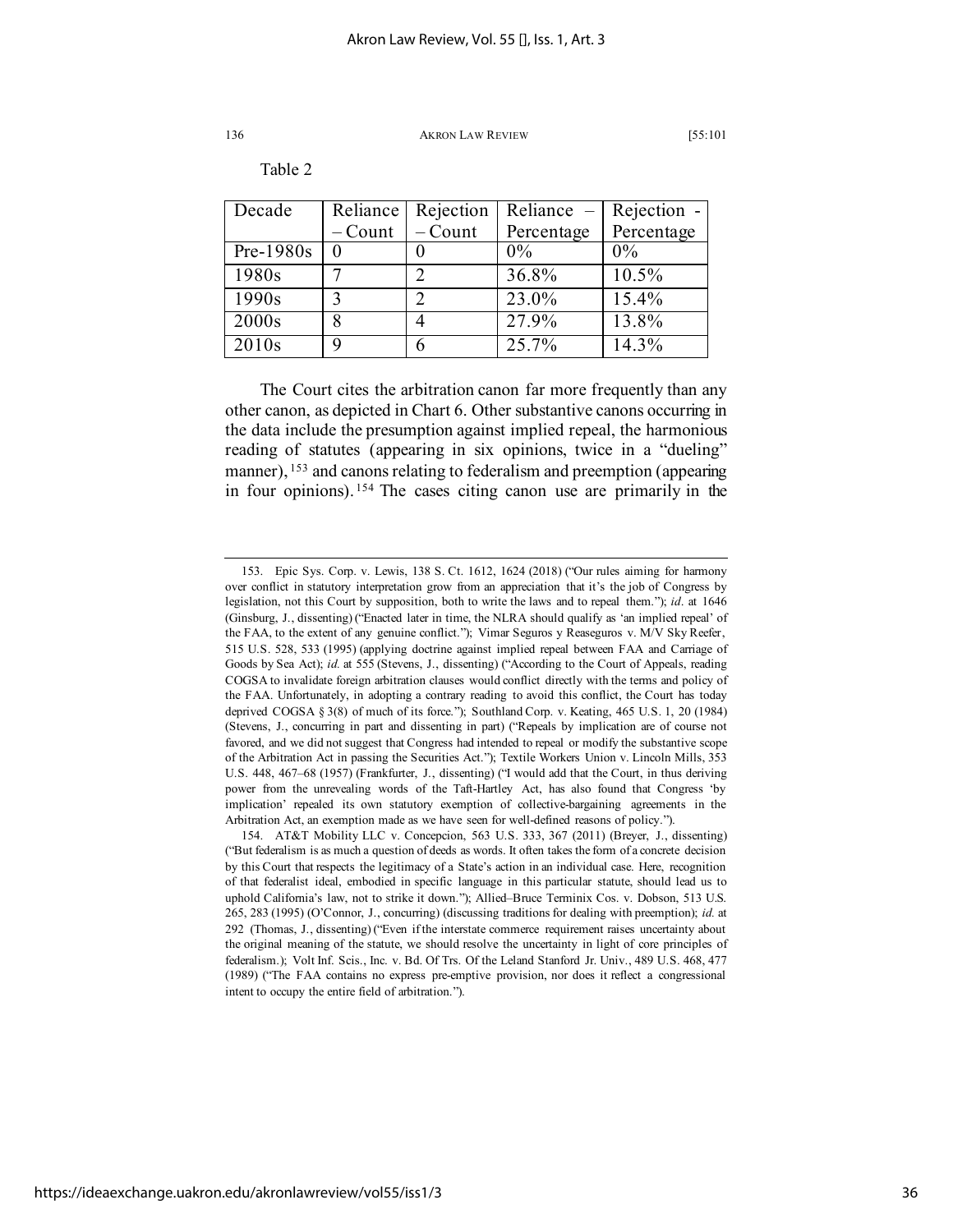Table 2

| Decade | Reliance – Count | Rejection – Count | Reliance – Percentage | Rejection - Percentage |
|---|---|---|---|---|
| Pre-1980s | 0 | 0 | 0% | 0% |
| 1980s | 7 | 2 | 36.8% | 10.5% |
| 1990s | 3 | 2 | 23.0% | 15.4% |
| 2000s | 8 | 4 | 27.9% | 13.8% |
| 2010s | 9 | 6 | 25.7% | 14.3% |

The Court cites the arbitration canon far more frequently than any other canon, as depicted in Chart 6. Other substantive canons occurring in the data include the presumption against implied repeal, the harmonious reading of statutes (appearing in six opinions, twice in a "dueling" manner),[153] and canons relating to federalism and preemption (appearing in four opinions).[154] The cases citing canon use are primarily in the

---

153. Epic Sys. Corp. v. Lewis, 138 S. Ct. 1612, 1624 (2018) ("Our rules aiming for harmony over conflict in statutory interpretation grow from an appreciation that it's the job of Congress by legislation, not this Court by supposition, both to write the laws and to repeal them."); *id*. at 1646 (Ginsburg, J., dissenting) ("Enacted later in time, the NLRA should qualify as 'an implied repeal' of the FAA, to the extent of any genuine conflict."); Vimar Seguros y Reaseguros v. M/V Sky Reefer, 515 U.S. 528, 533 (1995) (applying doctrine against implied repeal between FAA and Carriage of Goods by Sea Act); *id.* at 555 (Stevens, J., dissenting) ("According to the Court of Appeals, reading COGSA to invalidate foreign arbitration clauses would conflict directly with the terms and policy of the FAA. Unfortunately, in adopting a contrary reading to avoid this conflict, the Court has today deprived COGSA § 3(8) of much of its force."); Southland Corp. v. Keating, 465 U.S. 1, 20 (1984) (Stevens, J., concurring in part and dissenting in part) ("Repeals by implication are of course not favored, and we did not suggest that Congress had intended to repeal or modify the substantive scope of the Arbitration Act in passing the Securities Act."); Textile Workers Union v. Lincoln Mills, 353 U.S. 448, 467–68 (1957) (Frankfurter, J., dissenting) ("I would add that the Court, in thus deriving power from the unrevealing words of the Taft-Hartley Act, has also found that Congress 'by implication' repealed its own statutory exemption of collective-bargaining agreements in the Arbitration Act, an exemption made as we have seen for well-defined reasons of policy.").

154. AT&T Mobility LLC v. Concepcion, 563 U.S. 333, 367 (2011) (Breyer, J., dissenting) ("But federalism is as much a question of deeds as words. It often takes the form of a concrete decision by this Court that respects the legitimacy of a State's action in an individual case. Here, recognition of that federalist ideal, embodied in specific language in this particular statute, should lead us to uphold California's law, not to strike it down."); Allied–Bruce Terminix Cos. v. Dobson, 513 U.S. 265, 283 (1995) (O'Connor, J., concurring) (discussing traditions for dealing with preemption); *id.* at 292 (Thomas, J., dissenting) ("Even if the interstate commerce requirement raises uncertainty about the original meaning of the statute, we should resolve the uncertainty in light of core principles of federalism.); Volt Inf. Scis., Inc. v. Bd. Of Trs. Of the Leland Stanford Jr. Univ., 489 U.S. 468, 477 (1989) ("The FAA contains no express pre-emptive provision, nor does it reflect a congressional intent to occupy the entire field of arbitration.").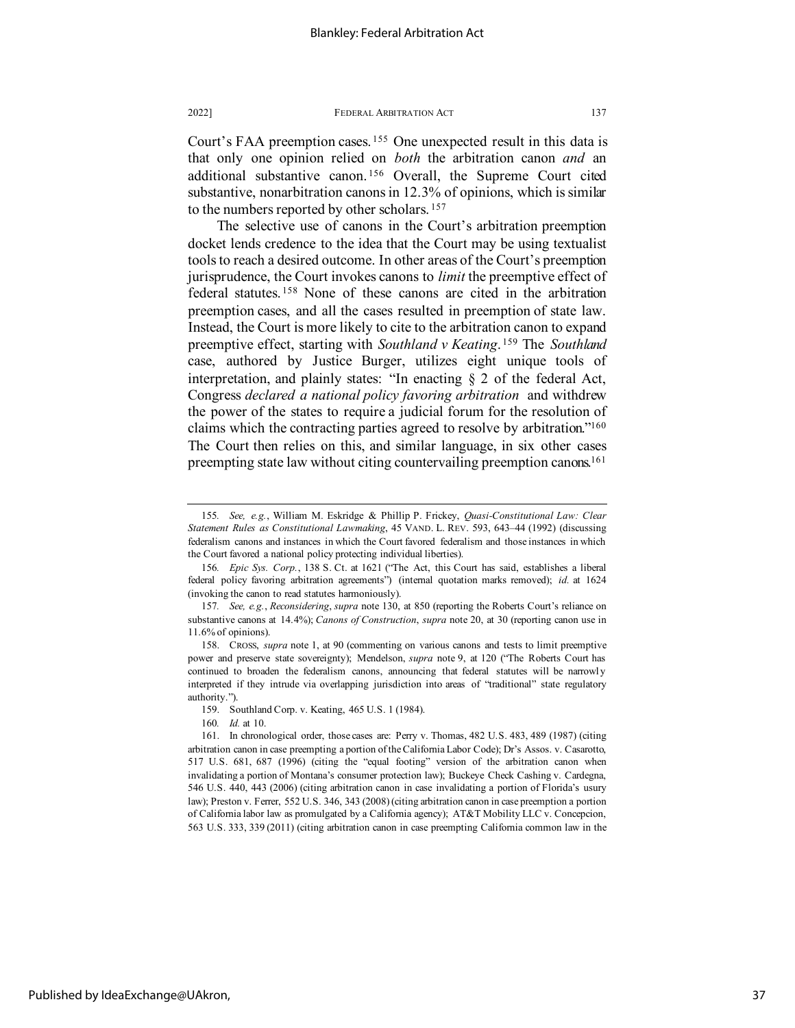Court's FAA preemption cases.[155] One unexpected result in this data is that only one opinion relied on *both* the arbitration canon *and* an additional substantive canon.[156] Overall, the Supreme Court cited substantive, nonarbitration canons in 12.3% of opinions, which is similar to the numbers reported by other scholars.[157]

The selective use of canons in the Court's arbitration preemption docket lends credence to the idea that the Court may be using textualist tools to reach a desired outcome. In other areas of the Court's preemption jurisprudence, the Court invokes canons to *limit* the preemptive effect of federal statutes.[158] None of these canons are cited in the arbitration preemption cases, and all the cases resulted in preemption of state law. Instead, the Court is more likely to cite to the arbitration canon to expand preemptive effect, starting with *Southland v Keating*.[159] The *Southland* case, authored by Justice Burger, utilizes eight unique tools of interpretation, and plainly states: "In enacting § 2 of the federal Act, Congress *declared a national policy favoring arbitration* and withdrew the power of the states to require a judicial forum for the resolution of claims which the contracting parties agreed to resolve by arbitration."[160] The Court then relies on this, and similar language, in six other cases preempting state law without citing countervailing preemption canons.[161]

---

155. *See, e.g.*, William M. Eskridge & Phillip P. Frickey, *Quasi-Constitutional Law: Clear Statement Rules as Constitutional Lawmaking*, 45 VAND. L. REV. 593, 643–44 (1992) (discussing federalism canons and instances in which the Court favored federalism and those instances in which the Court favored a national policy protecting individual liberties).

156. *Epic Sys. Corp.*, 138 S. Ct. at 1621 ("The Act, this Court has said, establishes a liberal federal policy favoring arbitration agreements") (internal quotation marks removed); *id.* at 1624 (invoking the canon to read statutes harmoniously).

157. *See, e.g.*, *Reconsidering*, *supra* note 130, at 850 (reporting the Roberts Court's reliance on substantive canons at 14.4%); *Canons of Construction*, *supra* note 20, at 30 (reporting canon use in 11.6% of opinions).

158. CROSS, *supra* note 1, at 90 (commenting on various canons and tests to limit preemptive power and preserve state sovereignty); Mendelson, *supra* note 9, at 120 ("The Roberts Court has continued to broaden the federalism canons, announcing that federal statutes will be narrowly interpreted if they intrude via overlapping jurisdiction into areas of "traditional" state regulatory authority.").

159. Southland Corp. v. Keating, 465 U.S. 1 (1984).

160. *Id.* at 10.

161. In chronological order, those cases are: Perry v. Thomas, 482 U.S. 483, 489 (1987) (citing arbitration canon in case preempting a portion of the California Labor Code); Dr's Assos. v. Casarotto, 517 U.S. 681, 687 (1996) (citing the "equal footing" version of the arbitration canon when invalidating a portion of Montana's consumer protection law); Buckeye Check Cashing v. Cardegna, 546 U.S. 440, 443 (2006) (citing arbitration canon in case invalidating a portion of Florida's usury law); Preston v. Ferrer, 552 U.S. 346, 343 (2008) (citing arbitration canon in case preemption a portion of California labor law as promulgated by a California agency); AT&T Mobility LLC v. Concepcion, 563 U.S. 333, 339 (2011) (citing arbitration canon in case preempting California common law in the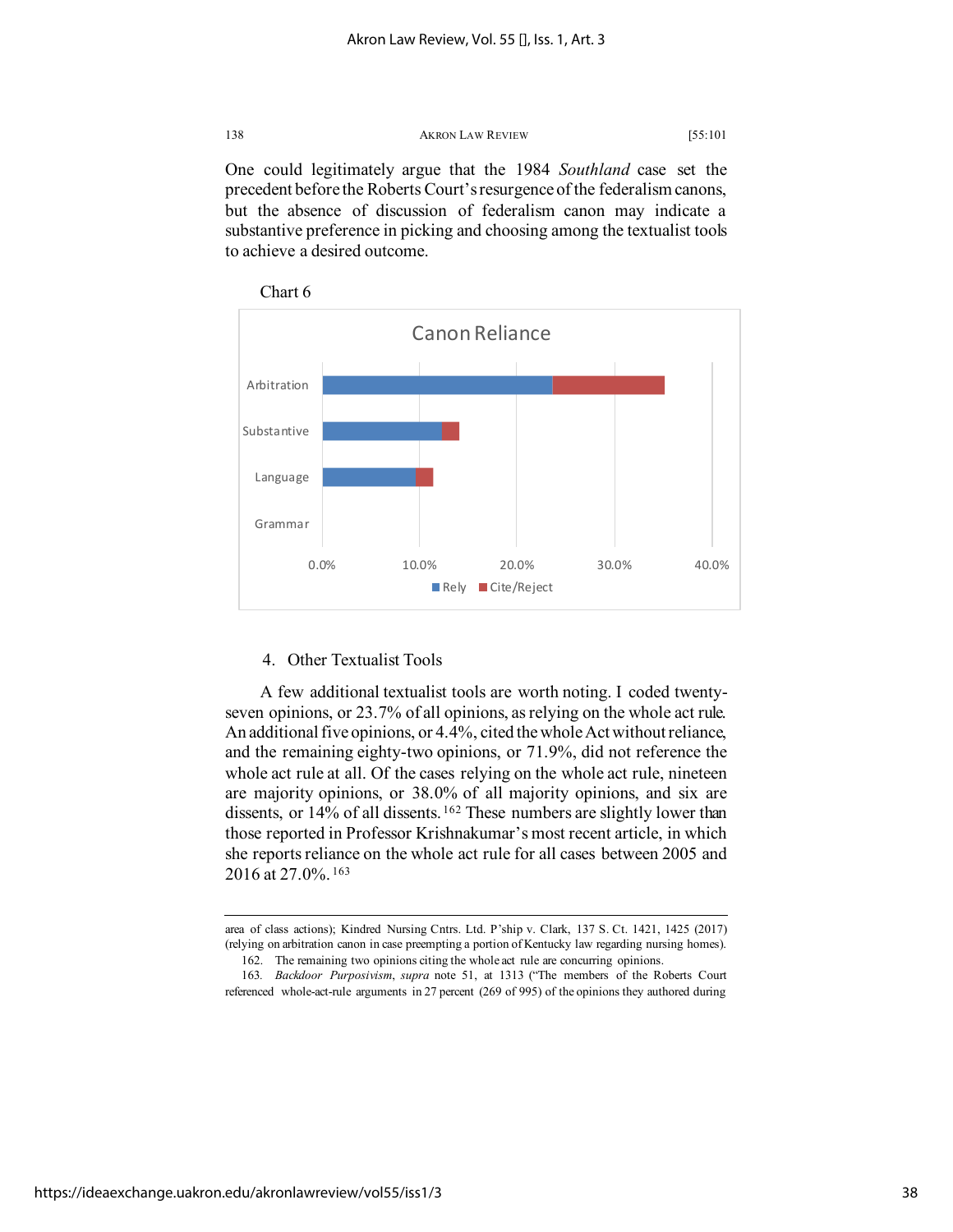One could legitimately argue that the 1984 *Southland* case set the precedent before the Roberts Court's resurgence of the federalism canons, but the absence of discussion of federalism canon may indicate a substantive preference in picking and choosing among the textualist tools to achieve a desired outcome.

Chart 6

#### 4. Other Textualist Tools

A few additional textualist tools are worth noting. I coded twenty-seven opinions, or 23.7% of all opinions, as relying on the whole act rule. An additional five opinions, or 4.4%, cited the whole Act without reliance, and the remaining eighty-two opinions, or 71.9%, did not reference the whole act rule at all. Of the cases relying on the whole act rule, nineteen are majority opinions, or 38.0% of all majority opinions, and six are dissents, or 14% of all dissents.[162] These numbers are slightly lower than those reported in Professor Krishnakumar's most recent article, in which she reports reliance on the whole act rule for all cases between 2005 and 2016 at 27.0%.[163]

---

area of class actions); Kindred Nursing Cntrs. Ltd. P'ship v. Clark, 137 S. Ct. 1421, 1425 (2017) (relying on arbitration canon in case preempting a portion of Kentucky law regarding nursing homes).

162. The remaining two opinions citing the whole act rule are concurring opinions.

163. *Backdoor Purposivism*, *supra* note 51, at 1313 ("The members of the Roberts Court referenced whole-act-rule arguments in 27 percent (269 of 995) of the opinions they authored during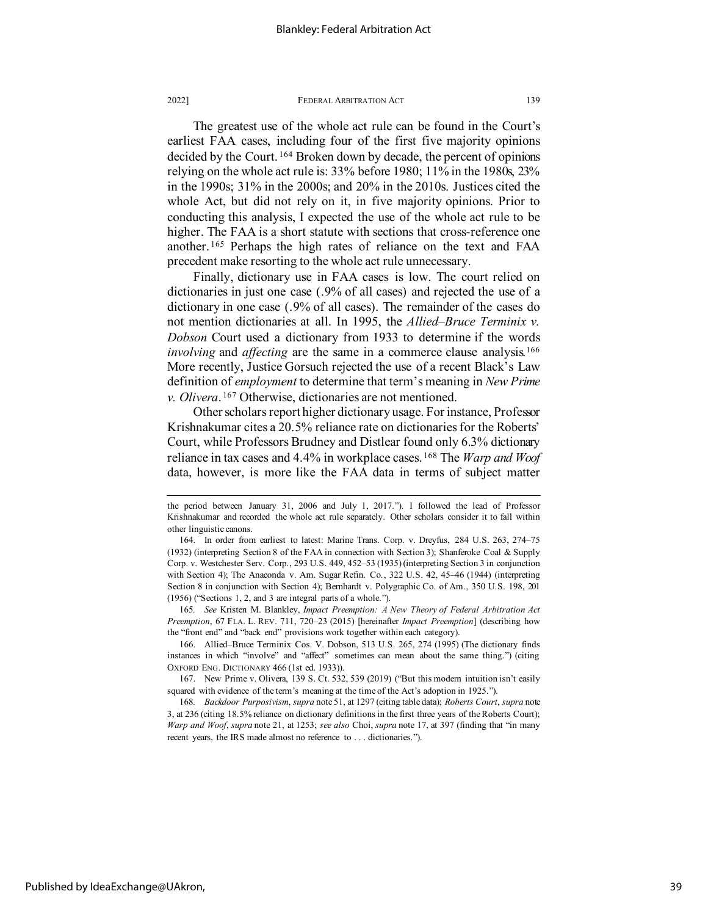The greatest use of the whole act rule can be found in the Court's earliest FAA cases, including four of the first five majority opinions decided by the Court.[164] Broken down by decade, the percent of opinions relying on the whole act rule is: 33% before 1980; 11% in the 1980s, 23% in the 1990s; 31% in the 2000s; and 20% in the 2010s. Justices cited the whole Act, but did not rely on it, in five majority opinions. Prior to conducting this analysis, I expected the use of the whole act rule to be higher. The FAA is a short statute with sections that cross-reference one another.[165] Perhaps the high rates of reliance on the text and FAA precedent make resorting to the whole act rule unnecessary.

Finally, dictionary use in FAA cases is low. The court relied on dictionaries in just one case (.9% of all cases) and rejected the use of a dictionary in one case (.9% of all cases). The remainder of the cases do not mention dictionaries at all. In 1995, the *Allied–Bruce Terminix v. Dobson* Court used a dictionary from 1933 to determine if the words *involving* and *affecting* are the same in a commerce clause analysis.[166] More recently, Justice Gorsuch rejected the use of a recent Black's Law definition of *employment* to determine that term's meaning in *New Prime v. Olivera*.[167] Otherwise, dictionaries are not mentioned.

Other scholars report higher dictionary usage. For instance, Professor Krishnakumar cites a 20.5% reliance rate on dictionaries for the Roberts' Court, while Professors Brudney and Distlear found only 6.3% dictionary reliance in tax cases and 4.4% in workplace cases.[168] The *Warp and Woof* data, however, is more like the FAA data in terms of subject matter

---

the period between January 31, 2006 and July 1, 2017."). I followed the lead of Professor Krishnakumar and recorded the whole act rule separately. Other scholars consider it to fall within other linguistic canons.

164. In order from earliest to latest: Marine Trans. Corp. v. Dreyfus, 284 U.S. 263, 274–75 (1932) (interpreting Section 8 of the FAA in connection with Section 3); Shanferoke Coal & Supply Corp. v. Westchester Serv. Corp., 293 U.S. 449, 452–53 (1935) (interpreting Section 3 in conjunction with Section 4); The Anaconda v. Am. Sugar Refin. Co., 322 U.S. 42, 45–46 (1944) (interpreting Section 8 in conjunction with Section 4); Bernhardt v. Polygraphic Co. of Am., 350 U.S. 198, 201 (1956) ("Sections 1, 2, and 3 are integral parts of a whole.").

165. *See* Kristen M. Blankley, *Impact Preemption: A New Theory of Federal Arbitration Act Preemption*, 67 FLA. L. REV. 711, 720–23 (2015) [hereinafter *Impact Preemption*] (describing how the "front end" and "back end" provisions work together within each category).

166. Allied–Bruce Terminix Cos. V. Dobson, 513 U.S. 265, 274 (1995) (The dictionary finds instances in which "involve" and "affect" sometimes can mean about the same thing.") (citing OXFORD ENG. DICTIONARY 466 (1st ed. 1933)).

167. New Prime v. Olivera, 139 S. Ct. 532, 539 (2019) ("But this modern intuition isn't easily squared with evidence of the term's meaning at the time of the Act's adoption in 1925.").

168. *Backdoor Purposivism*, *supra* note 51, at 1297 (citing table data); *Roberts Court*, *supra* note 3, at 236 (citing 18.5% reliance on dictionary definitions in the first three years of the Roberts Court); *Warp and Woof*, *supra* note 21, at 1253; *see also* Choi, *supra* note 17, at 397 (finding that "in many recent years, the IRS made almost no reference to . . . dictionaries.").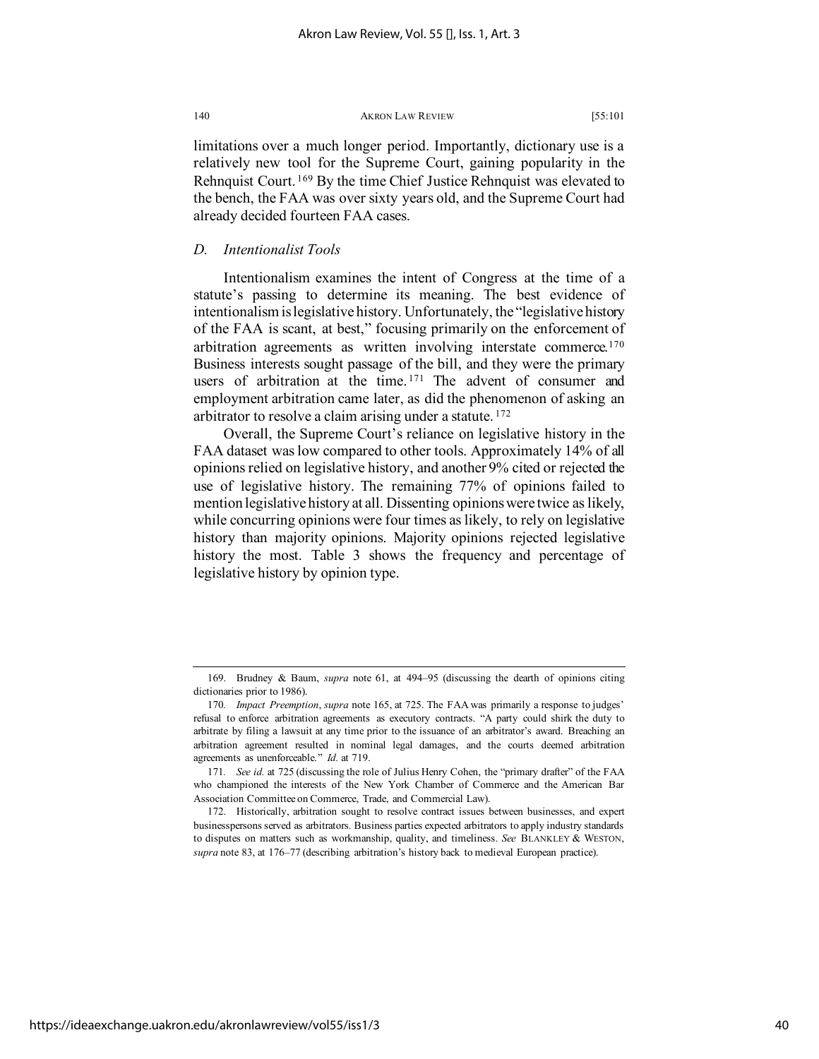limitations over a much longer period. Importantly, dictionary use is a relatively new tool for the Supreme Court, gaining popularity in the Rehnquist Court.[169] By the time Chief Justice Rehnquist was elevated to the bench, the FAA was over sixty years old, and the Supreme Court had already decided fourteen FAA cases.

### *D. Intentionalist Tools*

Intentionalism examines the intent of Congress at the time of a statute's passing to determine its meaning. The best evidence of intentionalism is legislative history. Unfortunately, the "legislative history of the FAA is scant, at best," focusing primarily on the enforcement of arbitration agreements as written involving interstate commerce.[170] Business interests sought passage of the bill, and they were the primary users of arbitration at the time.[171] The advent of consumer and employment arbitration came later, as did the phenomenon of asking an arbitrator to resolve a claim arising under a statute.[172]

Overall, the Supreme Court's reliance on legislative history in the FAA dataset was low compared to other tools. Approximately 14% of all opinions relied on legislative history, and another 9% cited or rejected the use of legislative history. The remaining 77% of opinions failed to mention legislative history at all. Dissenting opinions were twice as likely, while concurring opinions were four times as likely, to rely on legislative history than majority opinions. Majority opinions rejected legislative history the most. Table 3 shows the frequency and percentage of legislative history by opinion type.

---

169. Brudney & Baum, *supra* note 61, at 494–95 (discussing the dearth of opinions citing dictionaries prior to 1986).

170. *Impact Preemption*, *supra* note 165, at 725. The FAA was primarily a response to judges' refusal to enforce arbitration agreements as executory contracts. "A party could shirk the duty to arbitrate by filing a lawsuit at any time prior to the issuance of an arbitrator's award. Breaching an arbitration agreement resulted in nominal legal damages, and the courts deemed arbitration agreements as unenforceable." *Id.* at 719.

171. *See id.* at 725 (discussing the role of Julius Henry Cohen, the "primary drafter" of the FAA who championed the interests of the New York Chamber of Commerce and the American Bar Association Committee on Commerce, Trade, and Commercial Law).

172. Historically, arbitration sought to resolve contract issues between businesses, and expert businesspersons served as arbitrators. Business parties expected arbitrators to apply industry standards to disputes on matters such as workmanship, quality, and timeliness. *See* BLANKLEY & WESTON, *supra* note 83, at 176–77 (describing arbitration's history back to medieval European practice).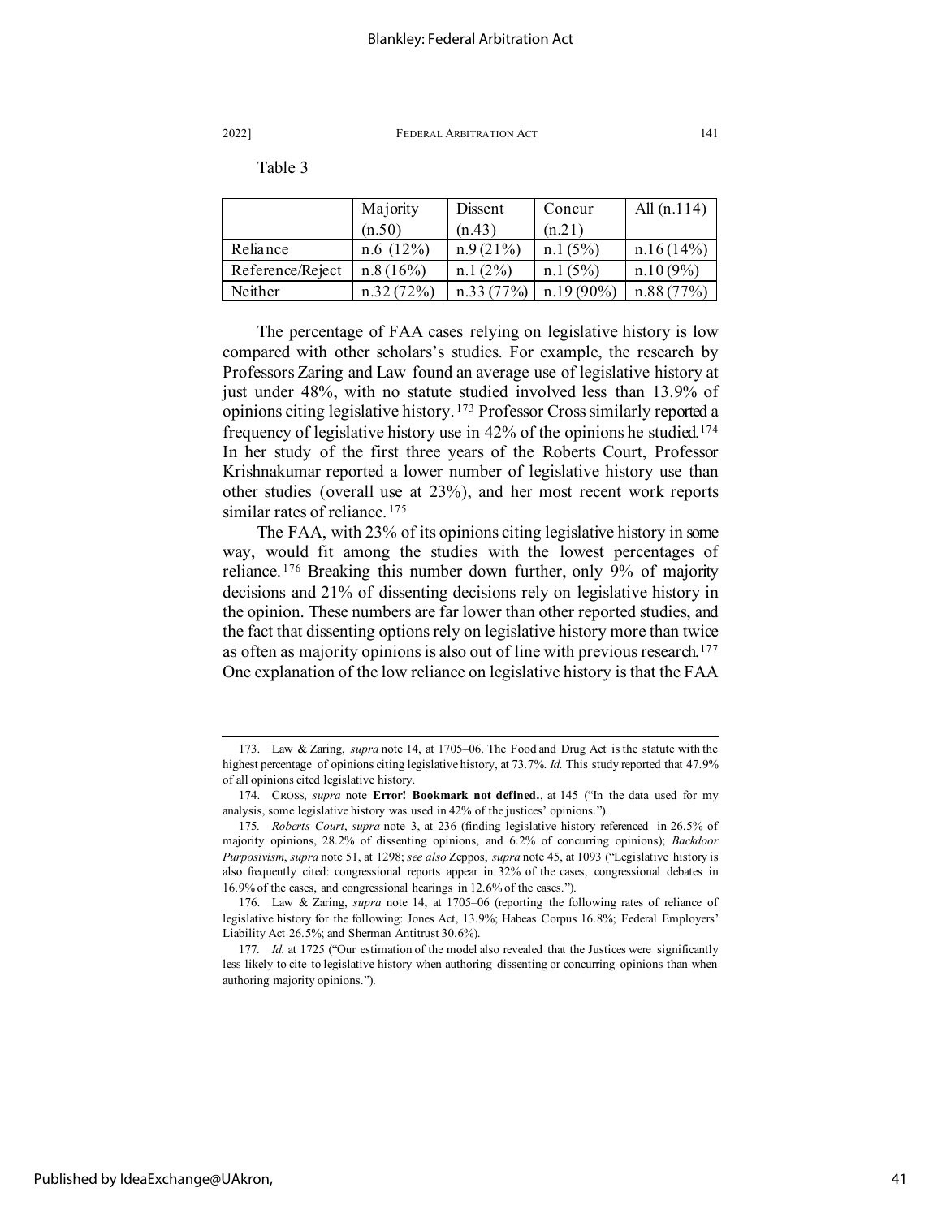Table 3

| | Majority (n.50) | Dissent (n.43) | Concur (n.21) | All (n.114) |
|---|---|---|---|---|
| Reliance | n.6 (12%) | n.9 (21%) | n.1 (5%) | n.16 (14%) |
| Reference/Reject | n.8 (16%) | n.1 (2%) | n.1 (5%) | n.10 (9%) |
| Neither | n.32 (72%) | n.33 (77%) | n.19 (90%) | n.88 (77%) |

The percentage of FAA cases relying on legislative history is low compared with other scholars's studies. For example, the research by Professors Zaring and Law found an average use of legislative history at just under 48%, with no statute studied involved less than 13.9% of opinions citing legislative history.[173] Professor Cross similarly reported a frequency of legislative history use in 42% of the opinions he studied.[174] In her study of the first three years of the Roberts Court, Professor Krishnakumar reported a lower number of legislative history use than other studies (overall use at 23%), and her most recent work reports similar rates of reliance.[175]

The FAA, with 23% of its opinions citing legislative history in some way, would fit among the studies with the lowest percentages of reliance.[176] Breaking this number down further, only 9% of majority decisions and 21% of dissenting decisions rely on legislative history in the opinion. These numbers are far lower than other reported studies, and the fact that dissenting options rely on legislative history more than twice as often as majority opinions is also out of line with previous research.[177] One explanation of the low reliance on legislative history is that the FAA

---

173. Law & Zaring, *supra* note 14, at 1705–06. The Food and Drug Act is the statute with the highest percentage of opinions citing legislative history, at 73.7%. *Id.* This study reported that 47.9% of all opinions cited legislative history.

174. CROSS, *supra* note **Error! Bookmark not defined.**, at 145 ("In the data used for my analysis, some legislative history was used in 42% of the justices' opinions.").

175. *Roberts Court*, *supra* note 3, at 236 (finding legislative history referenced in 26.5% of majority opinions, 28.2% of dissenting opinions, and 6.2% of concurring opinions); *Backdoor Purposivism*, *supra* note 51, at 1298; *see also* Zeppos, *supra* note 45, at 1093 ("Legislative history is also frequently cited: congressional reports appear in 32% of the cases, congressional debates in 16.9% of the cases, and congressional hearings in 12.6% of the cases.").

176. Law & Zaring, *supra* note 14, at 1705–06 (reporting the following rates of reliance of legislative history for the following: Jones Act, 13.9%; Habeas Corpus 16.8%; Federal Employers' Liability Act 26.5%; and Sherman Antitrust 30.6%).

177. *Id.* at 1725 ("Our estimation of the model also revealed that the Justices were significantly less likely to cite to legislative history when authoring dissenting or concurring opinions than when authoring majority opinions.").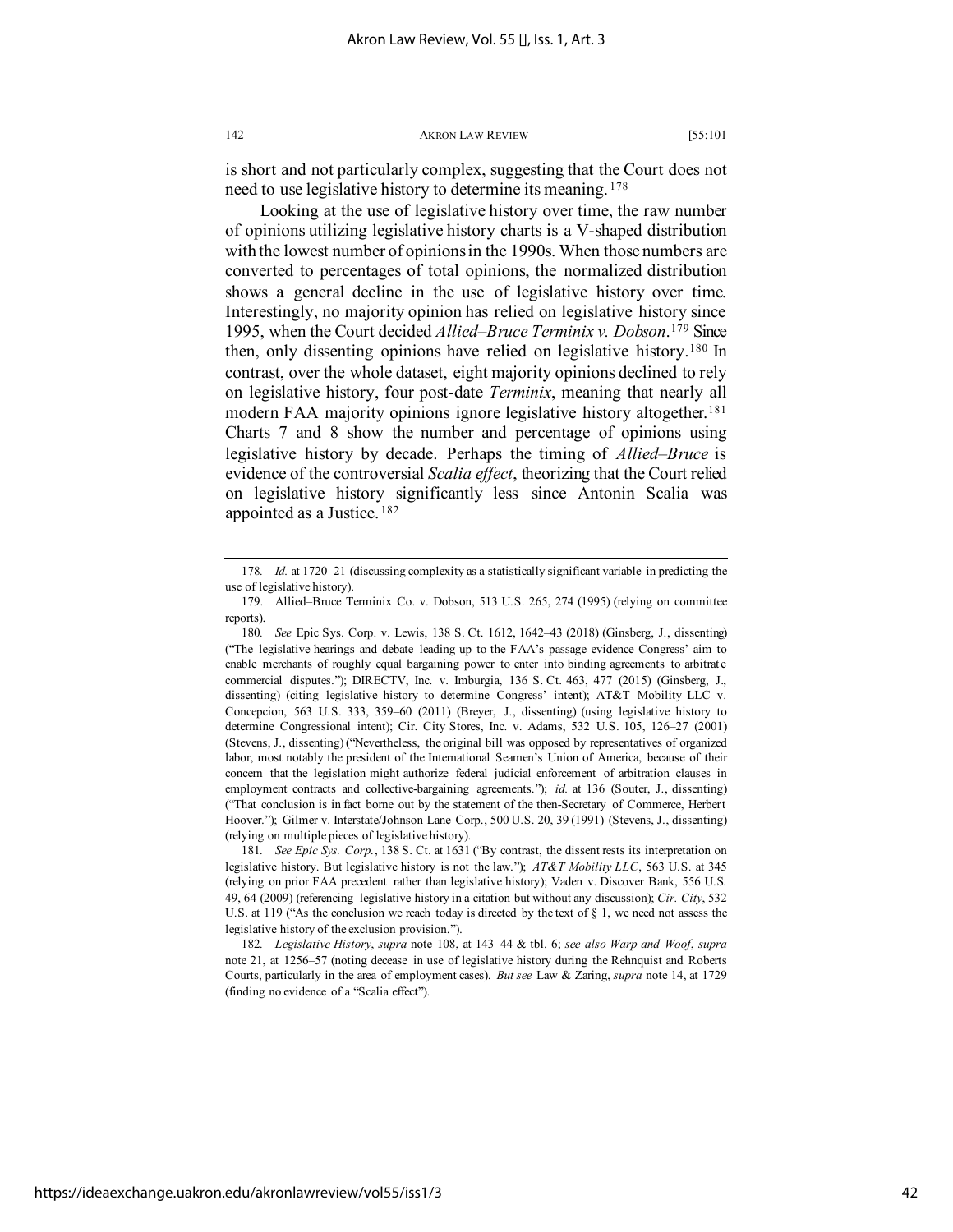is short and not particularly complex, suggesting that the Court does not need to use legislative history to determine its meaning.[178]

Looking at the use of legislative history over time, the raw number of opinions utilizing legislative history charts is a V-shaped distribution with the lowest number of opinions in the 1990s. When those numbers are converted to percentages of total opinions, the normalized distribution shows a general decline in the use of legislative history over time. Interestingly, no majority opinion has relied on legislative history since 1995, when the Court decided *Allied–Bruce Terminix v. Dobson*.[179] Since then, only dissenting opinions have relied on legislative history.[180] In contrast, over the whole dataset, eight majority opinions declined to rely on legislative history, four post-date *Terminix*, meaning that nearly all modern FAA majority opinions ignore legislative history altogether.[181] Charts 7 and 8 show the number and percentage of opinions using legislative history by decade. Perhaps the timing of *Allied–Bruce* is evidence of the controversial *Scalia effect*, theorizing that the Court relied on legislative history significantly less since Antonin Scalia was appointed as a Justice.[182]

---

178. *Id.* at 1720–21 (discussing complexity as a statistically significant variable in predicting the use of legislative history).

179. Allied–Bruce Terminix Co. v. Dobson, 513 U.S. 265, 274 (1995) (relying on committee reports).

180. *See* Epic Sys. Corp. v. Lewis, 138 S. Ct. 1612, 1642–43 (2018) (Ginsberg, J., dissenting) ("The legislative hearings and debate leading up to the FAA's passage evidence Congress' aim to enable merchants of roughly equal bargaining power to enter into binding agreements to arbitrate commercial disputes."); DIRECTV, Inc. v. Imburgia, 136 S. Ct. 463, 477 (2015) (Ginsberg, J., dissenting) (citing legislative history to determine Congress' intent); AT&T Mobility LLC v. Concepcion, 563 U.S. 333, 359–60 (2011) (Breyer, J., dissenting) (using legislative history to determine Congressional intent); Cir. City Stores, Inc. v. Adams, 532 U.S. 105, 126–27 (2001) (Stevens, J., dissenting) ("Nevertheless, the original bill was opposed by representatives of organized labor, most notably the president of the International Seamen's Union of America, because of their concern that the legislation might authorize federal judicial enforcement of arbitration clauses in employment contracts and collective-bargaining agreements."); *id.* at 136 (Souter, J., dissenting) ("That conclusion is in fact borne out by the statement of the then-Secretary of Commerce, Herbert Hoover."); Gilmer v. Interstate/Johnson Lane Corp., 500 U.S. 20, 39 (1991) (Stevens, J., dissenting) (relying on multiple pieces of legislative history).

181. *See Epic Sys. Corp.*, 138 S. Ct. at 1631 ("By contrast, the dissent rests its interpretation on legislative history. But legislative history is not the law."); *AT&T Mobility LLC*, 563 U.S. at 345 (relying on prior FAA precedent rather than legislative history); Vaden v. Discover Bank, 556 U.S. 49, 64 (2009) (referencing legislative history in a citation but without any discussion); *Cir. City*, 532 U.S. at 119 ("As the conclusion we reach today is directed by the text of § 1, we need not assess the legislative history of the exclusion provision.").

182. *Legislative History*, *supra* note 108, at 143–44 & tbl. 6; *see also Warp and Woof*, *supra* note 21, at 1256–57 (noting decease in use of legislative history during the Rehnquist and Roberts Courts, particularly in the area of employment cases). *But see* Law & Zaring, *supra* note 14, at 1729 (finding no evidence of a "Scalia effect").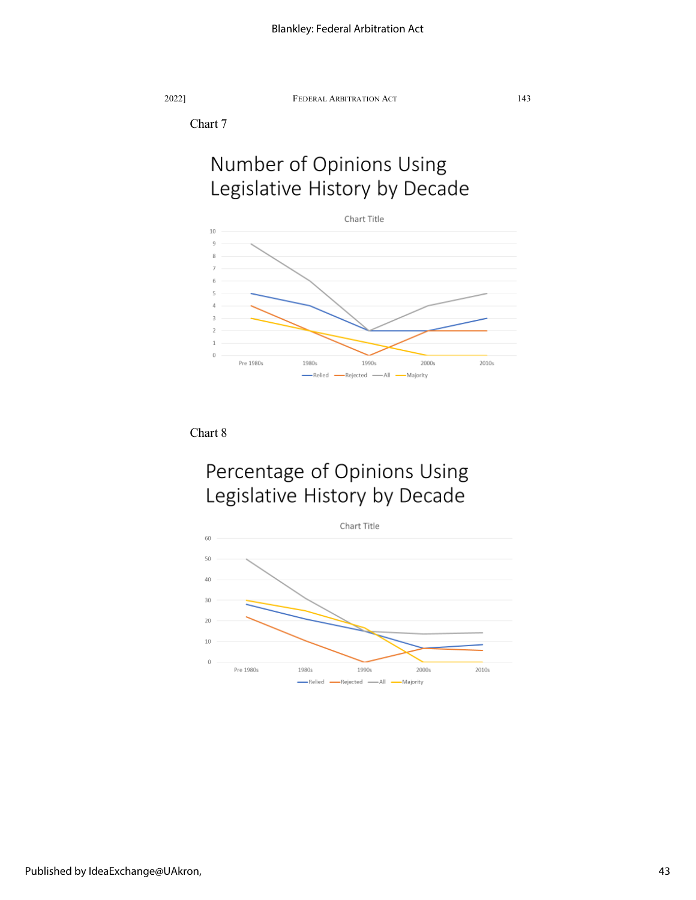Chart 7

Number of Opinions Using Legislative History by Decade

Chart Title

Relied, Rejected, All, Majority

Pre 1980s, 1980s, 1990s, 2000s, 2010s

Chart 8

Percentage of Opinions Using Legislative History by Decade

Chart Title

Relied, Rejected, All, Majority

Pre 1980s, 1980s, 1990s, 2000s, 2010s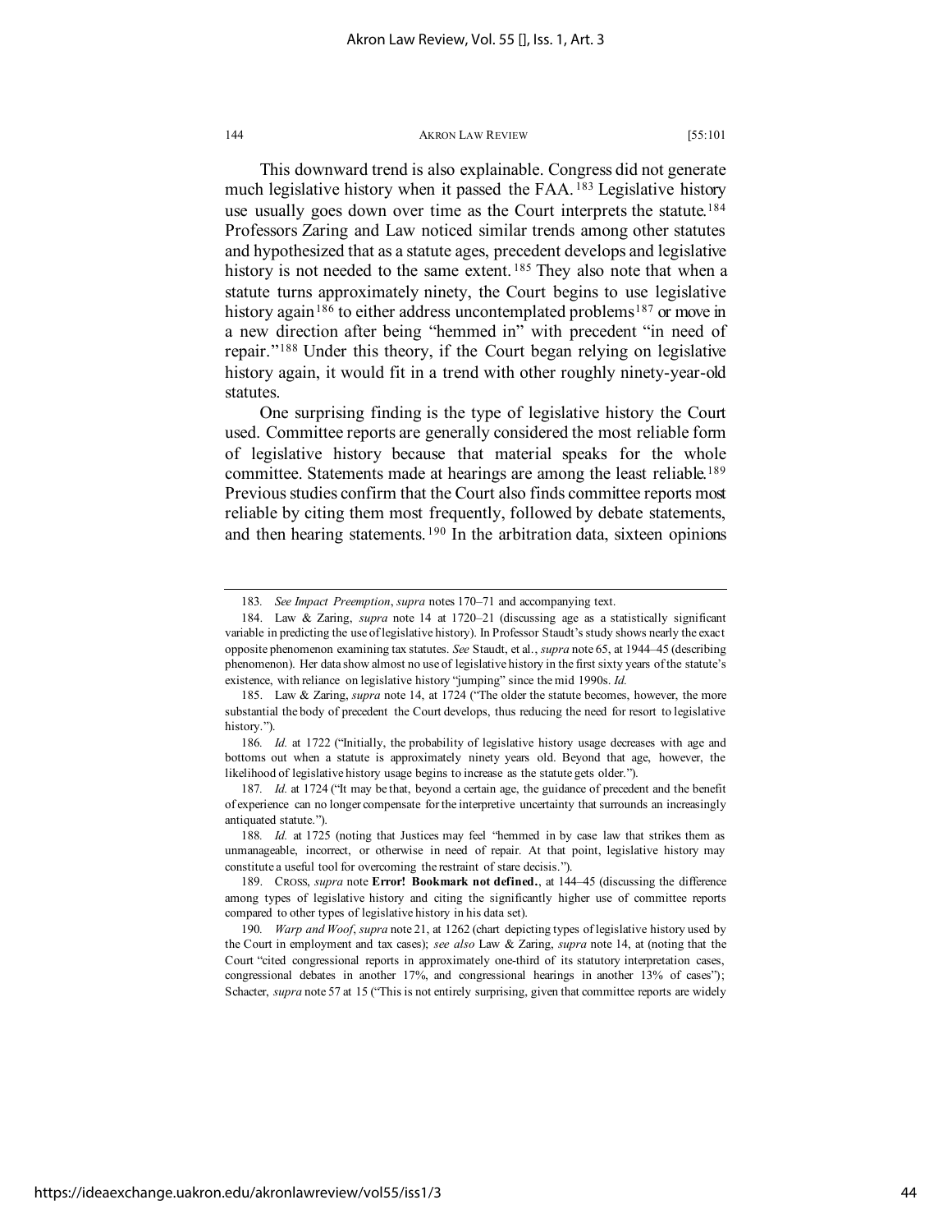This downward trend is also explainable. Congress did not generate much legislative history when it passed the FAA.[183] Legislative history use usually goes down over time as the Court interprets the statute.[184] Professors Zaring and Law noticed similar trends among other statutes and hypothesized that as a statute ages, precedent develops and legislative history is not needed to the same extent.[185] They also note that when a statute turns approximately ninety, the Court begins to use legislative history again[186] to either address uncontemplated problems[187] or move in a new direction after being "hemmed in" with precedent "in need of repair."[188] Under this theory, if the Court began relying on legislative history again, it would fit in a trend with other roughly ninety-year-old statutes.

One surprising finding is the type of legislative history the Court used. Committee reports are generally considered the most reliable form of legislative history because that material speaks for the whole committee. Statements made at hearings are among the least reliable.[189] Previous studies confirm that the Court also finds committee reports most reliable by citing them most frequently, followed by debate statements, and then hearing statements.[190] In the arbitration data, sixteen opinions

---

183. *See Impact Preemption*, *supra* notes 170–71 and accompanying text.

184. Law & Zaring, *supra* note 14 at 1720–21 (discussing age as a statistically significant variable in predicting the use of legislative history). In Professor Staudt's study shows nearly the exact opposite phenomenon examining tax statutes. *See* Staudt, et al., *supra* note 65, at 1944–45 (describing phenomenon). Her data show almost no use of legislative history in the first sixty years of the statute's existence, with reliance on legislative history "jumping" since the mid 1990s. *Id.*

185. Law & Zaring, *supra* note 14, at 1724 ("The older the statute becomes, however, the more substantial the body of precedent the Court develops, thus reducing the need for resort to legislative history.").

186. *Id.* at 1722 ("Initially, the probability of legislative history usage decreases with age and bottoms out when a statute is approximately ninety years old. Beyond that age, however, the likelihood of legislative history usage begins to increase as the statute gets older.").

187. *Id.* at 1724 ("It may be that, beyond a certain age, the guidance of precedent and the benefit of experience can no longer compensate for the interpretive uncertainty that surrounds an increasingly antiquated statute.").

188. *Id.* at 1725 (noting that Justices may feel "hemmed in by case law that strikes them as unmanageable, incorrect, or otherwise in need of repair. At that point, legislative history may constitute a useful tool for overcoming the restraint of stare decisis.").

189. CROSS, *supra* note **Error! Bookmark not defined.**, at 144–45 (discussing the difference among types of legislative history and citing the significantly higher use of committee reports compared to other types of legislative history in his data set).

190. *Warp and Woof*, *supra* note 21, at 1262 (chart depicting types of legislative history used by the Court in employment and tax cases); *see also* Law & Zaring, *supra* note 14, at (noting that the Court "cited congressional reports in approximately one-third of its statutory interpretation cases, congressional debates in another 17%, and congressional hearings in another 13% of cases"); Schacter, *supra* note 57 at 15 ("This is not entirely surprising, given that committee reports are widely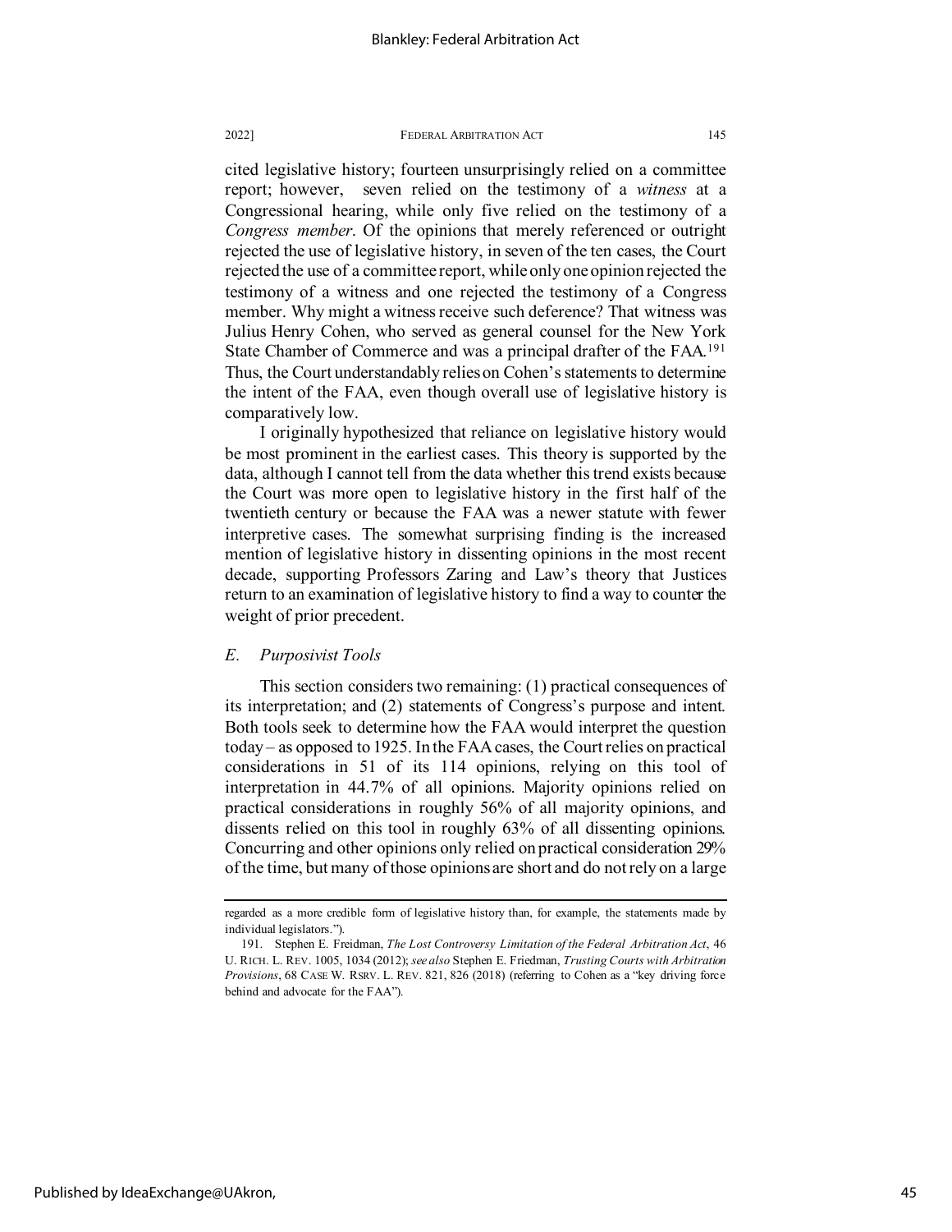cited legislative history; fourteen unsurprisingly relied on a committee report; however, seven relied on the testimony of a *witness* at a Congressional hearing, while only five relied on the testimony of a *Congress member*. Of the opinions that merely referenced or outright rejected the use of legislative history, in seven of the ten cases, the Court rejected the use of a committee report, while only one opinion rejected the testimony of a witness and one rejected the testimony of a Congress member. Why might a witness receive such deference? That witness was Julius Henry Cohen, who served as general counsel for the New York State Chamber of Commerce and was a principal drafter of the FAA.[191] Thus, the Court understandably relies on Cohen's statements to determine the intent of the FAA, even though overall use of legislative history is comparatively low.

I originally hypothesized that reliance on legislative history would be most prominent in the earliest cases. This theory is supported by the data, although I cannot tell from the data whether this trend exists because the Court was more open to legislative history in the first half of the twentieth century or because the FAA was a newer statute with fewer interpretive cases. The somewhat surprising finding is the increased mention of legislative history in dissenting opinions in the most recent decade, supporting Professors Zaring and Law's theory that Justices return to an examination of legislative history to find a way to counter the weight of prior precedent.

### *E. Purposivist Tools*

This section considers two remaining: (1) practical consequences of its interpretation; and (2) statements of Congress's purpose and intent. Both tools seek to determine how the FAA would interpret the question today – as opposed to 1925. In the FAA cases, the Court relies on practical considerations in 51 of its 114 opinions, relying on this tool of interpretation in 44.7% of all opinions. Majority opinions relied on practical considerations in roughly 56% of all majority opinions, and dissents relied on this tool in roughly 63% of all dissenting opinions. Concurring and other opinions only relied on practical consideration 29% of the time, but many of those opinions are short and do not rely on a large

---

regarded as a more credible form of legislative history than, for example, the statements made by individual legislators.").

191. Stephen E. Freidman, *The Lost Controversy Limitation of the Federal Arbitration Act*, 46 U. RICH. L. REV. 1005, 1034 (2012); *see also* Stephen E. Friedman, *Trusting Courts with Arbitration Provisions*, 68 CASE W. RSRV. L. REV. 821, 826 (2018) (referring to Cohen as a "key driving force behind and advocate for the FAA").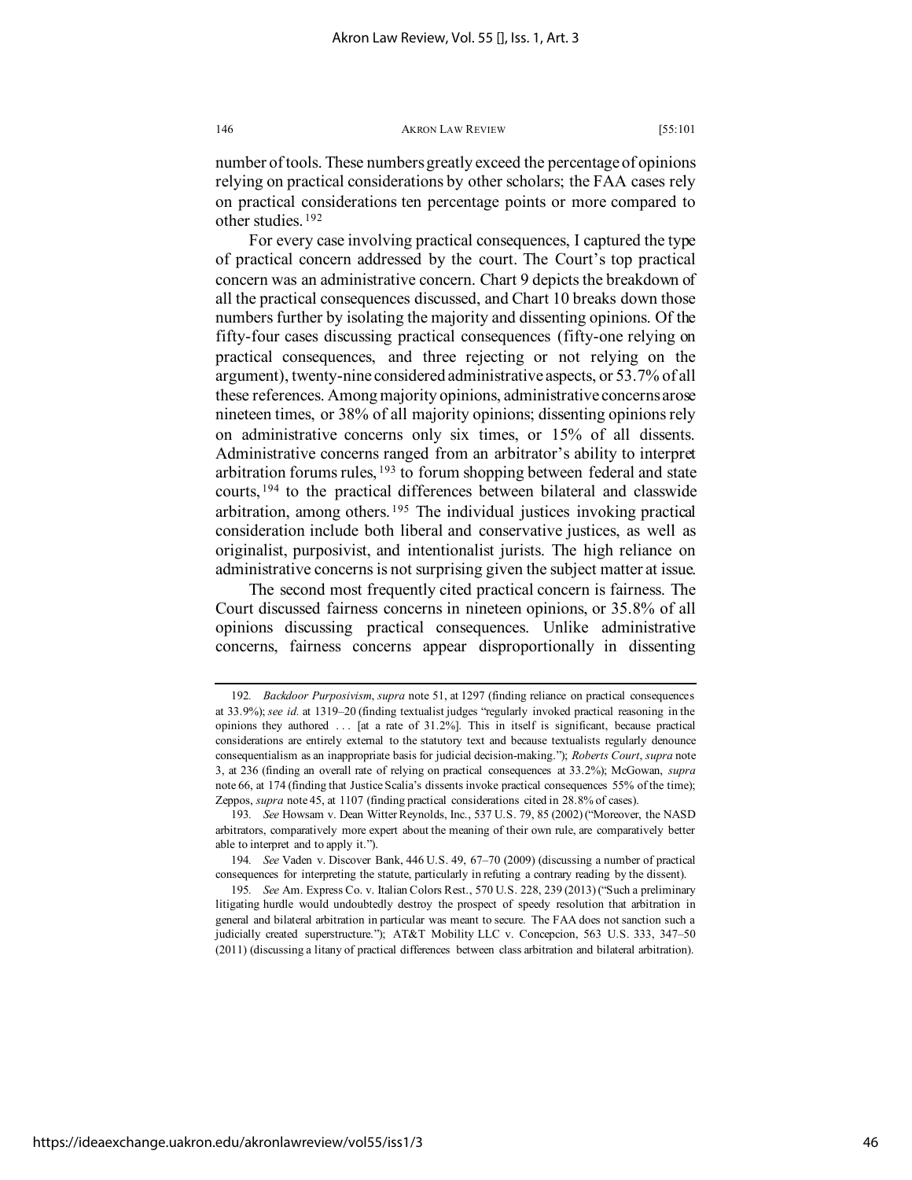number of tools. These numbers greatly exceed the percentage of opinions relying on practical considerations by other scholars; the FAA cases rely on practical considerations ten percentage points or more compared to other studies.[192]

For every case involving practical consequences, I captured the type of practical concern addressed by the court. The Court's top practical concern was an administrative concern. Chart 9 depicts the breakdown of all the practical consequences discussed, and Chart 10 breaks down those numbers further by isolating the majority and dissenting opinions. Of the fifty-four cases discussing practical consequences (fifty-one relying on practical consequences, and three rejecting or not relying on the argument), twenty-nine considered administrative aspects, or 53.7% of all these references. Among majority opinions, administrative concerns arose nineteen times, or 38% of all majority opinions; dissenting opinions rely on administrative concerns only six times, or 15% of all dissents. Administrative concerns ranged from an arbitrator's ability to interpret arbitration forums rules,[193] to forum shopping between federal and state courts,[194] to the practical differences between bilateral and classwide arbitration, among others.[195] The individual justices invoking practical consideration include both liberal and conservative justices, as well as originalist, purposivist, and intentionalist jurists. The high reliance on administrative concerns is not surprising given the subject matter at issue.

The second most frequently cited practical concern is fairness. The Court discussed fairness concerns in nineteen opinions, or 35.8% of all opinions discussing practical consequences. Unlike administrative concerns, fairness concerns appear disproportionally in dissenting

---

192. *Backdoor Purposivism*, *supra* note 51, at 1297 (finding reliance on practical consequences at 33.9%); *see id.* at 1319–20 (finding textualist judges "regularly invoked practical reasoning in the opinions they authored . . . [at a rate of 31.2%]. This in itself is significant, because practical considerations are entirely external to the statutory text and because textualists regularly denounce consequentialism as an inappropriate basis for judicial decision-making."); *Roberts Court*, *supra* note 3, at 236 (finding an overall rate of relying on practical consequences at 33.2%); McGowan, *supra* note 66, at 174 (finding that Justice Scalia's dissents invoke practical consequences 55% of the time); Zeppos, *supra* note 45, at 1107 (finding practical considerations cited in 28.8% of cases).

193. *See* Howsam v. Dean Witter Reynolds, Inc., 537 U.S. 79, 85 (2002) ("Moreover, the NASD arbitrators, comparatively more expert about the meaning of their own rule, are comparatively better able to interpret and to apply it.").

194. *See* Vaden v. Discover Bank, 446 U.S. 49, 67–70 (2009) (discussing a number of practical consequences for interpreting the statute, particularly in refuting a contrary reading by the dissent).

195. *See* Am. Express Co. v. Italian Colors Rest., 570 U.S. 228, 239 (2013) ("Such a preliminary litigating hurdle would undoubtedly destroy the prospect of speedy resolution that arbitration in general and bilateral arbitration in particular was meant to secure. The FAA does not sanction such a judicially created superstructure."); AT&T Mobility LLC v. Concepcion, 563 U.S. 333, 347–50 (2011) (discussing a litany of practical differences between class arbitration and bilateral arbitration).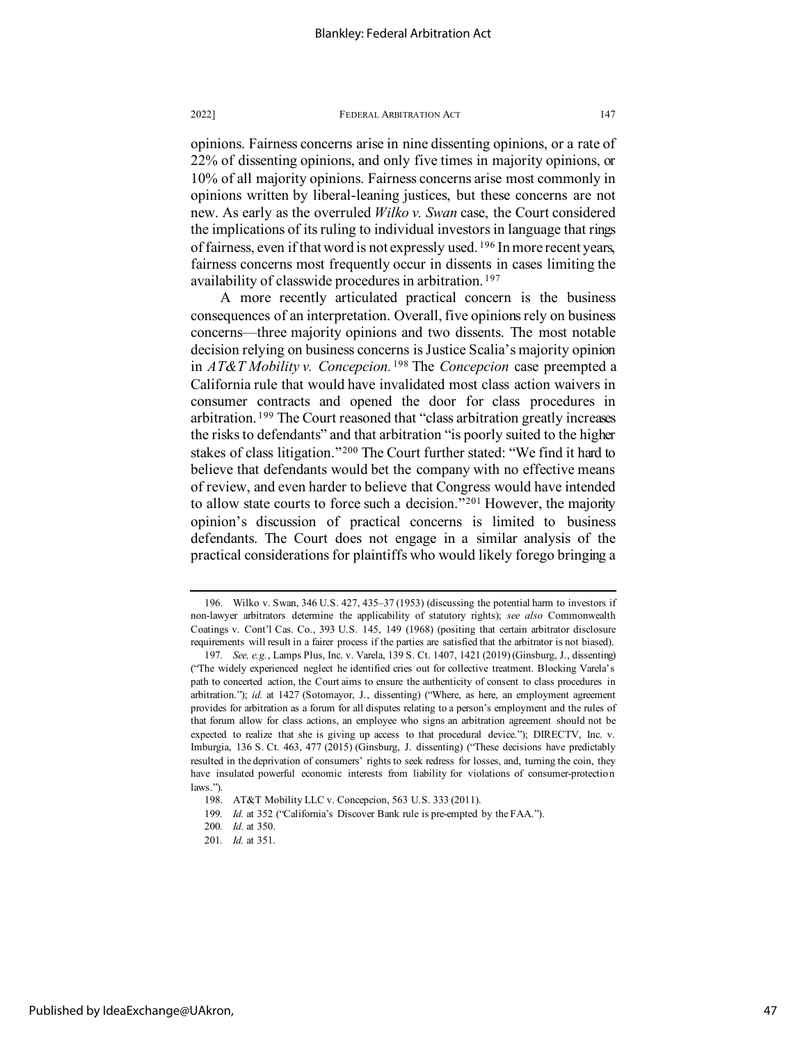opinions. Fairness concerns arise in nine dissenting opinions, or a rate of 22% of dissenting opinions, and only five times in majority opinions, or 10% of all majority opinions. Fairness concerns arise most commonly in opinions written by liberal-leaning justices, but these concerns are not new. As early as the overruled *Wilko v. Swan* case, the Court considered the implications of its ruling to individual investors in language that rings of fairness, even if that word is not expressly used.[196] In more recent years, fairness concerns most frequently occur in dissents in cases limiting the availability of classwide procedures in arbitration.[197]

A more recently articulated practical concern is the business consequences of an interpretation. Overall, five opinions rely on business concerns—three majority opinions and two dissents. The most notable decision relying on business concerns is Justice Scalia's majority opinion in *AT&T Mobility v. Concepcion.*[198] The *Concepcion* case preempted a California rule that would have invalidated most class action waivers in consumer contracts and opened the door for class procedures in arbitration.[199] The Court reasoned that "class arbitration greatly increases the risks to defendants" and that arbitration "is poorly suited to the higher stakes of class litigation."[200] The Court further stated: "We find it hard to believe that defendants would bet the company with no effective means of review, and even harder to believe that Congress would have intended to allow state courts to force such a decision."[201] However, the majority opinion's discussion of practical concerns is limited to business defendants. The Court does not engage in a similar analysis of the practical considerations for plaintiffs who would likely forego bringing a

---

196. Wilko v. Swan, 346 U.S. 427, 435–37 (1953) (discussing the potential harm to investors if non-lawyer arbitrators determine the applicability of statutory rights); *see also* Commonwealth Coatings v. Cont'l Cas. Co., 393 U.S. 145, 149 (1968) (positing that certain arbitrator disclosure requirements will result in a fairer process if the parties are satisfied that the arbitrator is not biased).

197. *See, e.g.*, Lamps Plus, Inc. v. Varela, 139 S. Ct. 1407, 1421 (2019) (Ginsburg, J., dissenting) ("The widely experienced neglect he identified cries out for collective treatment. Blocking Varela's path to concerted action, the Court aims to ensure the authenticity of consent to class procedures in arbitration."); *id.* at 1427 (Sotomayor, J., dissenting) ("Where, as here, an employment agreement provides for arbitration as a forum for all disputes relating to a person's employment and the rules of that forum allow for class actions, an employee who signs an arbitration agreement should not be expected to realize that she is giving up access to that procedural device."); DIRECTV, Inc. v. Imburgia, 136 S. Ct. 463, 477 (2015) (Ginsburg, J. dissenting) ("These decisions have predictably resulted in the deprivation of consumers' rights to seek redress for losses, and, turning the coin, they have insulated powerful economic interests from liability for violations of consumer-protection laws.").

198. AT&T Mobility LLC v. Concepcion, 563 U.S. 333 (2011).

199. *Id.* at 352 ("California's Discover Bank rule is pre-empted by the FAA.").

200. *Id.* at 350.

201. *Id.* at 351.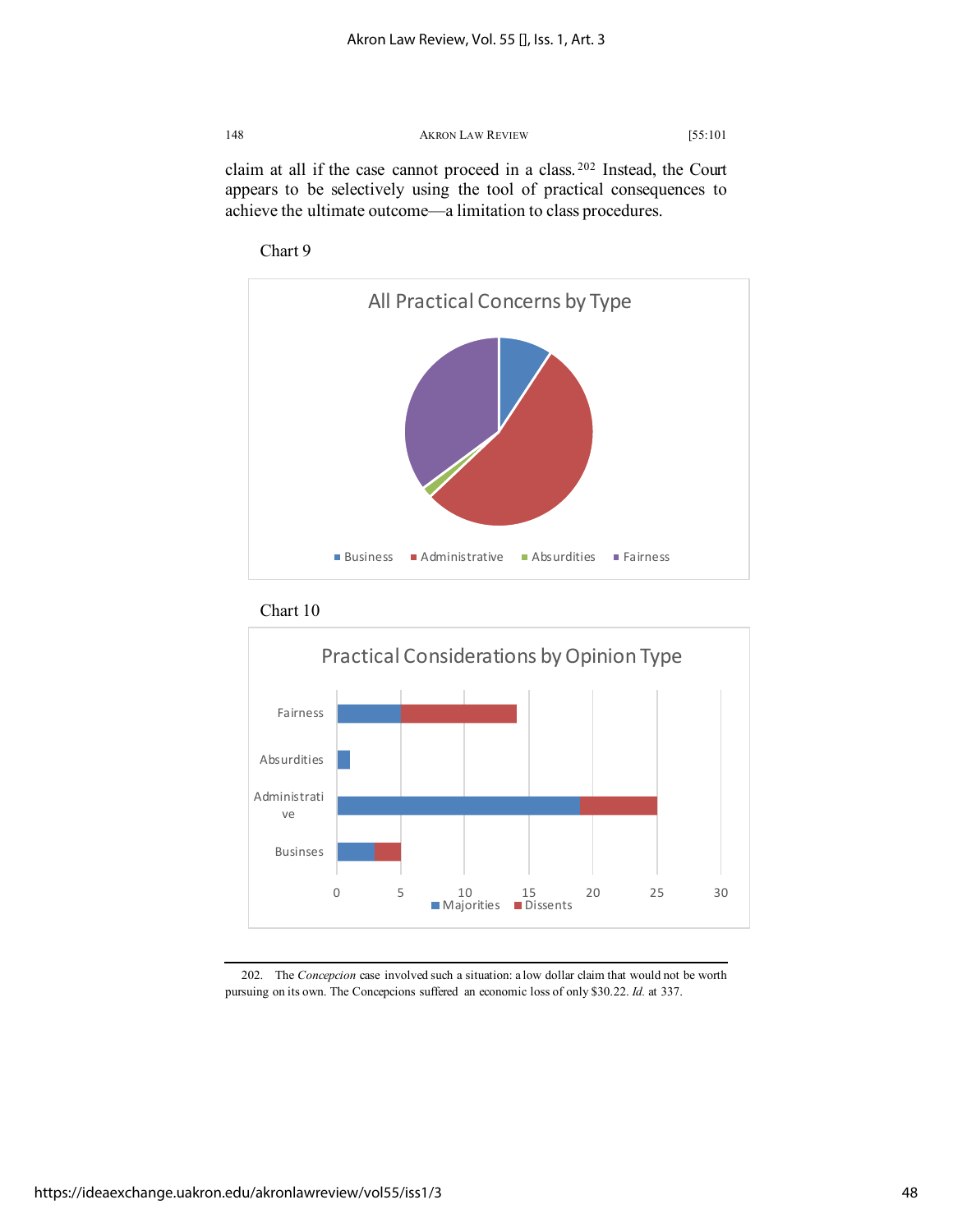claim at all if the case cannot proceed in a class.[202] Instead, the Court appears to be selectively using the tool of practical consequences to achieve the ultimate outcome—a limitation to class procedures.

Chart 9

All Practical Concerns by Type

Business | Administrative | Absurdities | Fairness

Chart 10

Practical Considerations by Opinion Type

Fairness | Absurdities | Administrative | Businses

0 5 10 15 20 25 30

Majorities | Dissents

---

202. The *Concepcion* case involved such a situation: a low dollar claim that would not be worth pursuing on its own. The Concepcions suffered an economic loss of only $30.22. *Id.* at 337.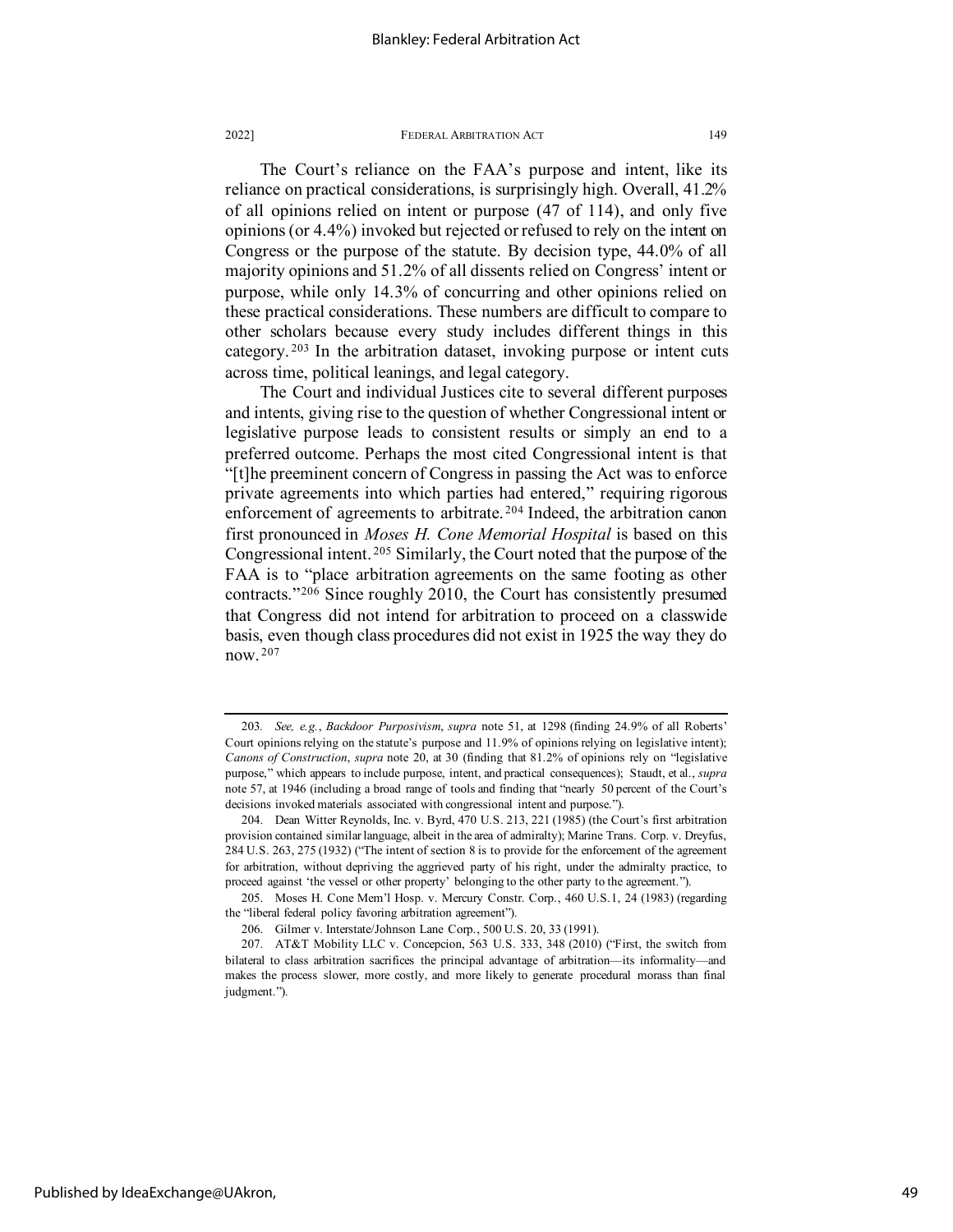The Court's reliance on the FAA's purpose and intent, like its reliance on practical considerations, is surprisingly high. Overall, 41.2% of all opinions relied on intent or purpose (47 of 114), and only five opinions (or 4.4%) invoked but rejected or refused to rely on the intent on Congress or the purpose of the statute. By decision type, 44.0% of all majority opinions and 51.2% of all dissents relied on Congress' intent or purpose, while only 14.3% of concurring and other opinions relied on these practical considerations. These numbers are difficult to compare to other scholars because every study includes different things in this category.[203] In the arbitration dataset, invoking purpose or intent cuts across time, political leanings, and legal category.

The Court and individual Justices cite to several different purposes and intents, giving rise to the question of whether Congressional intent or legislative purpose leads to consistent results or simply an end to a preferred outcome. Perhaps the most cited Congressional intent is that "[t]he preeminent concern of Congress in passing the Act was to enforce private agreements into which parties had entered," requiring rigorous enforcement of agreements to arbitrate.[204] Indeed, the arbitration canon first pronounced in *Moses H. Cone Memorial Hospital* is based on this Congressional intent.[205] Similarly, the Court noted that the purpose of the FAA is to "place arbitration agreements on the same footing as other contracts."[206] Since roughly 2010, the Court has consistently presumed that Congress did not intend for arbitration to proceed on a classwide basis, even though class procedures did not exist in 1925 the way they do now.[207]

---

203. *See, e.g.*, *Backdoor Purposivism*, *supra* note 51, at 1298 (finding 24.9% of all Roberts' Court opinions relying on the statute's purpose and 11.9% of opinions relying on legislative intent); *Canons of Construction*, *supra* note 20, at 30 (finding that 81.2% of opinions rely on "legislative purpose," which appears to include purpose, intent, and practical consequences); Staudt, et al., *supra* note 57, at 1946 (including a broad range of tools and finding that "nearly 50 percent of the Court's decisions invoked materials associated with congressional intent and purpose.").

204. Dean Witter Reynolds, Inc. v. Byrd, 470 U.S. 213, 221 (1985) (the Court's first arbitration provision contained similar language, albeit in the area of admiralty); Marine Trans. Corp. v. Dreyfus, 284 U.S. 263, 275 (1932) ("The intent of section 8 is to provide for the enforcement of the agreement for arbitration, without depriving the aggrieved party of his right, under the admiralty practice, to proceed against 'the vessel or other property' belonging to the other party to the agreement.").

205. Moses H. Cone Mem'l Hosp. v. Mercury Constr. Corp., 460 U.S.1, 24 (1983) (regarding the "liberal federal policy favoring arbitration agreement").

206. Gilmer v. Interstate/Johnson Lane Corp., 500 U.S. 20, 33 (1991).

207. AT&T Mobility LLC v. Concepcion, 563 U.S. 333, 348 (2010) ("First, the switch from bilateral to class arbitration sacrifices the principal advantage of arbitration—its informality—and makes the process slower, more costly, and more likely to generate procedural morass than final judgment.").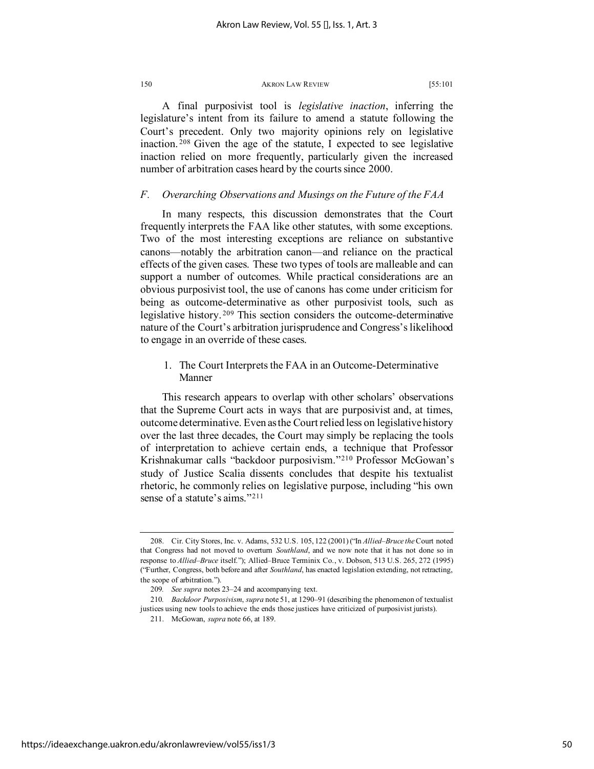A final purposivist tool is *legislative inaction*, inferring the legislature's intent from its failure to amend a statute following the Court's precedent. Only two majority opinions rely on legislative inaction.[208] Given the age of the statute, I expected to see legislative inaction relied on more frequently, particularly given the increased number of arbitration cases heard by the courts since 2000.

### *F. Overarching Observations and Musings on the Future of the FAA*

In many respects, this discussion demonstrates that the Court frequently interprets the FAA like other statutes, with some exceptions. Two of the most interesting exceptions are reliance on substantive canons—notably the arbitration canon—and reliance on the practical effects of the given cases. These two types of tools are malleable and can support a number of outcomes. While practical considerations are an obvious purposivist tool, the use of canons has come under criticism for being as outcome-determinative as other purposivist tools, such as legislative history.[209] This section considers the outcome-determinative nature of the Court's arbitration jurisprudence and Congress's likelihood to engage in an override of these cases.

#### 1. The Court Interprets the FAA in an Outcome-Determinative Manner

This research appears to overlap with other scholars' observations that the Supreme Court acts in ways that are purposivist and, at times, outcome determinative. Even as the Court relied less on legislative history over the last three decades, the Court may simply be replacing the tools of interpretation to achieve certain ends, a technique that Professor Krishnakumar calls "backdoor purposivism."[210] Professor McGowan's study of Justice Scalia dissents concludes that despite his textualist rhetoric, he commonly relies on legislative purpose, including "his own sense of a statute's aims."[211]

---

208. Cir. City Stores, Inc. v. Adams, 532 U.S. 105, 122 (2001) ("In *Allied–Bruce the* Court noted that Congress had not moved to overturn *Southland*, and we now note that it has not done so in response to *Allied–Bruce* itself."); Allied–Bruce Terminix Co., v. Dobson, 513 U.S. 265, 272 (1995) ("Further, Congress, both before and after *Southland*, has enacted legislation extending, not retracting, the scope of arbitration.").

209. *See supra* notes 23–24 and accompanying text.

210. *Backdoor Purposivism*, *supra* note 51, at 1290–91 (describing the phenomenon of textualist justices using new tools to achieve the ends those justices have criticized of purposivist jurists).

211. McGowan, *supra* note 66, at 189.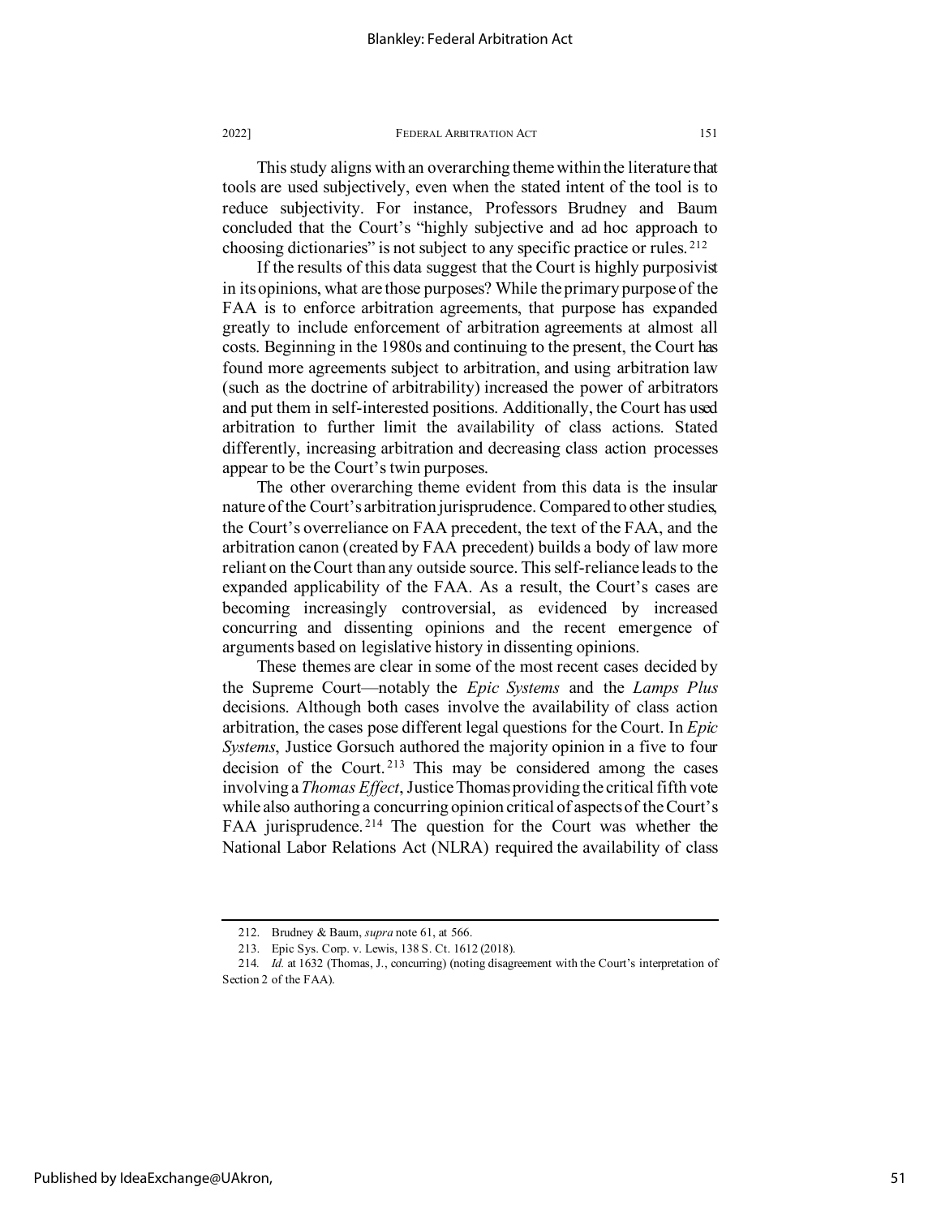This study aligns with an overarching theme within the literature that tools are used subjectively, even when the stated intent of the tool is to reduce subjectivity. For instance, Professors Brudney and Baum concluded that the Court's "highly subjective and ad hoc approach to choosing dictionaries" is not subject to any specific practice or rules.[212]

If the results of this data suggest that the Court is highly purposivist in its opinions, what are those purposes? While the primary purpose of the FAA is to enforce arbitration agreements, that purpose has expanded greatly to include enforcement of arbitration agreements at almost all costs. Beginning in the 1980s and continuing to the present, the Court has found more agreements subject to arbitration, and using arbitration law (such as the doctrine of arbitrability) increased the power of arbitrators and put them in self-interested positions. Additionally, the Court has used arbitration to further limit the availability of class actions. Stated differently, increasing arbitration and decreasing class action processes appear to be the Court's twin purposes.

The other overarching theme evident from this data is the insular nature of the Court's arbitration jurisprudence. Compared to other studies, the Court's overreliance on FAA precedent, the text of the FAA, and the arbitration canon (created by FAA precedent) builds a body of law more reliant on the Court than any outside source. This self-reliance leads to the expanded applicability of the FAA. As a result, the Court's cases are becoming increasingly controversial, as evidenced by increased concurring and dissenting opinions and the recent emergence of arguments based on legislative history in dissenting opinions.

These themes are clear in some of the most recent cases decided by the Supreme Court—notably the *Epic Systems* and the *Lamps Plus* decisions. Although both cases involve the availability of class action arbitration, the cases pose different legal questions for the Court. In *Epic Systems*, Justice Gorsuch authored the majority opinion in a five to four decision of the Court.[213] This may be considered among the cases involving a *Thomas Effect*, Justice Thomas providing the critical fifth vote while also authoring a concurring opinion critical of aspects of the Court's FAA jurisprudence.[214] The question for the Court was whether the National Labor Relations Act (NLRA) required the availability of class

---

212. Brudney & Baum, *supra* note 61, at 566.

213. Epic Sys. Corp. v. Lewis, 138 S. Ct. 1612 (2018).

214. *Id.* at 1632 (Thomas, J., concurring) (noting disagreement with the Court's interpretation of Section 2 of the FAA).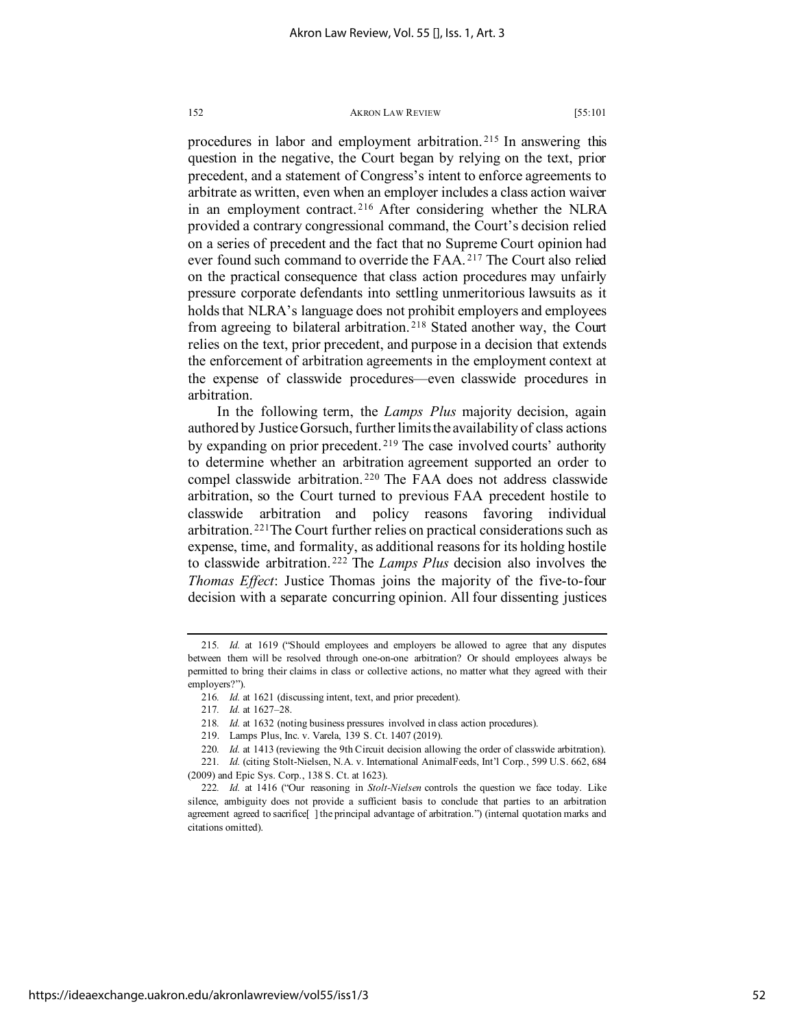procedures in labor and employment arbitration.[215] In answering this question in the negative, the Court began by relying on the text, prior precedent, and a statement of Congress's intent to enforce agreements to arbitrate as written, even when an employer includes a class action waiver in an employment contract.[216] After considering whether the NLRA provided a contrary congressional command, the Court's decision relied on a series of precedent and the fact that no Supreme Court opinion had ever found such command to override the FAA.[217] The Court also relied on the practical consequence that class action procedures may unfairly pressure corporate defendants into settling unmeritorious lawsuits as it holds that NLRA's language does not prohibit employers and employees from agreeing to bilateral arbitration.[218] Stated another way, the Court relies on the text, prior precedent, and purpose in a decision that extends the enforcement of arbitration agreements in the employment context at the expense of classwide procedures—even classwide procedures in arbitration.

In the following term, the *Lamps Plus* majority decision, again authored by Justice Gorsuch, further limits the availability of class actions by expanding on prior precedent.[219] The case involved courts' authority to determine whether an arbitration agreement supported an order to compel classwide arbitration.[220] The FAA does not address classwide arbitration, so the Court turned to previous FAA precedent hostile to classwide arbitration and policy reasons favoring individual arbitration.[221] The Court further relies on practical considerations such as expense, time, and formality, as additional reasons for its holding hostile to classwide arbitration.[222] The *Lamps Plus* decision also involves the *Thomas Effect*: Justice Thomas joins the majority of the five-to-four decision with a separate concurring opinion. All four dissenting justices

---

215. *Id.* at 1619 ("Should employees and employers be allowed to agree that any disputes between them will be resolved through one-on-one arbitration? Or should employees always be permitted to bring their claims in class or collective actions, no matter what they agreed with their employers?").

216. *Id.* at 1621 (discussing intent, text, and prior precedent).

217. *Id.* at 1627–28.

218. *Id.* at 1632 (noting business pressures involved in class action procedures).

219. Lamps Plus, Inc. v. Varela, 139 S. Ct. 1407 (2019).

220. *Id.* at 1413 (reviewing the 9th Circuit decision allowing the order of classwide arbitration).

221. *Id.* (citing Stolt-Nielsen, N.A. v. International AnimalFeeds, Int'l Corp., 599 U.S. 662, 684 (2009) and Epic Sys. Corp., 138 S. Ct. at 1623).

222. *Id.* at 1416 ("Our reasoning in *Stolt-Nielsen* controls the question we face today. Like silence, ambiguity does not provide a sufficient basis to conclude that parties to an arbitration agreement agreed to sacrifice[ ] the principal advantage of arbitration.") (internal quotation marks and citations omitted).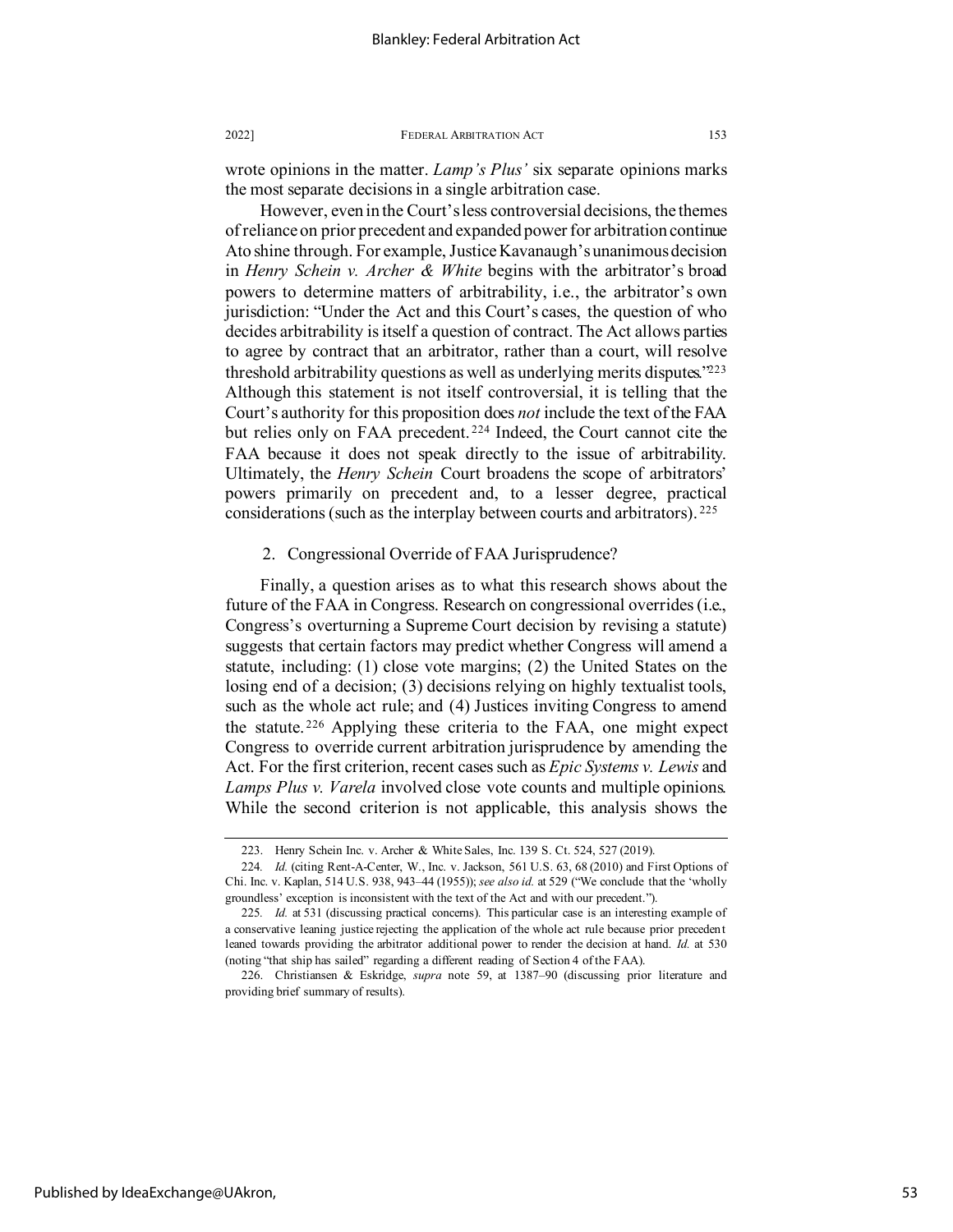wrote opinions in the matter. *Lamp's Plus'* six separate opinions marks the most separate decisions in a single arbitration case.

However, even in the Court's less controversial decisions, the themes of reliance on prior precedent and expanded power for arbitration continue Ato shine through. For example, Justice Kavanaugh's unanimous decision in *Henry Schein v. Archer & White* begins with the arbitrator's broad powers to determine matters of arbitrability, i.e., the arbitrator's own jurisdiction: "Under the Act and this Court's cases, the question of who decides arbitrability is itself a question of contract. The Act allows parties to agree by contract that an arbitrator, rather than a court, will resolve threshold arbitrability questions as well as underlying merits disputes."[223] Although this statement is not itself controversial, it is telling that the Court's authority for this proposition does *not* include the text of the FAA but relies only on FAA precedent.[224] Indeed, the Court cannot cite the FAA because it does not speak directly to the issue of arbitrability. Ultimately, the *Henry Schein* Court broadens the scope of arbitrators' powers primarily on precedent and, to a lesser degree, practical considerations (such as the interplay between courts and arbitrators).[225]

### 2. Congressional Override of FAA Jurisprudence?

Finally, a question arises as to what this research shows about the future of the FAA in Congress. Research on congressional overrides (i.e., Congress's overturning a Supreme Court decision by revising a statute) suggests that certain factors may predict whether Congress will amend a statute, including: (1) close vote margins; (2) the United States on the losing end of a decision; (3) decisions relying on highly textualist tools, such as the whole act rule; and (4) Justices inviting Congress to amend the statute.[226] Applying these criteria to the FAA, one might expect Congress to override current arbitration jurisprudence by amending the Act. For the first criterion, recent cases such as *Epic Systems v. Lewis* and *Lamps Plus v. Varela* involved close vote counts and multiple opinions. While the second criterion is not applicable, this analysis shows the

---

223. Henry Schein Inc. v. Archer & White Sales, Inc. 139 S. Ct. 524, 527 (2019).

224. *Id.* (citing Rent-A-Center, W., Inc. v. Jackson, 561 U.S. 63, 68 (2010) and First Options of Chi. Inc. v. Kaplan, 514 U.S. 938, 943–44 (1955)); *see also id.* at 529 ("We conclude that the 'wholly groundless' exception is inconsistent with the text of the Act and with our precedent.").

225. *Id.* at 531 (discussing practical concerns). This particular case is an interesting example of a conservative leaning justice rejecting the application of the whole act rule because prior precedent leaned towards providing the arbitrator additional power to render the decision at hand. *Id.* at 530 (noting "that ship has sailed" regarding a different reading of Section 4 of the FAA).

226. Christiansen & Eskridge, *supra* note 59, at 1387–90 (discussing prior literature and providing brief summary of results).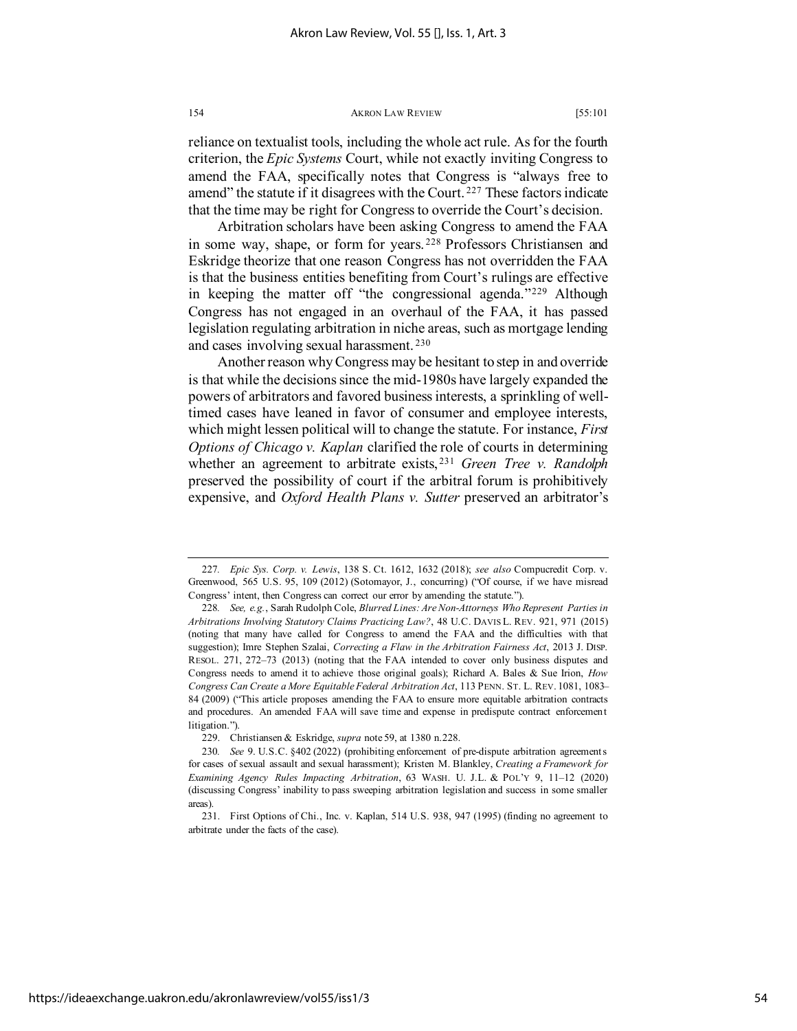reliance on textualist tools, including the whole act rule. As for the fourth criterion, the *Epic Systems* Court, while not exactly inviting Congress to amend the FAA, specifically notes that Congress is "always free to amend" the statute if it disagrees with the Court.[227] These factors indicate that the time may be right for Congress to override the Court's decision.

Arbitration scholars have been asking Congress to amend the FAA in some way, shape, or form for years.[228] Professors Christiansen and Eskridge theorize that one reason Congress has not overridden the FAA is that the business entities benefiting from Court's rulings are effective in keeping the matter off "the congressional agenda."[229] Although Congress has not engaged in an overhaul of the FAA, it has passed legislation regulating arbitration in niche areas, such as mortgage lending and cases involving sexual harassment.[230]

Another reason why Congress may be hesitant to step in and override is that while the decisions since the mid-1980s have largely expanded the powers of arbitrators and favored business interests, a sprinkling of well-timed cases have leaned in favor of consumer and employee interests, which might lessen political will to change the statute. For instance, *First Options of Chicago v. Kaplan* clarified the role of courts in determining whether an agreement to arbitrate exists,[231] *Green Tree v. Randolph* preserved the possibility of court if the arbitral forum is prohibitively expensive, and *Oxford Health Plans v. Sutter* preserved an arbitrator's

---

227. *Epic Sys. Corp. v. Lewis*, 138 S. Ct. 1612, 1632 (2018); *see also* Compucredit Corp. v. Greenwood, 565 U.S. 95, 109 (2012) (Sotomayor, J., concurring) ("Of course, if we have misread Congress' intent, then Congress can correct our error by amending the statute.").

228. *See, e.g.*, Sarah Rudolph Cole, *Blurred Lines: Are Non-Attorneys Who Represent Parties in Arbitrations Involving Statutory Claims Practicing Law?*, 48 U.C. DAVIS L. REV. 921, 971 (2015) (noting that many have called for Congress to amend the FAA and the difficulties with that suggestion); Imre Stephen Szalai, *Correcting a Flaw in the Arbitration Fairness Act*, 2013 J. DISP. RESOL. 271, 272–73 (2013) (noting that the FAA intended to cover only business disputes and Congress needs to amend it to achieve those original goals); Richard A. Bales & Sue Irion, *How Congress Can Create a More Equitable Federal Arbitration Act*, 113 PENN. ST. L. REV. 1081, 1083–84 (2009) ("This article proposes amending the FAA to ensure more equitable arbitration contracts and procedures. An amended FAA will save time and expense in predispute contract enforcement litigation.").

229. Christiansen & Eskridge, *supra* note 59, at 1380 n.228.

230. *See* 9. U.S.C. §402 (2022) (prohibiting enforcement of pre-dispute arbitration agreements for cases of sexual assault and sexual harassment); Kristen M. Blankley, *Creating a Framework for Examining Agency Rules Impacting Arbitration*, 63 WASH. U. J.L. & POL'Y 9, 11–12 (2020) (discussing Congress' inability to pass sweeping arbitration legislation and success in some smaller areas).

231. First Options of Chi., Inc. v. Kaplan, 514 U.S. 938, 947 (1995) (finding no agreement to arbitrate under the facts of the case).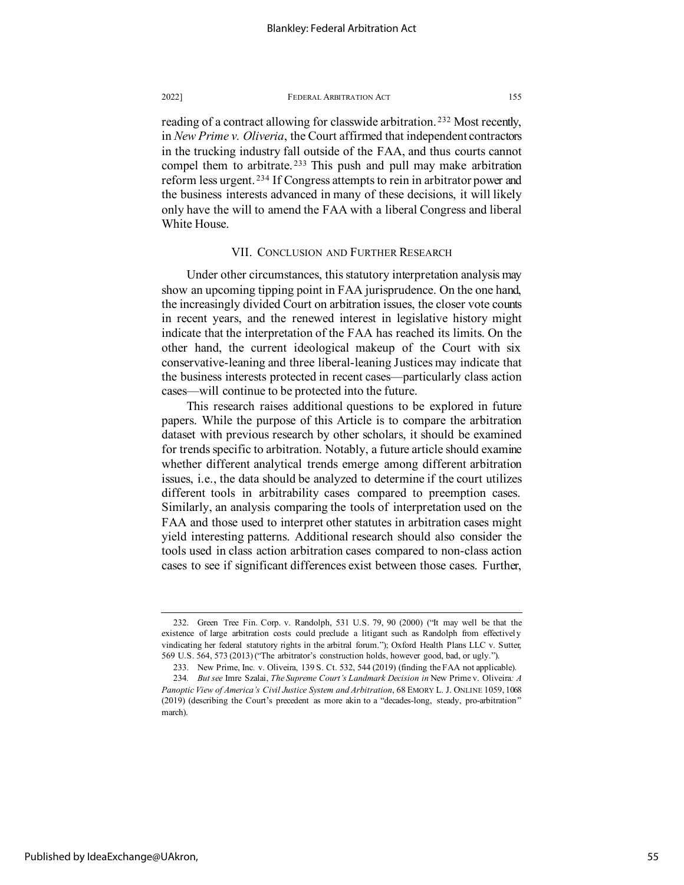reading of a contract allowing for classwide arbitration.[232] Most recently, in *New Prime v. Oliveria*, the Court affirmed that independent contractors in the trucking industry fall outside of the FAA, and thus courts cannot compel them to arbitrate.[233] This push and pull may make arbitration reform less urgent.[234] If Congress attempts to rein in arbitrator power and the business interests advanced in many of these decisions, it will likely only have the will to amend the FAA with a liberal Congress and liberal White House.

## VII. Conclusion and Further Research

Under other circumstances, this statutory interpretation analysis may show an upcoming tipping point in FAA jurisprudence. On the one hand, the increasingly divided Court on arbitration issues, the closer vote counts in recent years, and the renewed interest in legislative history might indicate that the interpretation of the FAA has reached its limits. On the other hand, the current ideological makeup of the Court with six conservative-leaning and three liberal-leaning Justices may indicate that the business interests protected in recent cases—particularly class action cases—will continue to be protected into the future.

This research raises additional questions to be explored in future papers. While the purpose of this Article is to compare the arbitration dataset with previous research by other scholars, it should be examined for trends specific to arbitration. Notably, a future article should examine whether different analytical trends emerge among different arbitration issues, i.e., the data should be analyzed to determine if the court utilizes different tools in arbitrability cases compared to preemption cases. Similarly, an analysis comparing the tools of interpretation used on the FAA and those used to interpret other statutes in arbitration cases might yield interesting patterns. Additional research should also consider the tools used in class action arbitration cases compared to non-class action cases to see if significant differences exist between those cases. Further,

---

232. Green Tree Fin. Corp. v. Randolph, 531 U.S. 79, 90 (2000) ("It may well be that the existence of large arbitration costs could preclude a litigant such as Randolph from effectively vindicating her federal statutory rights in the arbitral forum."); Oxford Health Plans LLC v. Sutter, 569 U.S. 564, 573 (2013) ("The arbitrator's construction holds, however good, bad, or ugly.").

233. New Prime, Inc. v. Oliveira, 139 S. Ct. 532, 544 (2019) (finding the FAA not applicable).

234. *But see* Imre Szalai, *The Supreme Court's Landmark Decision in* New Prime v. Oliveira*: A Panoptic View of America's Civil Justice System and Arbitration*, 68 Emory L. J. Online 1059, 1068 (2019) (describing the Court's precedent as more akin to a "decades-long, steady, pro-arbitration" march).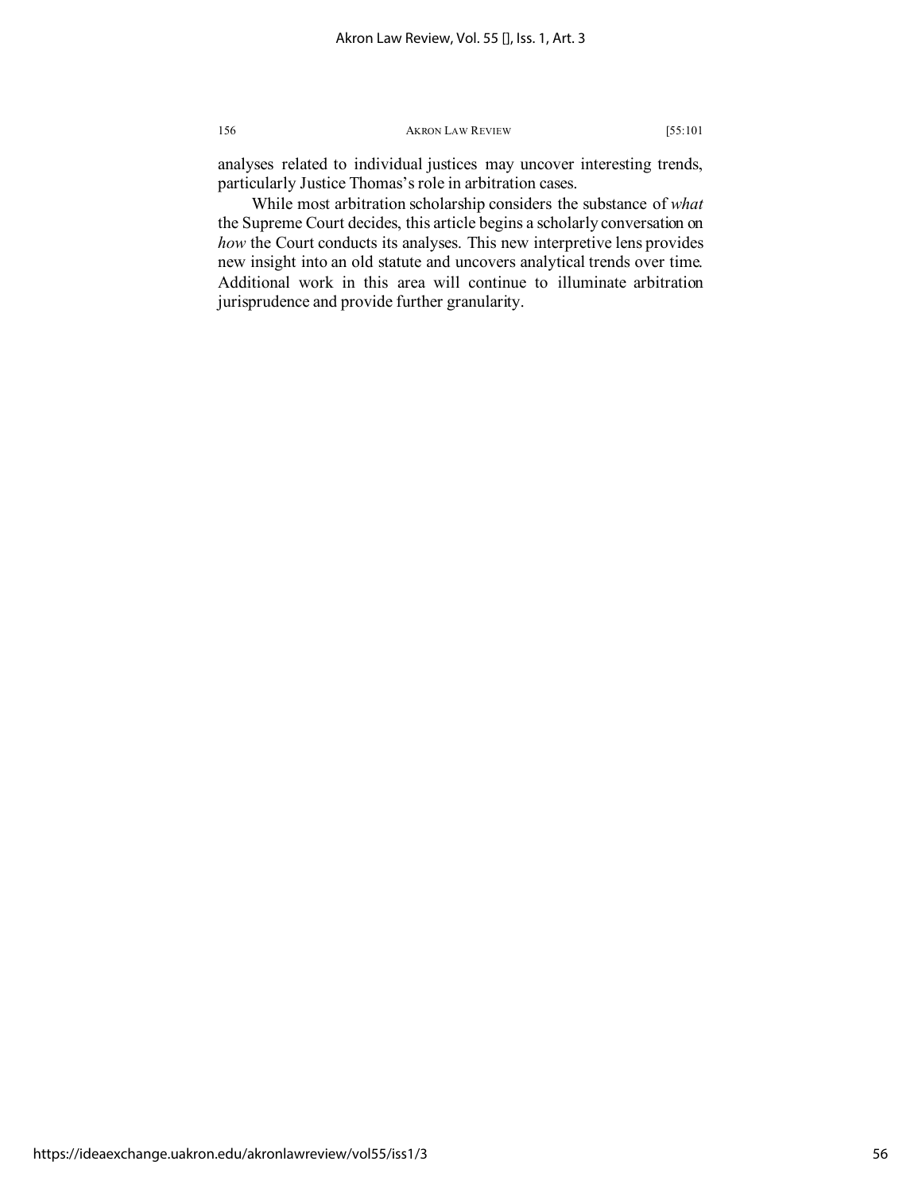analyses related to individual justices may uncover interesting trends, particularly Justice Thomas's role in arbitration cases.

While most arbitration scholarship considers the substance of *what* the Supreme Court decides, this article begins a scholarly conversation on *how* the Court conducts its analyses. This new interpretive lens provides new insight into an old statute and uncovers analytical trends over time. Additional work in this area will continue to illuminate arbitration jurisprudence and provide further granularity.